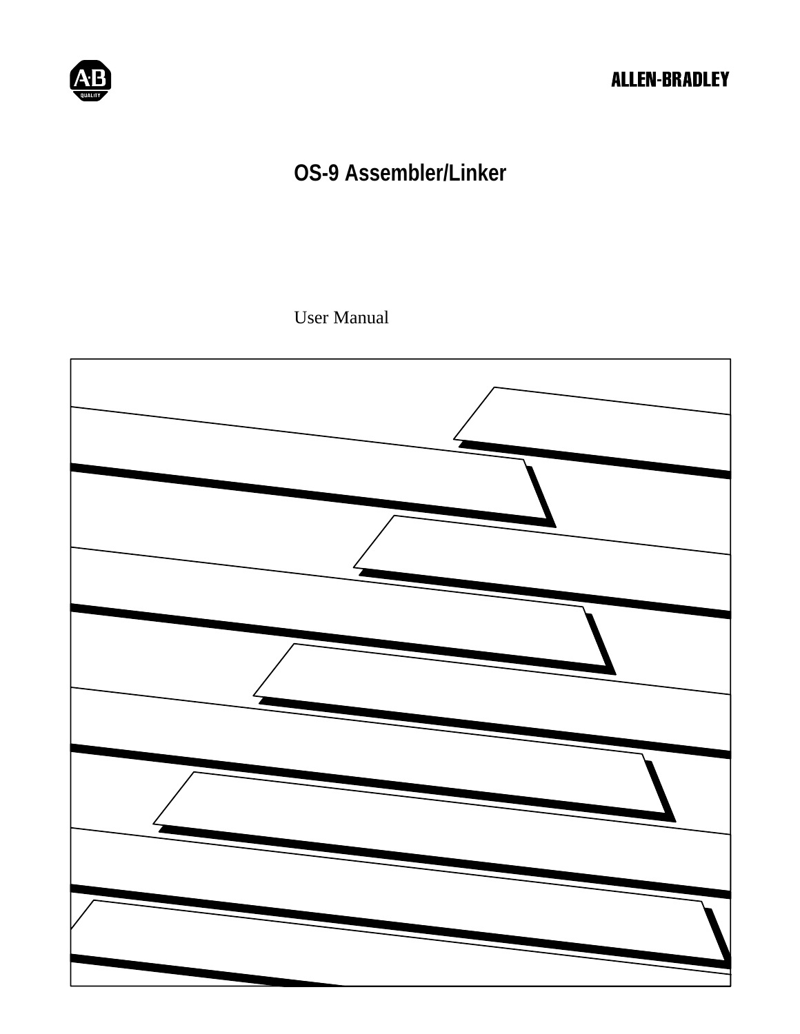ALLEN-BRADLEY

# OS-9 Assembler/Linker

User Manual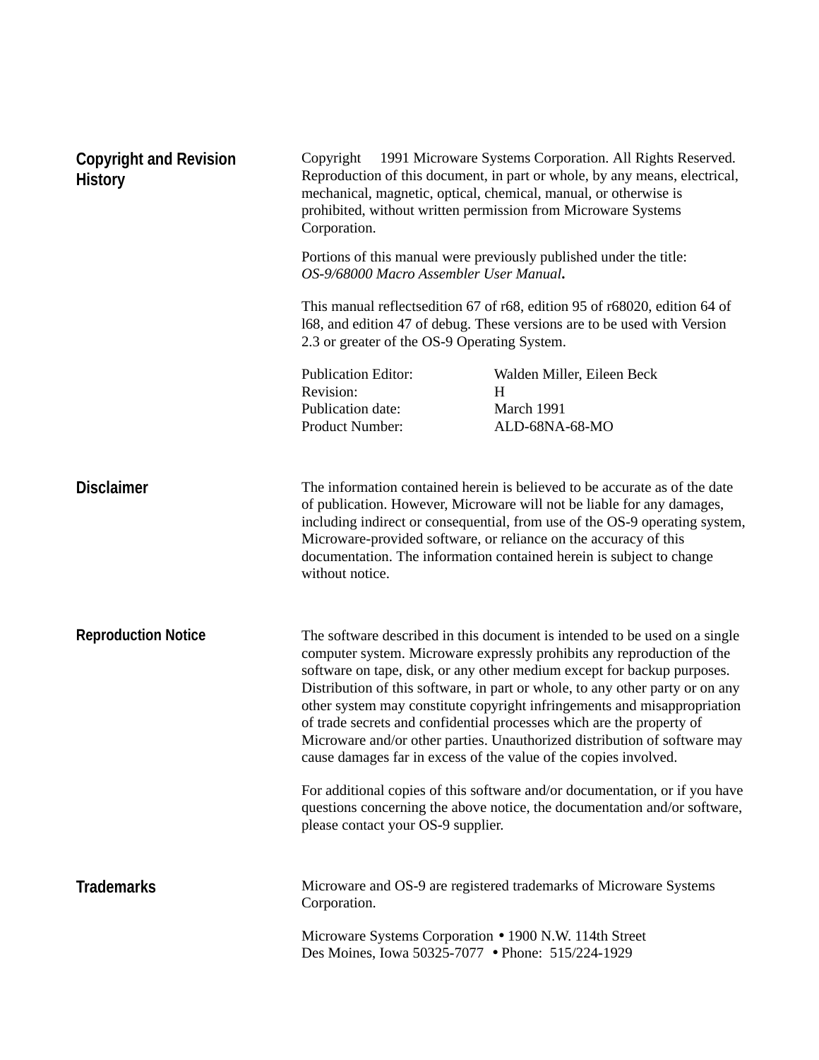## Copyright and Revision History

Copyright     1991 Microware Systems Corporation. All Rights Reserved. Reproduction of this document, in part or whole, by any means, electrical, mechanical, magnetic, optical, chemical, manual, or otherwise is prohibited, without written permission from Microware Systems Corporation.

Portions of this manual were previously published under the title: *OS-9/68000 Macro Assembler User Manual***.**

This manual reflectsedition 67 of r68, edition 95 of r68020, edition 64 of l68, and edition 47 of debug. These versions are to be used with Version 2.3 or greater of the OS-9 Operating System.

| | |
|---|---|
| Publication Editor: | Walden Miller, Eileen Beck |
| Revision: | H |
| Publication date: | March 1991 |
| Product Number: | ALD-68NA-68-MO |

## Disclaimer

The information contained herein is believed to be accurate as of the date of publication. However, Microware will not be liable for any damages, including indirect or consequential, from use of the OS-9 operating system, Microware-provided software, or reliance on the accuracy of this documentation. The information contained herein is subject to change without notice.

## Reproduction Notice

The software described in this document is intended to be used on a single computer system. Microware expressly prohibits any reproduction of the software on tape, disk, or any other medium except for backup purposes. Distribution of this software, in part or whole, to any other party or on any other system may constitute copyright infringements and misappropriation of trade secrets and confidential processes which are the property of Microware and/or other parties. Unauthorized distribution of software may cause damages far in excess of the value of the copies involved.

For additional copies of this software and/or documentation, or if you have questions concerning the above notice, the documentation and/or software, please contact your OS-9 supplier.

## Trademarks

Microware and OS-9 are registered trademarks of Microware Systems Corporation.

Microware Systems Corporation • 1900 N.W. 114th Street
Des Moines, Iowa 50325-7077 • Phone: 515/224-1929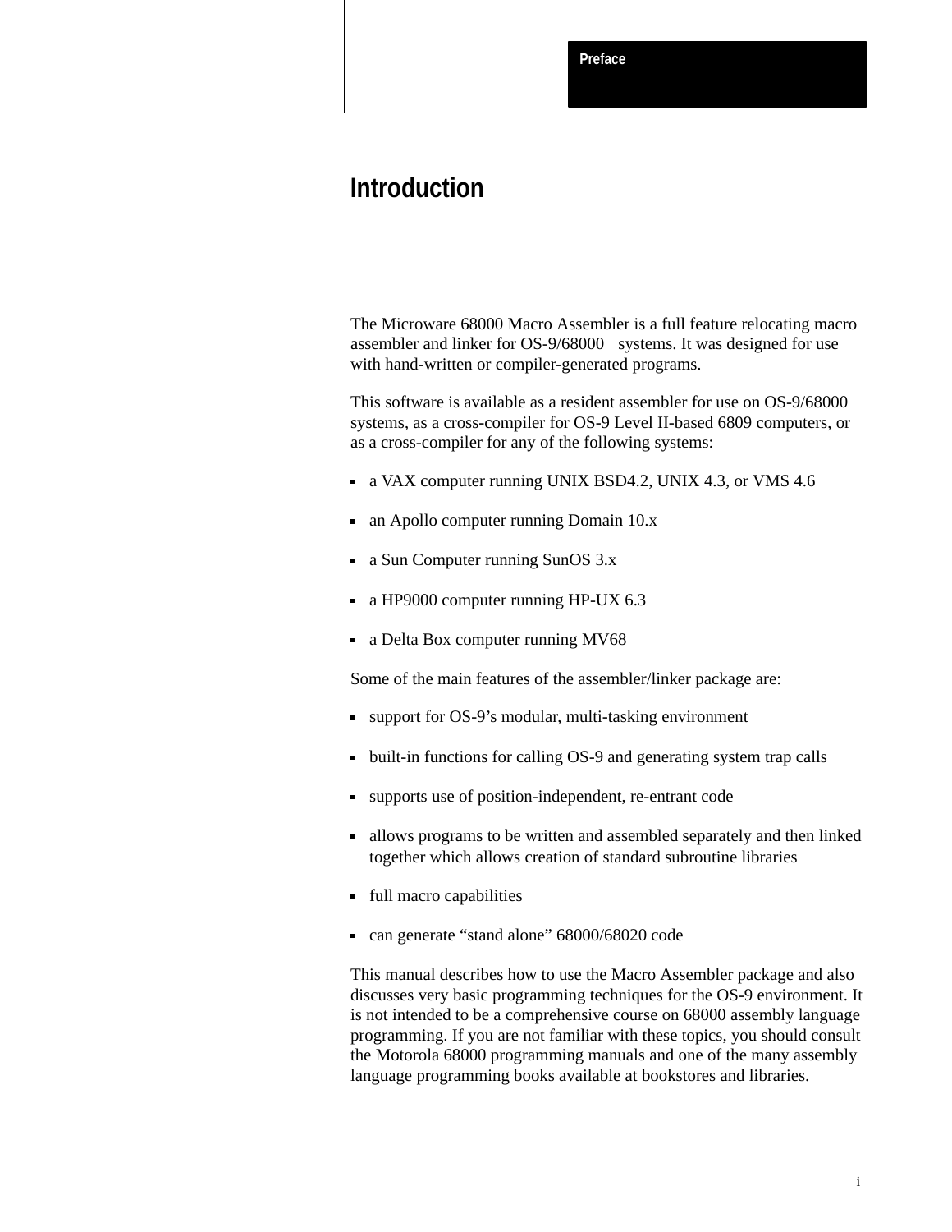# Introduction

The Microware 68000 Macro Assembler is a full feature relocating macro assembler and linker for OS-9/68000 systems. It was designed for use with hand-written or compiler-generated programs.

This software is available as a resident assembler for use on OS-9/68000 systems, as a cross-compiler for OS-9 Level II-based 6809 computers, or as a cross-compiler for any of the following systems:

- a VAX computer running UNIX BSD4.2, UNIX 4.3, or VMS 4.6
- an Apollo computer running Domain 10.x
- a Sun Computer running SunOS 3.x
- a HP9000 computer running HP-UX 6.3
- a Delta Box computer running MV68

Some of the main features of the assembler/linker package are:

- support for OS-9's modular, multi-tasking environment
- built-in functions for calling OS-9 and generating system trap calls
- supports use of position-independent, re-entrant code
- allows programs to be written and assembled separately and then linked together which allows creation of standard subroutine libraries
- full macro capabilities
- can generate "stand alone" 68000/68020 code

This manual describes how to use the Macro Assembler package and also discusses very basic programming techniques for the OS-9 environment. It is not intended to be a comprehensive course on 68000 assembly language programming. If you are not familiar with these topics, you should consult the Motorola 68000 programming manuals and one of the many assembly language programming books available at bookstores and libraries.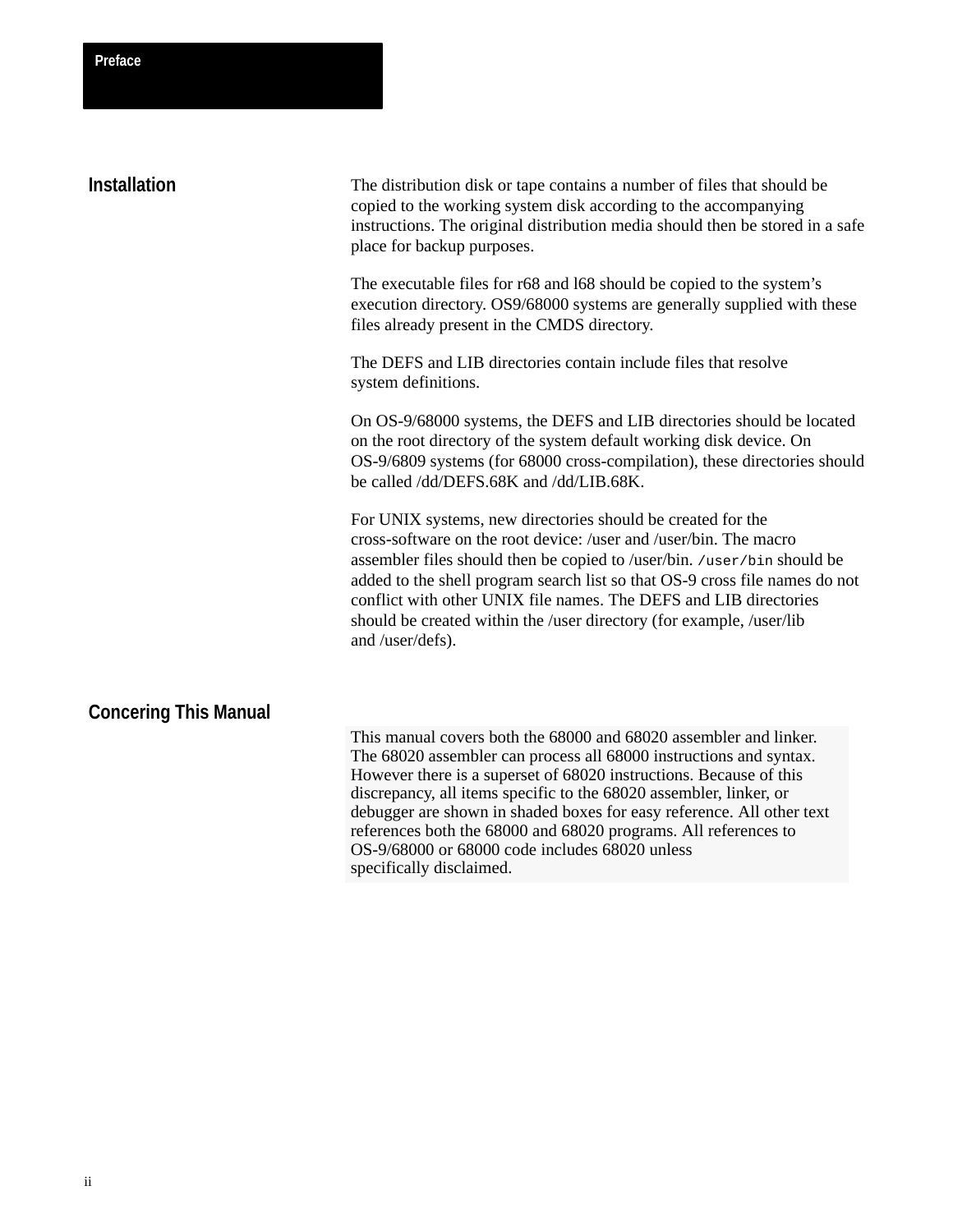## Installation

The distribution disk or tape contains a number of files that should be copied to the working system disk according to the accompanying instructions. The original distribution media should then be stored in a safe place for backup purposes.

The executable files for r68 and l68 should be copied to the system's execution directory. OS9/68000 systems are generally supplied with these files already present in the CMDS directory.

The DEFS and LIB directories contain include files that resolve system definitions.

On OS-9/68000 systems, the DEFS and LIB directories should be located on the root directory of the system default working disk device. On OS-9/6809 systems (for 68000 cross-compilation), these directories should be called /dd/DEFS.68K and /dd/LIB.68K.

For UNIX systems, new directories should be created for the cross-software on the root device: /user and /user/bin. The macro assembler files should then be copied to /user/bin. `/user/bin` should be added to the shell program search list so that OS-9 cross file names do not conflict with other UNIX file names. The DEFS and LIB directories should be created within the /user directory (for example, /user/lib and /user/defs).

## Concering This Manual

This manual covers both the 68000 and 68020 assembler and linker. The 68020 assembler can process all 68000 instructions and syntax. However there is a superset of 68020 instructions. Because of this discrepancy, all items specific to the 68020 assembler, linker, or debugger are shown in shaded boxes for easy reference. All other text references both the 68000 and 68020 programs. All references to OS-9/68000 or 68000 code includes 68020 unless specifically disclaimed.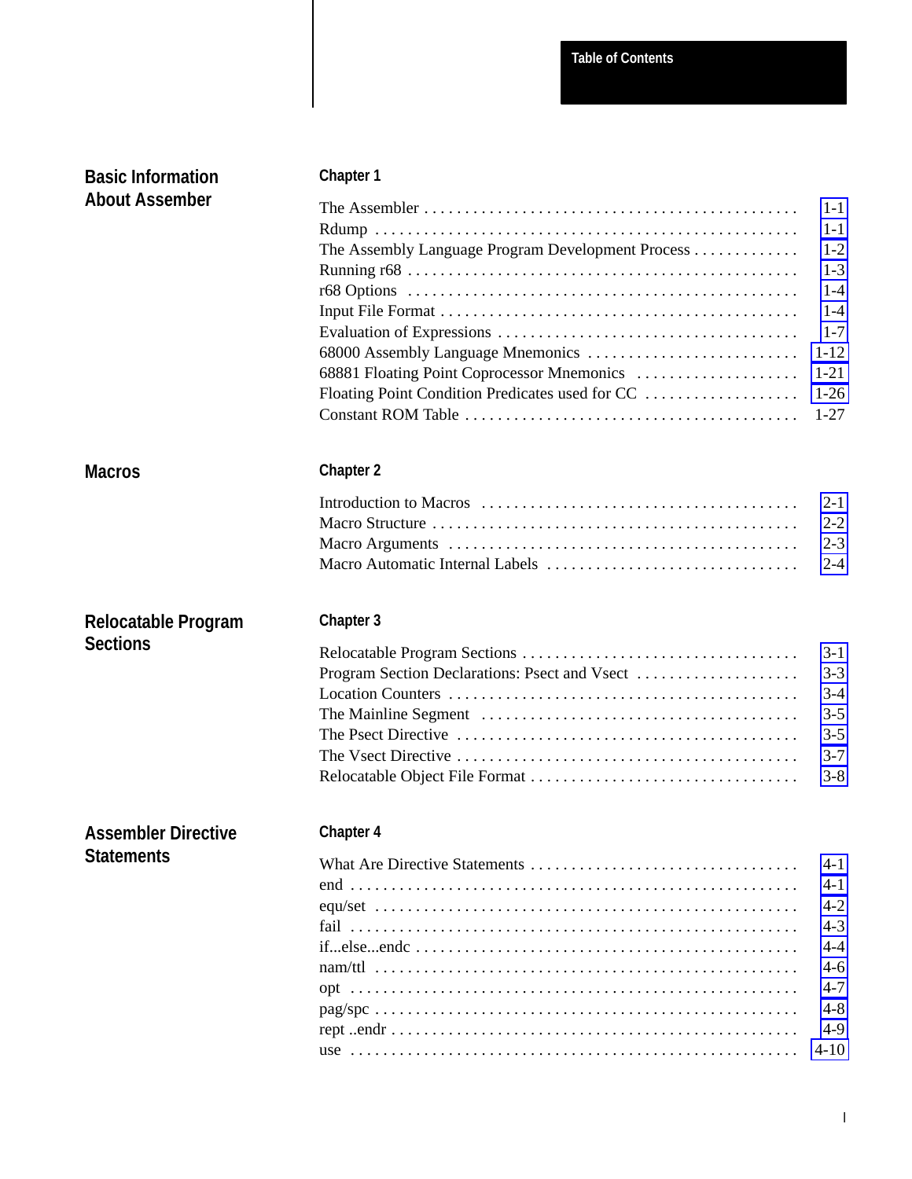# Table of Contents

## Basic Information About Assember

### Chapter 1

The Assembler . . . . . . . . . . . . . . . . . . . . . . . . . . . . . . . . . . . . . . . . . . . . . 1-1
Rdump . . . . . . . . . . . . . . . . . . . . . . . . . . . . . . . . . . . . . . . . . . . . . . . . . . 1-1
The Assembly Language Program Development Process . . . . . . . . . . . . 1-2
Running r68 . . . . . . . . . . . . . . . . . . . . . . . . . . . . . . . . . . . . . . . . . . . . . 1-3
r68 Options . . . . . . . . . . . . . . . . . . . . . . . . . . . . . . . . . . . . . . . . . . . . . 1-4
Input File Format . . . . . . . . . . . . . . . . . . . . . . . . . . . . . . . . . . . . . . . . . 1-4
Evaluation of Expressions . . . . . . . . . . . . . . . . . . . . . . . . . . . . . . . . . . 1-7
68000 Assembly Language Mnemonics . . . . . . . . . . . . . . . . . . . . . . . . . 1-12
68881 Floating Point Coprocessor Mnemonics . . . . . . . . . . . . . . . . . . . 1-21
Floating Point Condition Predicates used for CC . . . . . . . . . . . . . . . . . . 1-26
Constant ROM Table . . . . . . . . . . . . . . . . . . . . . . . . . . . . . . . . . . . . . . 1-27

## Macros

### Chapter 2

Introduction to Macros . . . . . . . . . . . . . . . . . . . . . . . . . . . . . . . . . . . . 2-1
Macro Structure . . . . . . . . . . . . . . . . . . . . . . . . . . . . . . . . . . . . . . . . . . 2-2
Macro Arguments . . . . . . . . . . . . . . . . . . . . . . . . . . . . . . . . . . . . . . . . 2-3
Macro Automatic Internal Labels . . . . . . . . . . . . . . . . . . . . . . . . . . . . . 2-4

## Relocatable Program Sections

### Chapter 3

Relocatable Program Sections . . . . . . . . . . . . . . . . . . . . . . . . . . . . . . . . 3-1
Program Section Declarations: Psect and Vsect . . . . . . . . . . . . . . . . . . . 3-3
Location Counters . . . . . . . . . . . . . . . . . . . . . . . . . . . . . . . . . . . . . . . . 3-4
The Mainline Segment . . . . . . . . . . . . . . . . . . . . . . . . . . . . . . . . . . . . 3-5
The Psect Directive . . . . . . . . . . . . . . . . . . . . . . . . . . . . . . . . . . . . . . . 3-5
The Vsect Directive . . . . . . . . . . . . . . . . . . . . . . . . . . . . . . . . . . . . . . . 3-7
Relocatable Object File Format . . . . . . . . . . . . . . . . . . . . . . . . . . . . . . . 3-8

## Assembler Directive Statements

### Chapter 4

What Are Directive Statements . . . . . . . . . . . . . . . . . . . . . . . . . . . . . . . 4-1
end . . . . . . . . . . . . . . . . . . . . . . . . . . . . . . . . . . . . . . . . . . . . . . . . . . . . 4-1
equ/set . . . . . . . . . . . . . . . . . . . . . . . . . . . . . . . . . . . . . . . . . . . . . . . . . 4-2
fail . . . . . . . . . . . . . . . . . . . . . . . . . . . . . . . . . . . . . . . . . . . . . . . . . . . . 4-3
if...else...endc . . . . . . . . . . . . . . . . . . . . . . . . . . . . . . . . . . . . . . . . . . . . 4-4
nam/ttl . . . . . . . . . . . . . . . . . . . . . . . . . . . . . . . . . . . . . . . . . . . . . . . . . 4-6
opt . . . . . . . . . . . . . . . . . . . . . . . . . . . . . . . . . . . . . . . . . . . . . . . . . . . . 4-7
pag/spc . . . . . . . . . . . . . . . . . . . . . . . . . . . . . . . . . . . . . . . . . . . . . . . . . 4-8
rept ..endr . . . . . . . . . . . . . . . . . . . . . . . . . . . . . . . . . . . . . . . . . . . . . . 4-9
use . . . . . . . . . . . . . . . . . . . . . . . . . . . . . . . . . . . . . . . . . . . . . . . . . . . . 4-10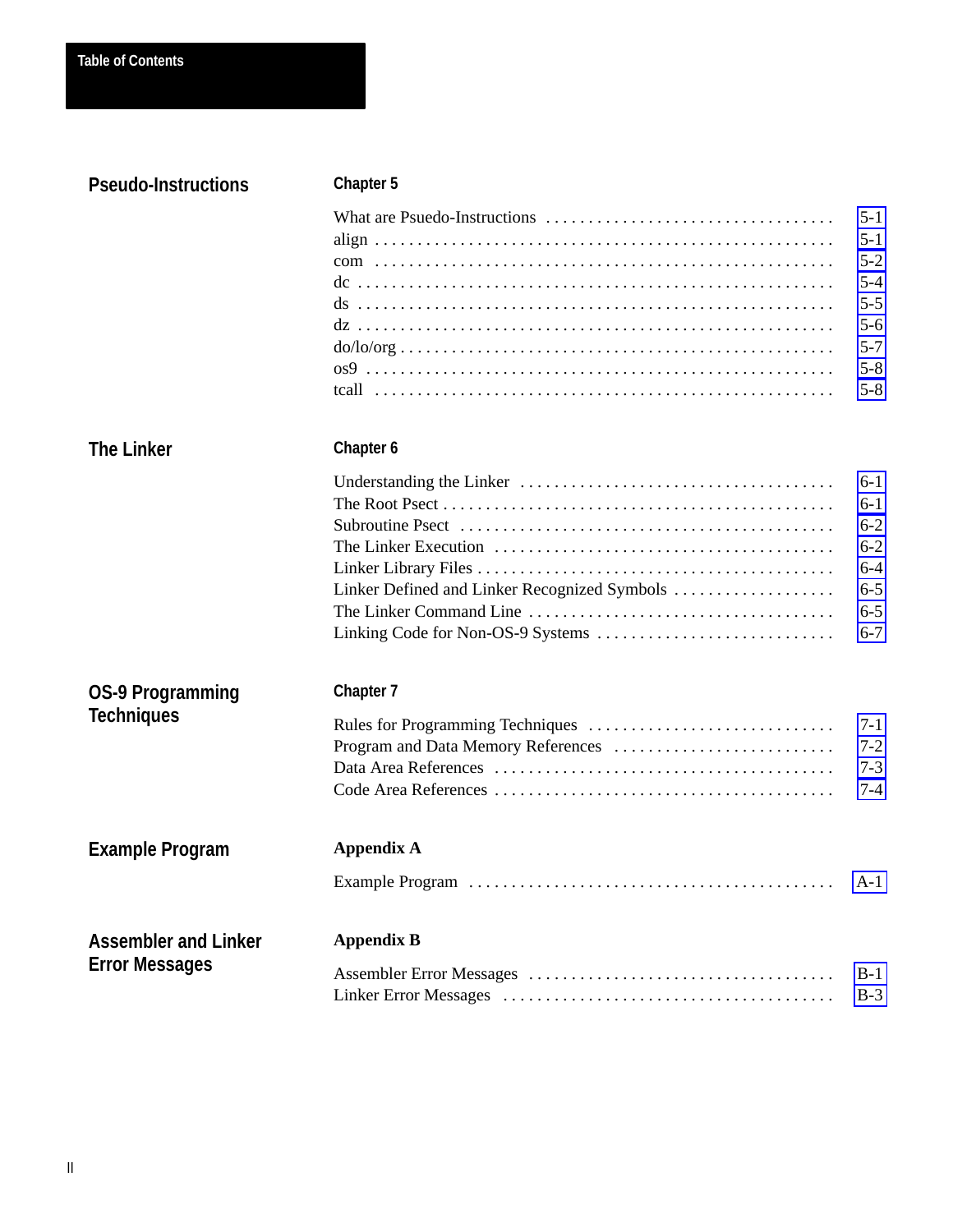## Pseudo-Instructions

### Chapter 5

What are Psuedo-Instructions . . . . . . . . . . . . . . . . . . . . . . . . . . . . . . . . . 5-1
align . . . . . . . . . . . . . . . . . . . . . . . . . . . . . . . . . . . . . . . . . . . . . . . . . . . . 5-1
com . . . . . . . . . . . . . . . . . . . . . . . . . . . . . . . . . . . . . . . . . . . . . . . . . . . . 5-2
dc . . . . . . . . . . . . . . . . . . . . . . . . . . . . . . . . . . . . . . . . . . . . . . . . . . . . . . 5-4
ds . . . . . . . . . . . . . . . . . . . . . . . . . . . . . . . . . . . . . . . . . . . . . . . . . . . . . . 5-5
dz . . . . . . . . . . . . . . . . . . . . . . . . . . . . . . . . . . . . . . . . . . . . . . . . . . . . . . 5-6
do/lo/org . . . . . . . . . . . . . . . . . . . . . . . . . . . . . . . . . . . . . . . . . . . . . . . . . 5-7
os9 . . . . . . . . . . . . . . . . . . . . . . . . . . . . . . . . . . . . . . . . . . . . . . . . . . . . . 5-8
tcall . . . . . . . . . . . . . . . . . . . . . . . . . . . . . . . . . . . . . . . . . . . . . . . . . . . . 5-8

## The Linker

### Chapter 6

Understanding the Linker . . . . . . . . . . . . . . . . . . . . . . . . . . . . . . . . . . . . 6-1
The Root Psect . . . . . . . . . . . . . . . . . . . . . . . . . . . . . . . . . . . . . . . . . . . . 6-1
Subroutine Psect . . . . . . . . . . . . . . . . . . . . . . . . . . . . . . . . . . . . . . . . . . . 6-2
The Linker Execution . . . . . . . . . . . . . . . . . . . . . . . . . . . . . . . . . . . . . . . 6-2
Linker Library Files . . . . . . . . . . . . . . . . . . . . . . . . . . . . . . . . . . . . . . . . 6-4
Linker Defined and Linker Recognized Symbols . . . . . . . . . . . . . . . . . . 6-5
The Linker Command Line . . . . . . . . . . . . . . . . . . . . . . . . . . . . . . . . . . . 6-5
Linking Code for Non-OS-9 Systems . . . . . . . . . . . . . . . . . . . . . . . . . . . 6-7

## OS-9 Programming Techniques

### Chapter 7

Rules for Programming Techniques . . . . . . . . . . . . . . . . . . . . . . . . . . . . 7-1
Program and Data Memory References . . . . . . . . . . . . . . . . . . . . . . . . . 7-2
Data Area References . . . . . . . . . . . . . . . . . . . . . . . . . . . . . . . . . . . . . . . 7-3
Code Area References . . . . . . . . . . . . . . . . . . . . . . . . . . . . . . . . . . . . . . . 7-4

## Example Program

### Appendix A

Example Program . . . . . . . . . . . . . . . . . . . . . . . . . . . . . . . . . . . . . . . . . . A-1

## Assembler and Linker Error Messages

### Appendix B

Assembler Error Messages . . . . . . . . . . . . . . . . . . . . . . . . . . . . . . . . . . . B-1
Linker Error Messages . . . . . . . . . . . . . . . . . . . . . . . . . . . . . . . . . . . . . . B-3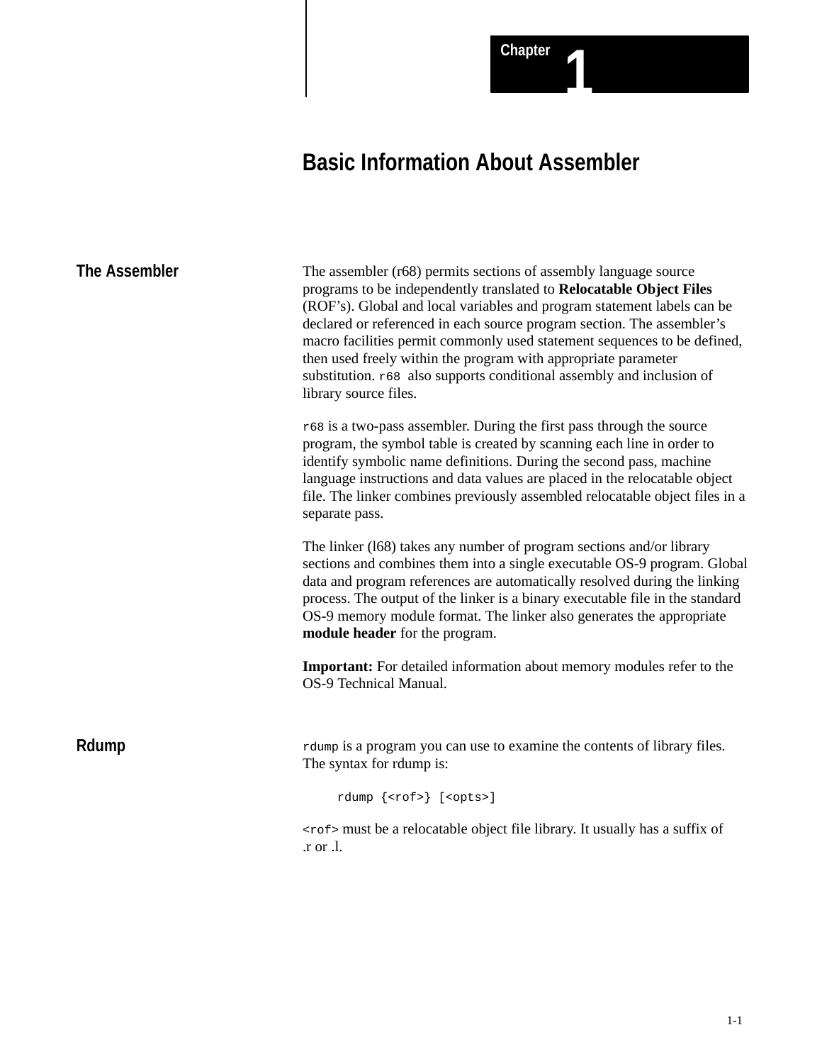# Chapter 1

# Basic Information About Assembler

## The Assembler

The assembler (r68) permits sections of assembly language source programs to be independently translated to **Relocatable Object Files** (ROF's). Global and local variables and program statement labels can be declared or referenced in each source program section. The assembler's macro facilities permit commonly used statement sequences to be defined, then used freely within the program with appropriate parameter substitution. `r68` also supports conditional assembly and inclusion of library source files.

`r68` is a two-pass assembler. During the first pass through the source program, the symbol table is created by scanning each line in order to identify symbolic name definitions. During the second pass, machine language instructions and data values are placed in the relocatable object file. The linker combines previously assembled relocatable object files in a separate pass.

The linker (l68) takes any number of program sections and/or library sections and combines them into a single executable OS-9 program. Global data and program references are automatically resolved during the linking process. The output of the linker is a binary executable file in the standard OS-9 memory module format. The linker also generates the appropriate **module header** for the program.

**Important:** For detailed information about memory modules refer to the OS-9 Technical Manual.

## Rdump

`rdump` is a program you can use to examine the contents of library files. The syntax for rdump is:

```
rdump {<rof>} [<opts>]
```

`<rof>` must be a relocatable object file library. It usually has a suffix of .r or .l.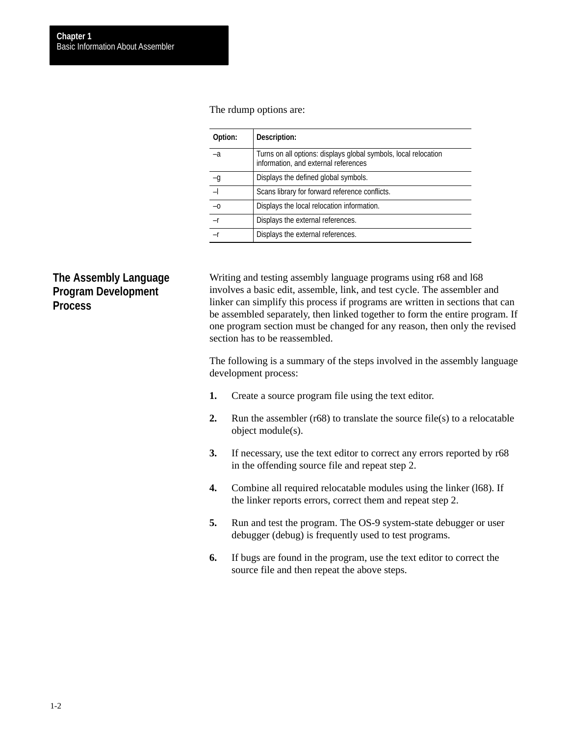The rdump options are:

| Option: | Description: |
| --- | --- |
| –a | Turns on all options: displays global symbols, local relocation information, and external references |
| –g | Displays the defined global symbols. |
| –l | Scans library for forward reference conflicts. |
| –o | Displays the local relocation information. |
| –r | Displays the external references. |
| –r | Displays the external references. |

## The Assembly Language Program Development Process

Writing and testing assembly language programs using r68 and l68 involves a basic edit, assemble, link, and test cycle. The assembler and linker can simplify this process if programs are written in sections that can be assembled separately, then linked together to form the entire program. If one program section must be changed for any reason, then only the revised section has to be reassembled.

The following is a summary of the steps involved in the assembly language development process:

1. Create a source program file using the text editor.
2. Run the assembler (r68) to translate the source file(s) to a relocatable object module(s).
3. If necessary, use the text editor to correct any errors reported by r68 in the offending source file and repeat step 2.
4. Combine all required relocatable modules using the linker (l68). If the linker reports errors, correct them and repeat step 2.
5. Run and test the program. The OS-9 system-state debugger or user debugger (debug) is frequently used to test programs.
6. If bugs are found in the program, use the text editor to correct the source file and then repeat the above steps.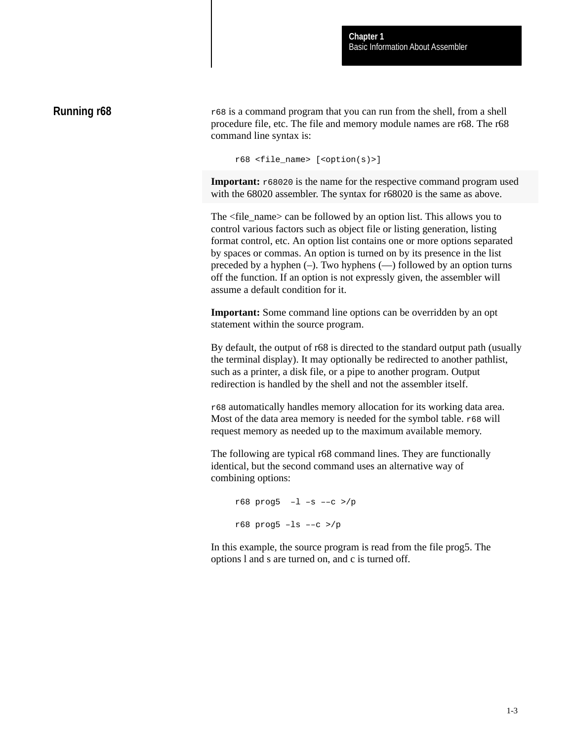## Running r68

`r68` is a command program that you can run from the shell, from a shell procedure file, etc. The file and memory module names are r68. The r68 command line syntax is:

```
r68 <file_name> [<option(s)>]
```

**Important:** `r68020` is the name for the respective command program used with the 68020 assembler. The syntax for r68020 is the same as above.

The <file_name> can be followed by an option list. This allows you to control various factors such as object file or listing generation, listing format control, etc. An option list contains one or more options separated by spaces or commas. An option is turned on by its presence in the list preceded by a hyphen (–). Two hyphens (—) followed by an option turns off the function. If an option is not expressly given, the assembler will assume a default condition for it.

**Important:** Some command line options can be overridden by an opt statement within the source program.

By default, the output of r68 is directed to the standard output path (usually the terminal display). It may optionally be redirected to another pathlist, such as a printer, a disk file, or a pipe to another program. Output redirection is handled by the shell and not the assembler itself.

`r68` automatically handles memory allocation for its working data area. Most of the data area memory is needed for the symbol table. `r68` will request memory as needed up to the maximum available memory.

The following are typical r68 command lines. They are functionally identical, but the second command uses an alternative way of combining options:

```
r68 prog5  –l –s ––c >/p

r68 prog5 –ls ––c >/p
```

In this example, the source program is read from the file prog5. The options l and s are turned on, and c is turned off.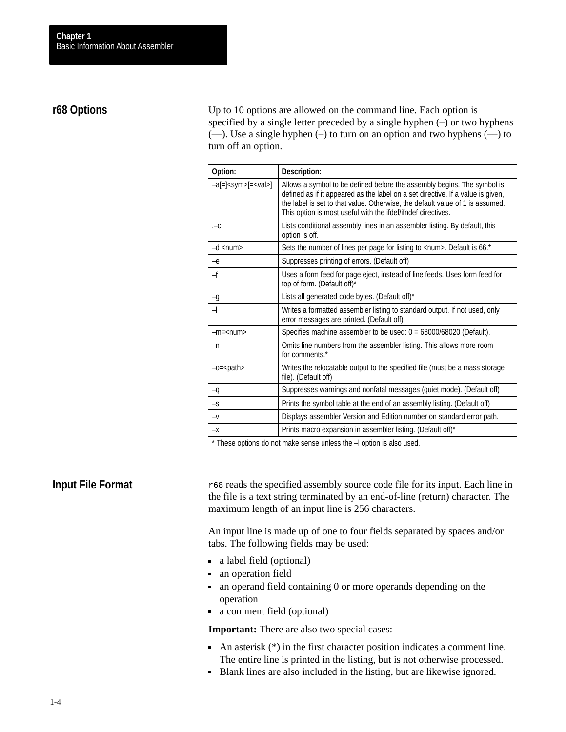## r68 Options

Up to 10 options are allowed on the command line. Each option is specified by a single letter preceded by a single hyphen (–) or two hyphens (—). Use a single hyphen (–) to turn on an option and two hyphens (—) to turn off an option.

| Option: | Description: |
|---|---|
| –a[=]<sym>[=<val>] | Allows a symbol to be defined before the assembly begins. The symbol is defined as if it appeared as the label on a set directive. If a value is given, the label is set to that value. Otherwise, the default value of 1 is assumed. This option is most useful with the ifdef/ifndef directives. |
| .–c | Lists conditional assembly lines in an assembler listing. By default, this option is off. |
| –d <num> | Sets the number of lines per page for listing to <num>. Default is 66.* |
| –e | Suppresses printing of errors. (Default off) |
| –f | Uses a form feed for page eject, instead of line feeds. Uses form feed for top of form. (Default off)* |
| –g | Lists all generated code bytes. (Default off)* |
| –l | Writes a formatted assembler listing to standard output. If not used, only error messages are printed. (Default off) |
| –m=<num> | Specifies machine assembler to be used: 0 = 68000/68020 (Default). |
| –n | Omits line numbers from the assembler listing. This allows more room for comments.* |
| –o=<path> | Writes the relocatable output to the specified file (must be a mass storage file). (Default off) |
| –q | Suppresses warnings and nonfatal messages (quiet mode). (Default off) |
| –s | Prints the symbol table at the end of an assembly listing. (Default off) |
| –v | Displays assembler Version and Edition number on standard error path. |
| –x | Prints macro expansion in assembler listing. (Default off)* |

* These options do not make sense unless the –l option is also used.

## Input File Format

`r68` reads the specified assembly source code file for its input. Each line in the file is a text string terminated by an end-of-line (return) character. The maximum length of an input line is 256 characters.

An input line is made up of one to four fields separated by spaces and/or tabs. The following fields may be used:

- a label field (optional)
- an operation field
- an operand field containing 0 or more operands depending on the operation
- a comment field (optional)

**Important:** There are also two special cases:

- An asterisk (*) in the first character position indicates a comment line. The entire line is printed in the listing, but is not otherwise processed.
- Blank lines are also included in the listing, but are likewise ignored.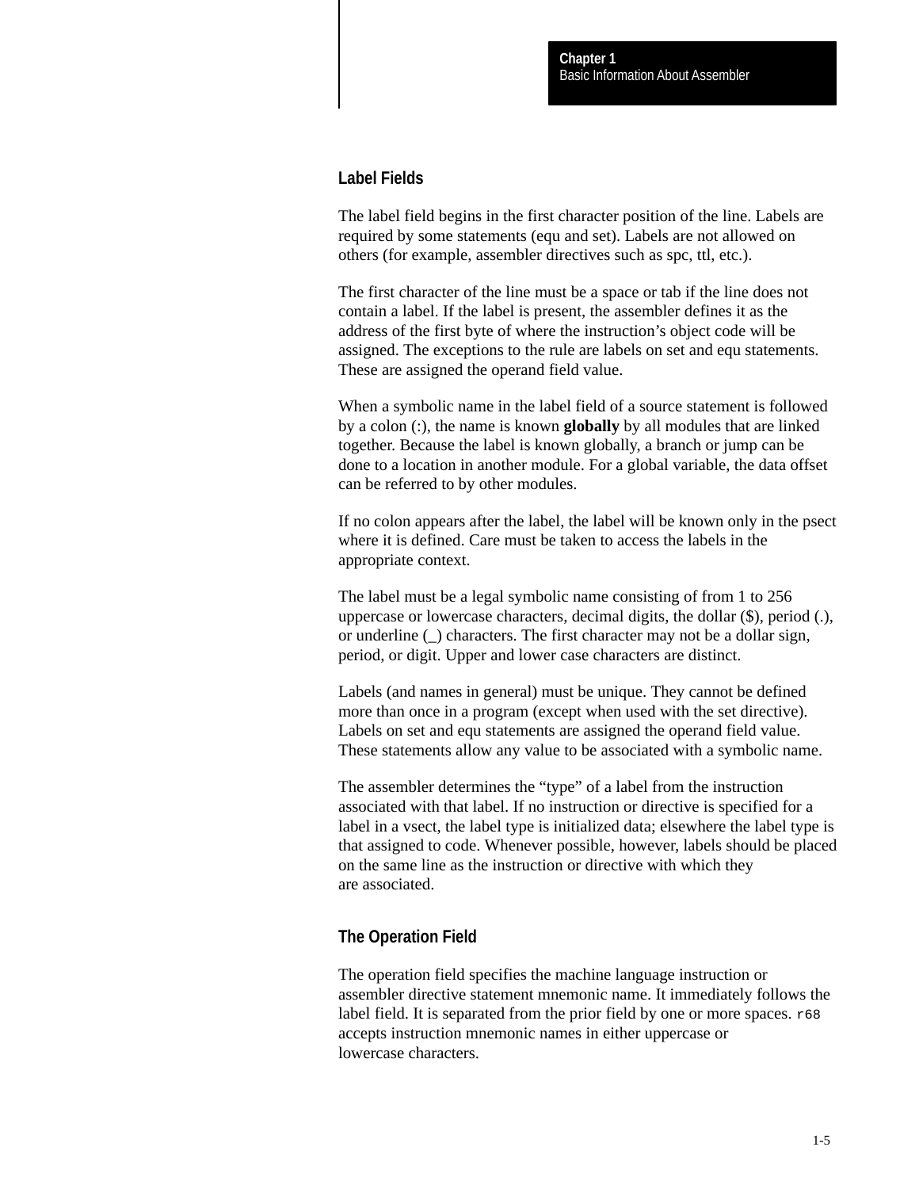## Label Fields

The label field begins in the first character position of the line. Labels are required by some statements (equ and set). Labels are not allowed on others (for example, assembler directives such as spc, ttl, etc.).

The first character of the line must be a space or tab if the line does not contain a label. If the label is present, the assembler defines it as the address of the first byte of where the instruction's object code will be assigned. The exceptions to the rule are labels on set and equ statements. These are assigned the operand field value.

When a symbolic name in the label field of a source statement is followed by a colon (:), the name is known **globally** by all modules that are linked together. Because the label is known globally, a branch or jump can be done to a location in another module. For a global variable, the data offset can be referred to by other modules.

If no colon appears after the label, the label will be known only in the psect where it is defined. Care must be taken to access the labels in the appropriate context.

The label must be a legal symbolic name consisting of from 1 to 256 uppercase or lowercase characters, decimal digits, the dollar ($), period (.), or underline (_) characters. The first character may not be a dollar sign, period, or digit. Upper and lower case characters are distinct.

Labels (and names in general) must be unique. They cannot be defined more than once in a program (except when used with the set directive). Labels on set and equ statements are assigned the operand field value. These statements allow any value to be associated with a symbolic name.

The assembler determines the "type" of a label from the instruction associated with that label. If no instruction or directive is specified for a label in a vsect, the label type is initialized data; elsewhere the label type is that assigned to code. Whenever possible, however, labels should be placed on the same line as the instruction or directive with which they are associated.

## The Operation Field

The operation field specifies the machine language instruction or assembler directive statement mnemonic name. It immediately follows the label field. It is separated from the prior field by one or more spaces. `r68` accepts instruction mnemonic names in either uppercase or lowercase characters.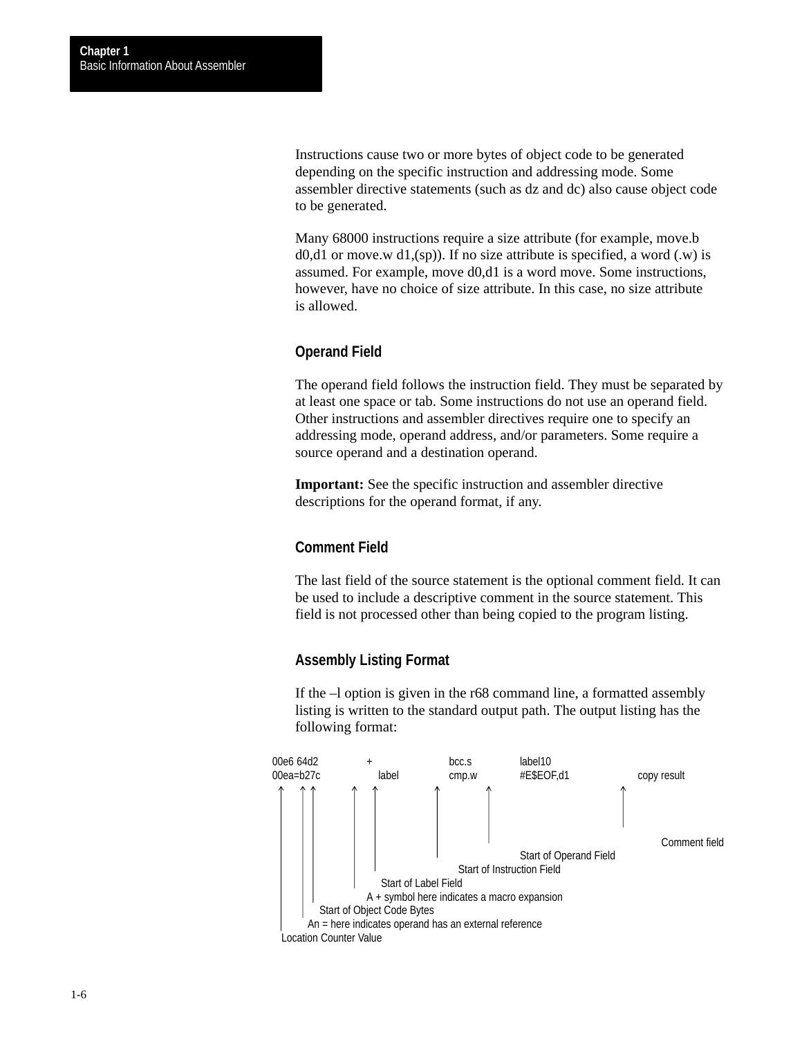Instructions cause two or more bytes of object code to be generated depending on the specific instruction and addressing mode. Some assembler directive statements (such as dz and dc) also cause object code to be generated.

Many 68000 instructions require a size attribute (for example, move.b d0,d1 or move.w d1,(sp)). If no size attribute is specified, a word (.w) is assumed. For example, move d0,d1 is a word move. Some instructions, however, have no choice of size attribute. In this case, no size attribute is allowed.

### Operand Field

The operand field follows the instruction field. They must be separated by at least one space or tab. Some instructions do not use an operand field. Other instructions and assembler directives require one to specify an addressing mode, operand address, and/or parameters. Some require a source operand and a destination operand.

**Important:** See the specific instruction and assembler directive descriptions for the operand format, if any.

### Comment Field

The last field of the source statement is the optional comment field. It can be used to include a descriptive comment in the source statement. This field is not processed other than being copied to the program listing.

### Assembly Listing Format

If the –l option is given in the r68 command line, a formatted assembly listing is written to the standard output path. The output listing has the following format:

```
00e6 64d2          +          bcc.s      label10
00ea=b27c            label    cmp.w      #E$EOF,d1            copy result
 ^   ^ ^           ^   ^        ^          ^                  ^
 |   | |           |   |        |          |                  |
 |   | |           |   |        |          |                  Comment field
 |   | |           |   |        |          Start of Operand Field
 |   | |           |   |        Start of Instruction Field
 |   | |           |   Start of Label Field
 |   | |           A + symbol here indicates a macro expansion
 |   | Start of Object Code Bytes
 |   An = here indicates operand has an external reference
 Location Counter Value
```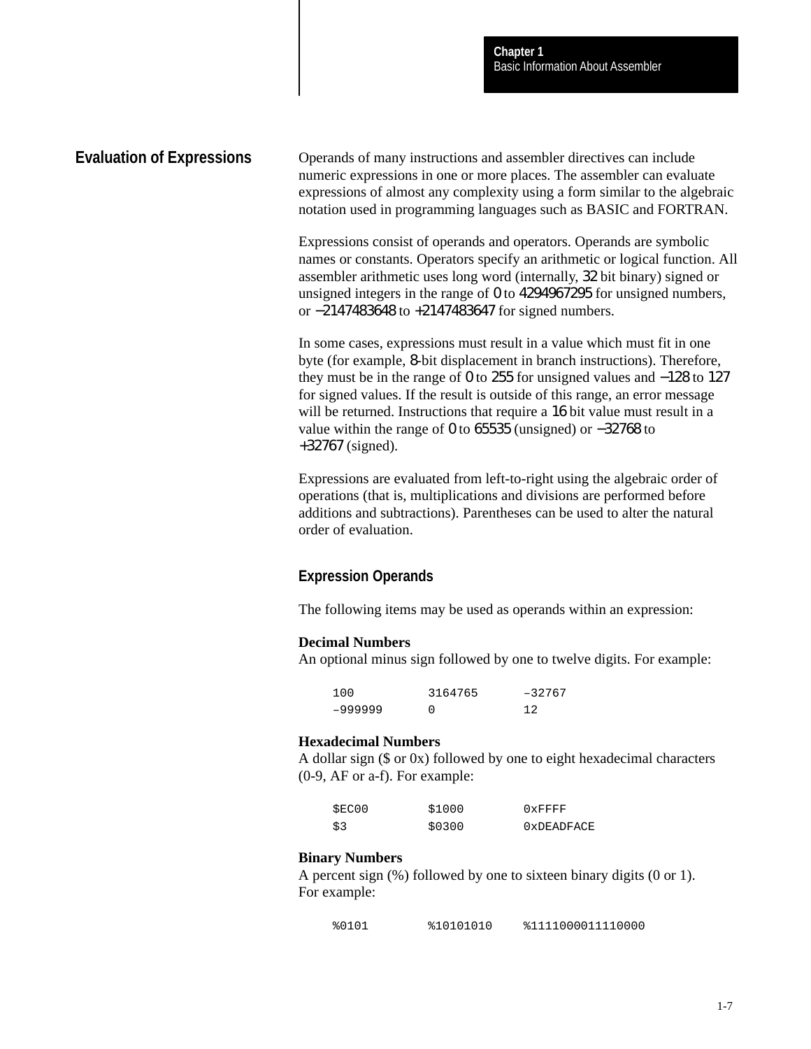## Evaluation of Expressions

Operands of many instructions and assembler directives can include numeric expressions in one or more places. The assembler can evaluate expressions of almost any complexity using a form similar to the algebraic notation used in programming languages such as BASIC and FORTRAN.

Expressions consist of operands and operators. Operands are symbolic names or constants. Operators specify an arithmetic or logical function. All assembler arithmetic uses long word (internally, 32 bit binary) signed or unsigned integers in the range of 0 to 4294967295 for unsigned numbers, or –2147483648 to +2147483647 for signed numbers.

In some cases, expressions must result in a value which must fit in one byte (for example, 8-bit displacement in branch instructions). Therefore, they must be in the range of 0 to 255 for unsigned values and –128 to 127 for signed values. If the result is outside of this range, an error message will be returned. Instructions that require a 16 bit value must result in a value within the range of 0 to 65535 (unsigned) or –32768 to +32767 (signed).

Expressions are evaluated from left-to-right using the algebraic order of operations (that is, multiplications and divisions are performed before additions and subtractions). Parentheses can be used to alter the natural order of evaluation.

### Expression Operands

The following items may be used as operands within an expression:

**Decimal Numbers**
An optional minus sign followed by one to twelve digits. For example:

```
100         3164765     –32767
–999999     0           12
```

**Hexadecimal Numbers**
A dollar sign ($ or 0x) followed by one to eight hexadecimal characters (0-9, AF or a-f). For example:

```
$EC00       $1000       0xFFFF
$3          $0300       0xDEADFACE
```

**Binary Numbers**
A percent sign (%) followed by one to sixteen binary digits (0 or 1). For example:

```
%0101       %10101010   %1111000011110000
```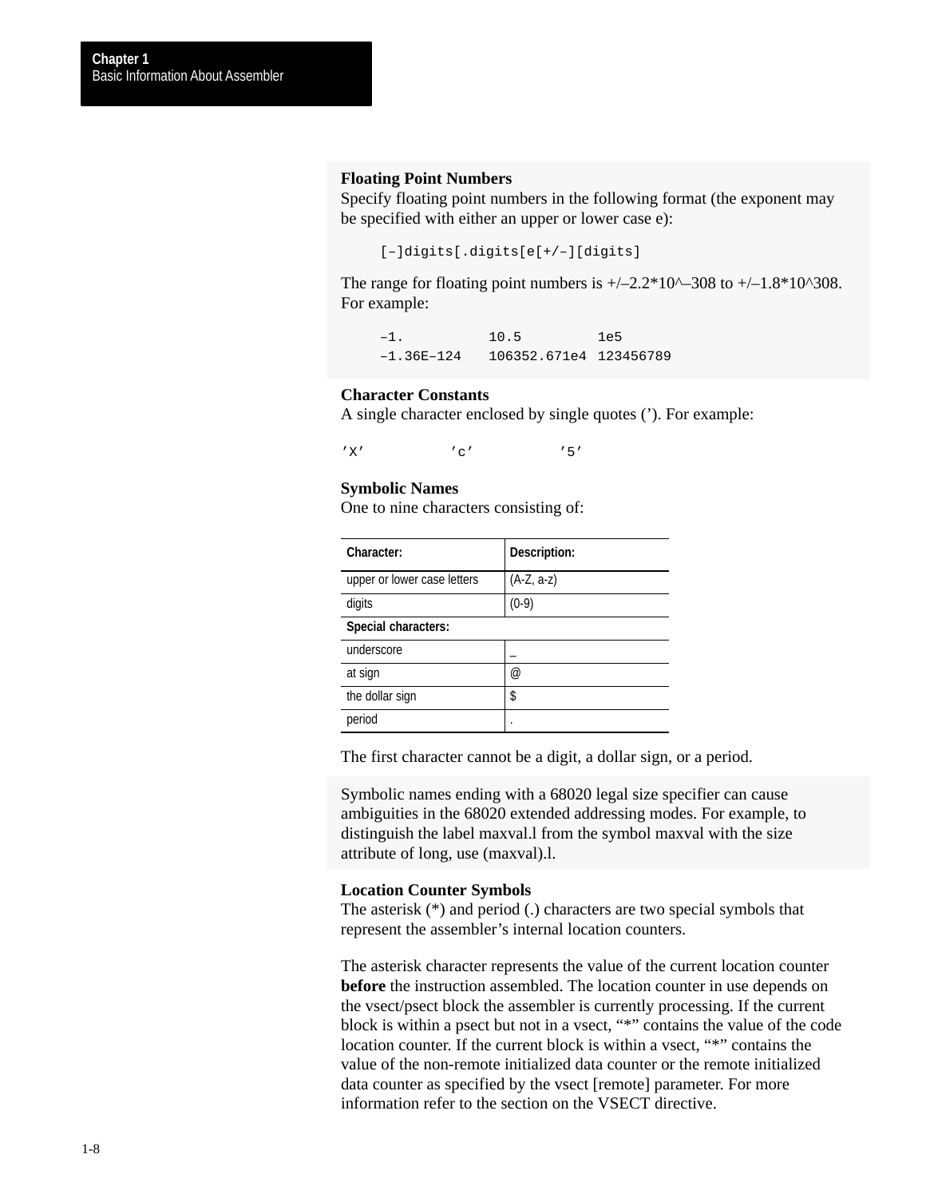### Floating Point Numbers

Specify floating point numbers in the following format (the exponent may be specified with either an upper or lower case e):

```
[–]digits[.digits[e[+/–][digits]
```

The range for floating point numbers is +/–2.2*10^–308 to +/–1.8*10^308. For example:

```
–1.          10.5          1e5
–1.36E–124   106352.671e4  123456789
```

### Character Constants

A single character enclosed by single quotes (’). For example:

```
’X’          ’c’          ’5’
```

### Symbolic Names

One to nine characters consisting of:

| Character: | Description: |
|---|---|
| upper or lower case letters | (A-Z, a-z) |
| digits | (0-9) |
| **Special characters:** | |
| underscore | _ |
| at sign | @ |
| the dollar sign | $ |
| period | . |

The first character cannot be a digit, a dollar sign, or a period.

Symbolic names ending with a 68020 legal size specifier can cause ambiguities in the 68020 extended addressing modes. For example, to distinguish the label maxval.l from the symbol maxval with the size attribute of long, use (maxval).l.

### Location Counter Symbols

The asterisk (*) and period (.) characters are two special symbols that represent the assembler’s internal location counters.

The asterisk character represents the value of the current location counter **before** the instruction assembled. The location counter in use depends on the vsect/psect block the assembler is currently processing. If the current block is within a psect but not in a vsect, “*” contains the value of the code location counter. If the current block is within a vsect, “*” contains the value of the non-remote initialized data counter or the remote initialized data counter as specified by the vsect [remote] parameter. For more information refer to the section on the VSECT directive.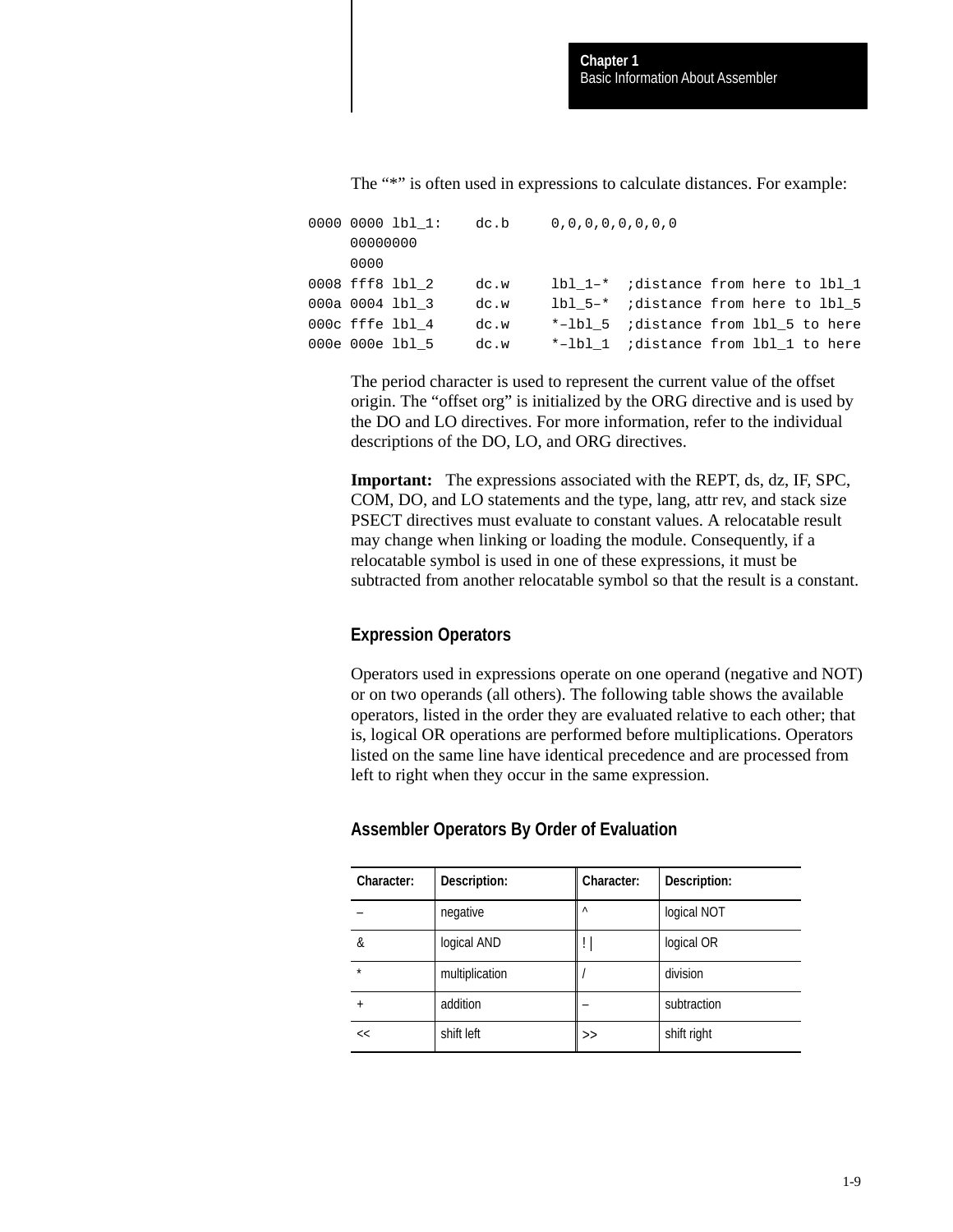The “*” is often used in expressions to calculate distances. For example:

```
0000 0000 lbl_1:    dc.b     0,0,0,0,0,0,0,0
     00000000
     0000
0008 fff8 lbl_2     dc.w     lbl_1–*  ;distance from here to lbl_1
000a 0004 lbl_3     dc.w     lbl_5–*  ;distance from here to lbl_5
000c fffe lbl_4     dc.w     *–lbl_5  ;distance from lbl_5 to here
000e 000e lbl_5     dc.w     *–lbl_1  ;distance from lbl_1 to here
```

The period character is used to represent the current value of the offset origin. The “offset org” is initialized by the ORG directive and is used by the DO and LO directives. For more information, refer to the individual descriptions of the DO, LO, and ORG directives.

**Important:** The expressions associated with the REPT, ds, dz, IF, SPC, COM, DO, and LO statements and the type, lang, attr rev, and stack size PSECT directives must evaluate to constant values. A relocatable result may change when linking or loading the module. Consequently, if a relocatable symbol is used in one of these expressions, it must be subtracted from another relocatable symbol so that the result is a constant.

### Expression Operators

Operators used in expressions operate on one operand (negative and NOT) or on two operands (all others). The following table shows the available operators, listed in the order they are evaluated relative to each other; that is, logical OR operations are performed before multiplications. Operators listed on the same line have identical precedence and are processed from left to right when they occur in the same expression.

### Assembler Operators By Order of Evaluation

| Character: | Description: | Character: | Description: |
|---|---|---|---|
| – | negative | ^ | logical NOT |
| & | logical AND | ! \| | logical OR |
| * | multiplication | / | division |
| + | addition | – | subtraction |
| << | shift left | >> | shift right |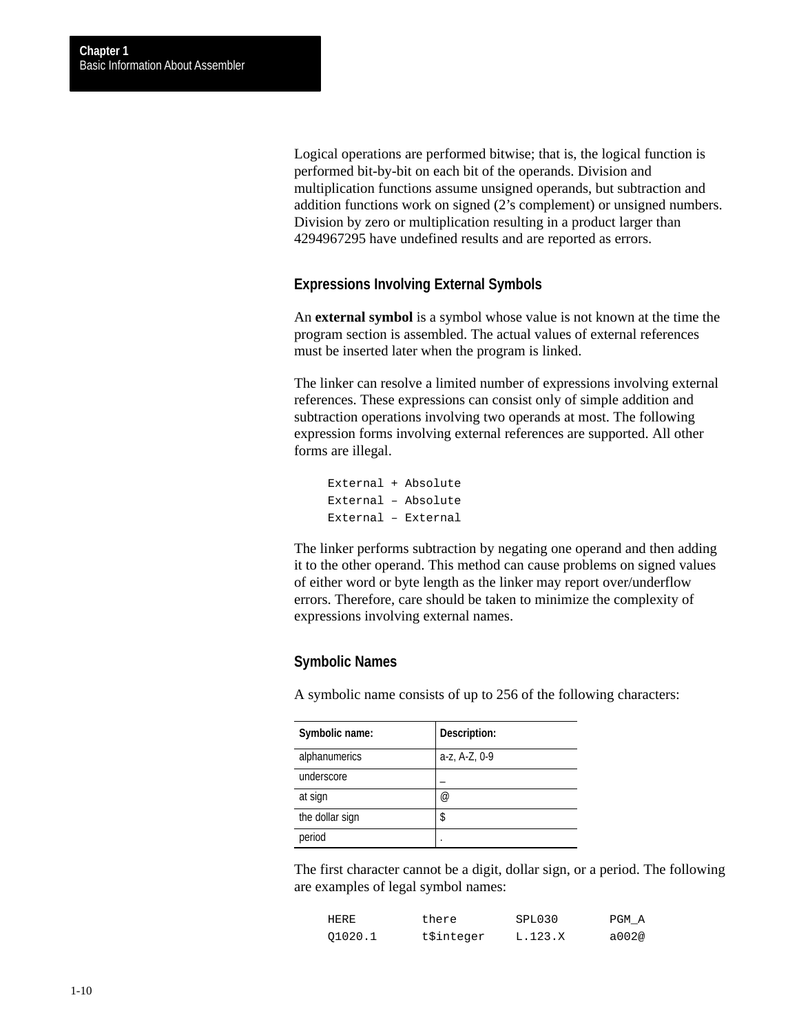Logical operations are performed bitwise; that is, the logical function is performed bit-by-bit on each bit of the operands. Division and multiplication functions assume unsigned operands, but subtraction and addition functions work on signed (2's complement) or unsigned numbers. Division by zero or multiplication resulting in a product larger than 4294967295 have undefined results and are reported as errors.

### Expressions Involving External Symbols

An **external symbol** is a symbol whose value is not known at the time the program section is assembled. The actual values of external references must be inserted later when the program is linked.

The linker can resolve a limited number of expressions involving external references. These expressions can consist only of simple addition and subtraction operations involving two operands at most. The following expression forms involving external references are supported. All other forms are illegal.

```
External + Absolute
External – Absolute
External – External
```

The linker performs subtraction by negating one operand and then adding it to the other operand. This method can cause problems on signed values of either word or byte length as the linker may report over/underflow errors. Therefore, care should be taken to minimize the complexity of expressions involving external names.

### Symbolic Names

A symbolic name consists of up to 256 of the following characters:

| Symbolic name: | Description: |
|---|---|
| alphanumerics | a-z, A-Z, 0-9 |
| underscore | _ |
| at sign | @ |
| the dollar sign | $ |
| period | . |

The first character cannot be a digit, dollar sign, or a period. The following are examples of legal symbol names:

```
HERE        there       SPL030      PGM_A
Q1020.1     t$integer   L.123.X     a002@
```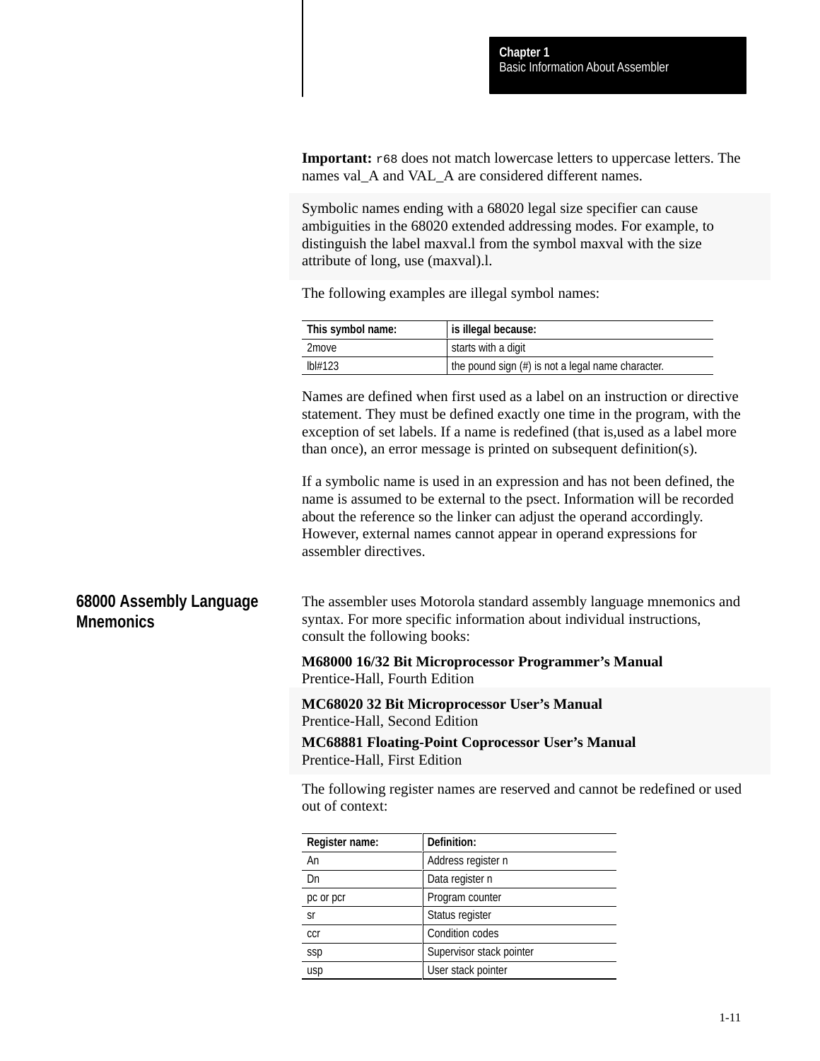**Important:** `r68` does not match lowercase letters to uppercase letters. The names val_A and VAL_A are considered different names.

Symbolic names ending with a 68020 legal size specifier can cause ambiguities in the 68020 extended addressing modes. For example, to distinguish the label maxval.l from the symbol maxval with the size attribute of long, use (maxval).l.

The following examples are illegal symbol names:

| This symbol name: | is illegal because: |
|---|---|
| 2move | starts with a digit |
| lbl#123 | the pound sign (#) is not a legal name character. |

Names are defined when first used as a label on an instruction or directive statement. They must be defined exactly one time in the program, with the exception of set labels. If a name is redefined (that is,used as a label more than once), an error message is printed on subsequent definition(s).

If a symbolic name is used in an expression and has not been defined, the name is assumed to be external to the psect. Information will be recorded about the reference so the linker can adjust the operand accordingly. However, external names cannot appear in operand expressions for assembler directives.

## 68000 Assembly Language Mnemonics

The assembler uses Motorola standard assembly language mnemonics and syntax. For more specific information about individual instructions, consult the following books:

**M68000 16/32 Bit Microprocessor Programmer's Manual**
Prentice-Hall, Fourth Edition

**MC68020 32 Bit Microprocessor User's Manual**
Prentice-Hall, Second Edition

**MC68881 Floating-Point Coprocessor User's Manual**
Prentice-Hall, First Edition

The following register names are reserved and cannot be redefined or used out of context:

| Register name: | Definition: |
|---|---|
| An | Address register n |
| Dn | Data register n |
| pc or pcr | Program counter |
| sr | Status register |
| ccr | Condition codes |
| ssp | Supervisor stack pointer |
| usp | User stack pointer |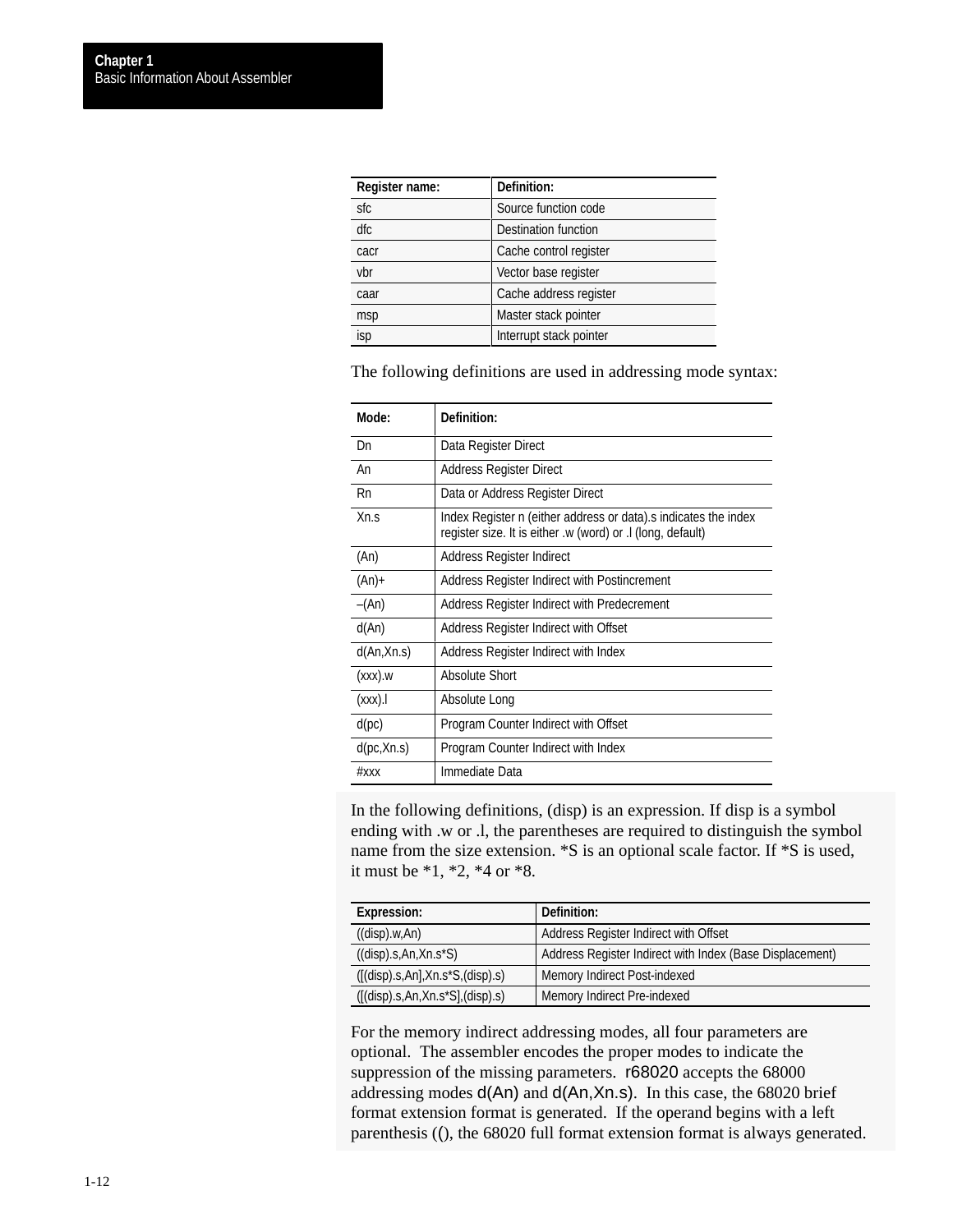| Register name: | Definition: |
| --- | --- |
| sfc | Source function code |
| dfc | Destination function |
| cacr | Cache control register |
| vbr | Vector base register |
| caar | Cache address register |
| msp | Master stack pointer |
| isp | Interrupt stack pointer |

The following definitions are used in addressing mode syntax:

| Mode: | Definition: |
| --- | --- |
| Dn | Data Register Direct |
| An | Address Register Direct |
| Rn | Data or Address Register Direct |
| Xn.s | Index Register n (either address or data).s indicates the index register size. It is either .w (word) or .l (long, default) |
| (An) | Address Register Indirect |
| (An)+ | Address Register Indirect with Postincrement |
| –(An) | Address Register Indirect with Predecrement |
| d(An) | Address Register Indirect with Offset |
| d(An,Xn.s) | Address Register Indirect with Index |
| (xxx).w | Absolute Short |
| (xxx).l | Absolute Long |
| d(pc) | Program Counter Indirect with Offset |
| d(pc,Xn.s) | Program Counter Indirect with Index |
| #xxx | Immediate Data |

In the following definitions, (disp) is an expression. If disp is a symbol ending with .w or .l, the parentheses are required to distinguish the symbol name from the size extension. *S is an optional scale factor. If *S is used, it must be *1, *2, *4 or *8.

| Expression: | Definition: |
| --- | --- |
| ((disp).w,An) | Address Register Indirect with Offset |
| ((disp).s,An,Xn.s*S) | Address Register Indirect with Index (Base Displacement) |
| ([(disp).s,An],Xn.s*S,(disp).s) | Memory Indirect Post-indexed |
| ([(disp).s,An,Xn.s*S],(disp).s) | Memory Indirect Pre-indexed |

For the memory indirect addressing modes, all four parameters are optional. The assembler encodes the proper modes to indicate the suppression of the missing parameters. r68020 accepts the 68000 addressing modes d(An) and d(An,Xn.s). In this case, the 68020 brief format extension format is generated. If the operand begins with a left parenthesis ((), the 68020 full format extension format is always generated.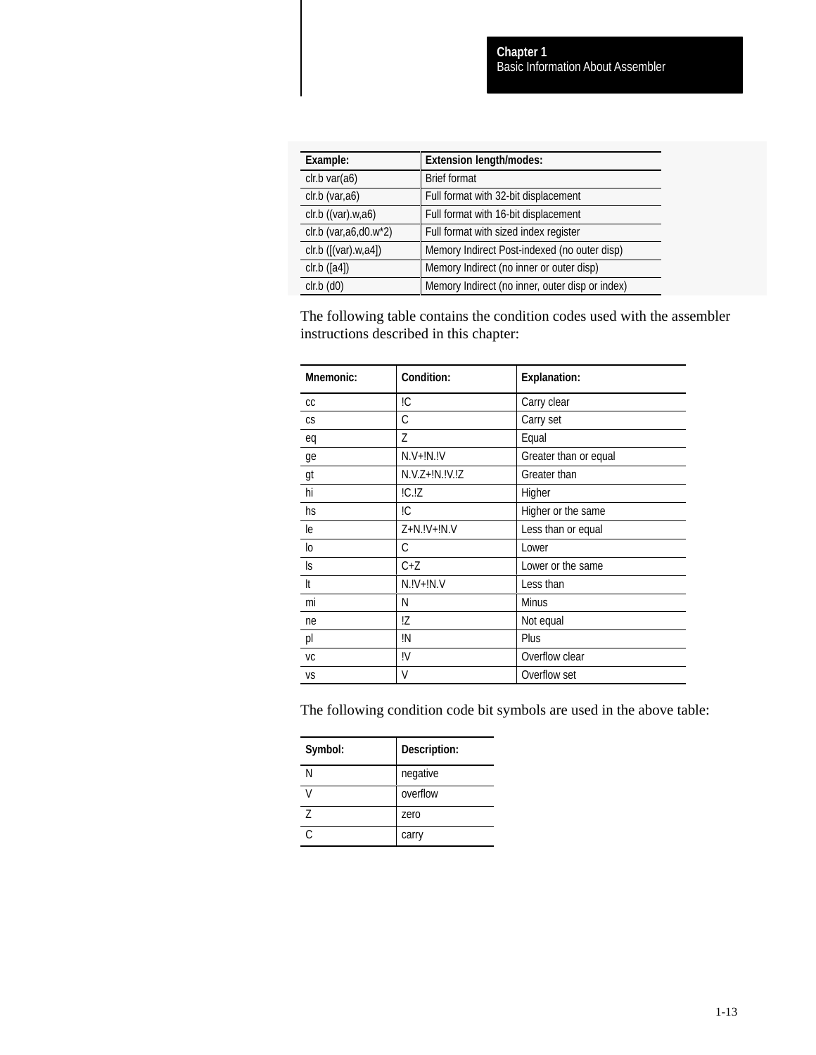| Example: | Extension length/modes: |
| --- | --- |
| clr.b var(a6) | Brief format |
| clr.b (var,a6) | Full format with 32-bit displacement |
| clr.b ((var).w,a6) | Full format with 16-bit displacement |
| clr.b (var,a6,d0.w*2) | Full format with sized index register |
| clr.b ([(var).w,a4]) | Memory Indirect Post-indexed (no outer disp) |
| clr.b ([a4]) | Memory Indirect (no inner or outer disp) |
| clr.b (d0) | Memory Indirect (no inner, outer disp or index) |

The following table contains the condition codes used with the assembler instructions described in this chapter:

| Mnemonic: | Condition: | Explanation: |
| --- | --- | --- |
| cc | !C | Carry clear |
| cs | C | Carry set |
| eq | Z | Equal |
| ge | N.V+!N.!V | Greater than or equal |
| gt | N.V.Z+!N.!V.!Z | Greater than |
| hi | !C.!Z | Higher |
| hs | !C | Higher or the same |
| le | Z+N.!V+!N.V | Less than or equal |
| lo | C | Lower |
| ls | C+Z | Lower or the same |
| lt | N.!V+!N.V | Less than |
| mi | N | Minus |
| ne | !Z | Not equal |
| pl | !N | Plus |
| vc | !V | Overflow clear |
| vs | V | Overflow set |

The following condition code bit symbols are used in the above table:

| Symbol: | Description: |
| --- | --- |
| N | negative |
| V | overflow |
| Z | zero |
| C | carry |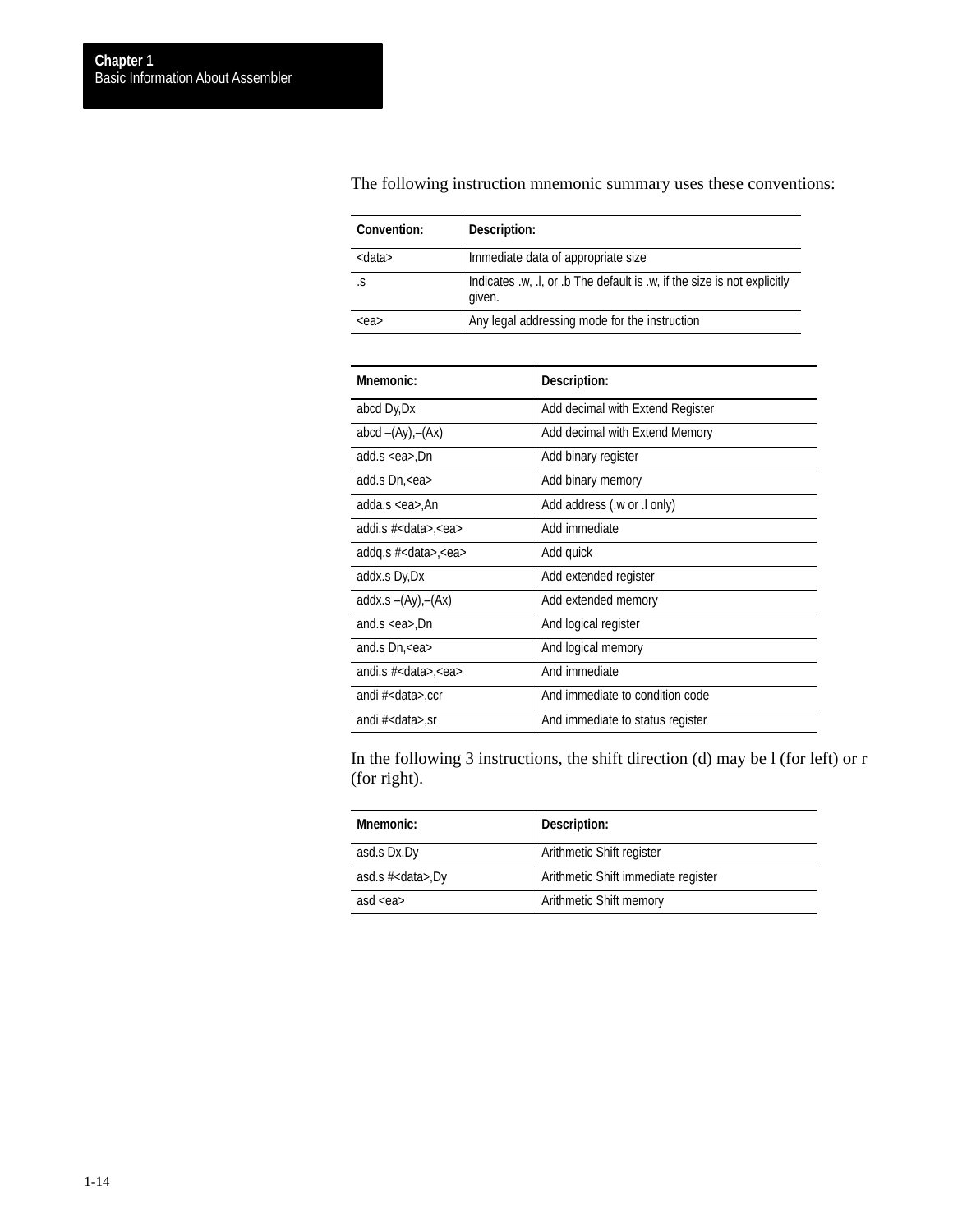The following instruction mnemonic summary uses these conventions:

| Convention: | Description: |
| --- | --- |
| <data> | Immediate data of appropriate size |
| .s | Indicates .w, .l, or .b The default is .w, if the size is not explicitly given. |
| <ea> | Any legal addressing mode for the instruction |

| Mnemonic: | Description: |
| --- | --- |
| abcd Dy,Dx | Add decimal with Extend Register |
| abcd –(Ay),–(Ax) | Add decimal with Extend Memory |
| add.s <ea>,Dn | Add binary register |
| add.s Dn,<ea> | Add binary memory |
| adda.s <ea>,An | Add address (.w or .l only) |
| addi.s #<data>,<ea> | Add immediate |
| addq.s #<data>,<ea> | Add quick |
| addx.s Dy,Dx | Add extended register |
| addx.s –(Ay),–(Ax) | Add extended memory |
| and.s <ea>,Dn | And logical register |
| and.s Dn,<ea> | And logical memory |
| andi.s #<data>,<ea> | And immediate |
| andi #<data>,ccr | And immediate to condition code |
| andi #<data>,sr | And immediate to status register |

In the following 3 instructions, the shift direction (d) may be l (for left) or r (for right).

| Mnemonic: | Description: |
| --- | --- |
| asd.s Dx,Dy | Arithmetic Shift register |
| asd.s #<data>,Dy | Arithmetic Shift immediate register |
| asd <ea> | Arithmetic Shift memory |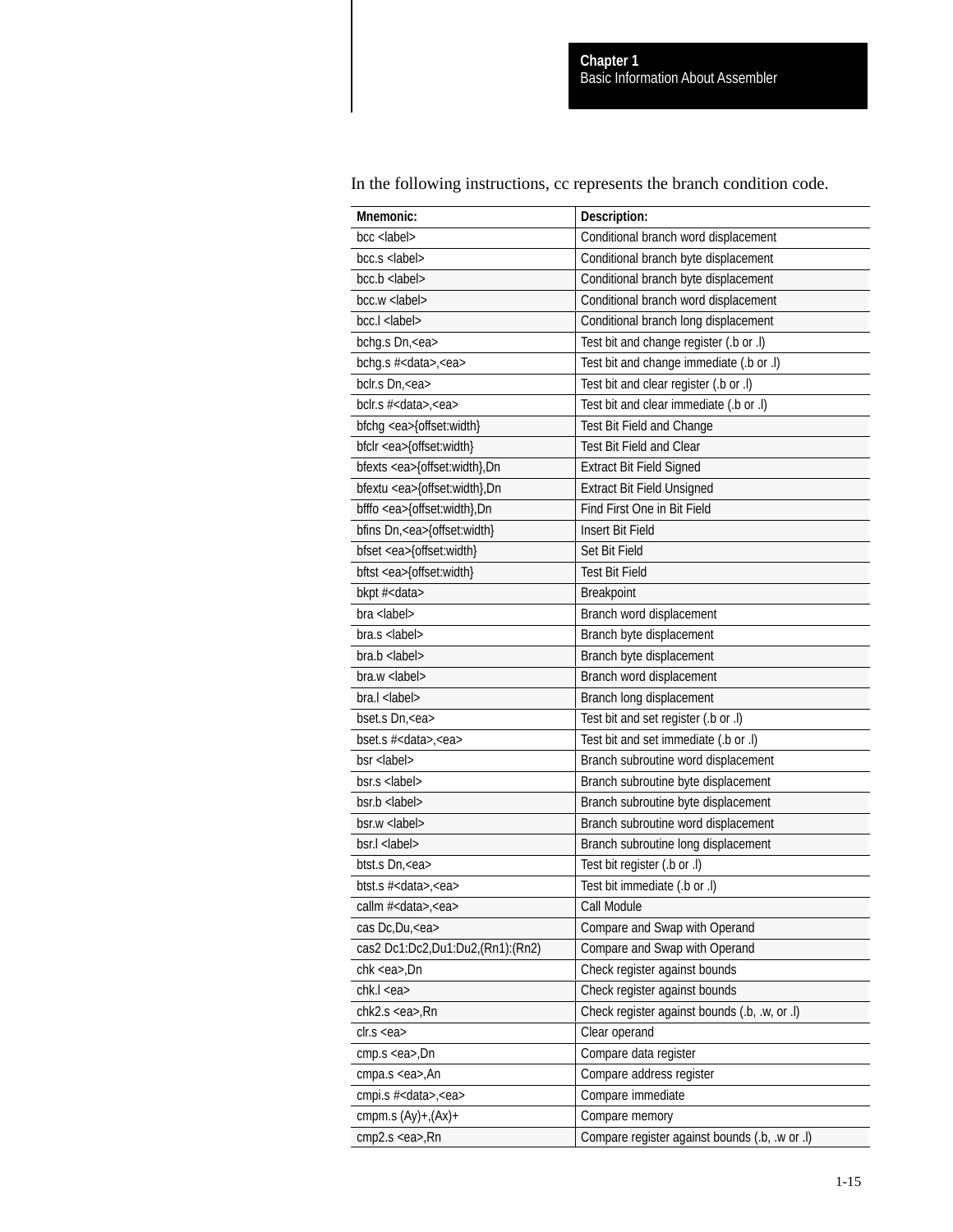In the following instructions, cc represents the branch condition code.

| Mnemonic: | Description: |
|---|---|
| bcc <label> | Conditional branch word displacement |
| bcc.s <label> | Conditional branch byte displacement |
| bcc.b <label> | Conditional branch byte displacement |
| bcc.w <label> | Conditional branch word displacement |
| bcc.l <label> | Conditional branch long displacement |
| bchg.s Dn,<ea> | Test bit and change register (.b or .l) |
| bchg.s #<data>,<ea> | Test bit and change immediate (.b or .l) |
| bclr.s Dn,<ea> | Test bit and clear register (.b or .l) |
| bclr.s #<data>,<ea> | Test bit and clear immediate (.b or .l) |
| bfchg <ea>{offset:width} | Test Bit Field and Change |
| bfclr <ea>{offset:width} | Test Bit Field and Clear |
| bfexts <ea>{offset:width},Dn | Extract Bit Field Signed |
| bfextu <ea>{offset:width},Dn | Extract Bit Field Unsigned |
| bfffo <ea>{offset:width},Dn | Find First One in Bit Field |
| bfins Dn,<ea>{offset:width} | Insert Bit Field |
| bfset <ea>{offset:width} | Set Bit Field |
| bftst <ea>{offset:width} | Test Bit Field |
| bkpt #<data> | Breakpoint |
| bra <label> | Branch word displacement |
| bra.s <label> | Branch byte displacement |
| bra.b <label> | Branch byte displacement |
| bra.w <label> | Branch word displacement |
| bra.l <label> | Branch long displacement |
| bset.s Dn,<ea> | Test bit and set register (.b or .l) |
| bset.s #<data>,<ea> | Test bit and set immediate (.b or .l) |
| bsr <label> | Branch subroutine word displacement |
| bsr.s <label> | Branch subroutine byte displacement |
| bsr.b <label> | Branch subroutine byte displacement |
| bsr.w <label> | Branch subroutine word displacement |
| bsr.l <label> | Branch subroutine long displacement |
| btst.s Dn,<ea> | Test bit register (.b or .l) |
| btst.s #<data>,<ea> | Test bit immediate (.b or .l) |
| callm #<data>,<ea> | Call Module |
| cas Dc,Du,<ea> | Compare and Swap with Operand |
| cas2 Dc1:Dc2,Du1:Du2,(Rn1):(Rn2) | Compare and Swap with Operand |
| chk <ea>,Dn | Check register against bounds |
| chk.l <ea> | Check register against bounds |
| chk2.s <ea>,Rn | Check register against bounds (.b, .w, or .l) |
| clr.s <ea> | Clear operand |
| cmp.s <ea>,Dn | Compare data register |
| cmpa.s <ea>,An | Compare address register |
| cmpi.s #<data>,<ea> | Compare immediate |
| cmpm.s (Ay)+,(Ax)+ | Compare memory |
| cmp2.s <ea>,Rn | Compare register against bounds (.b, .w or .l) |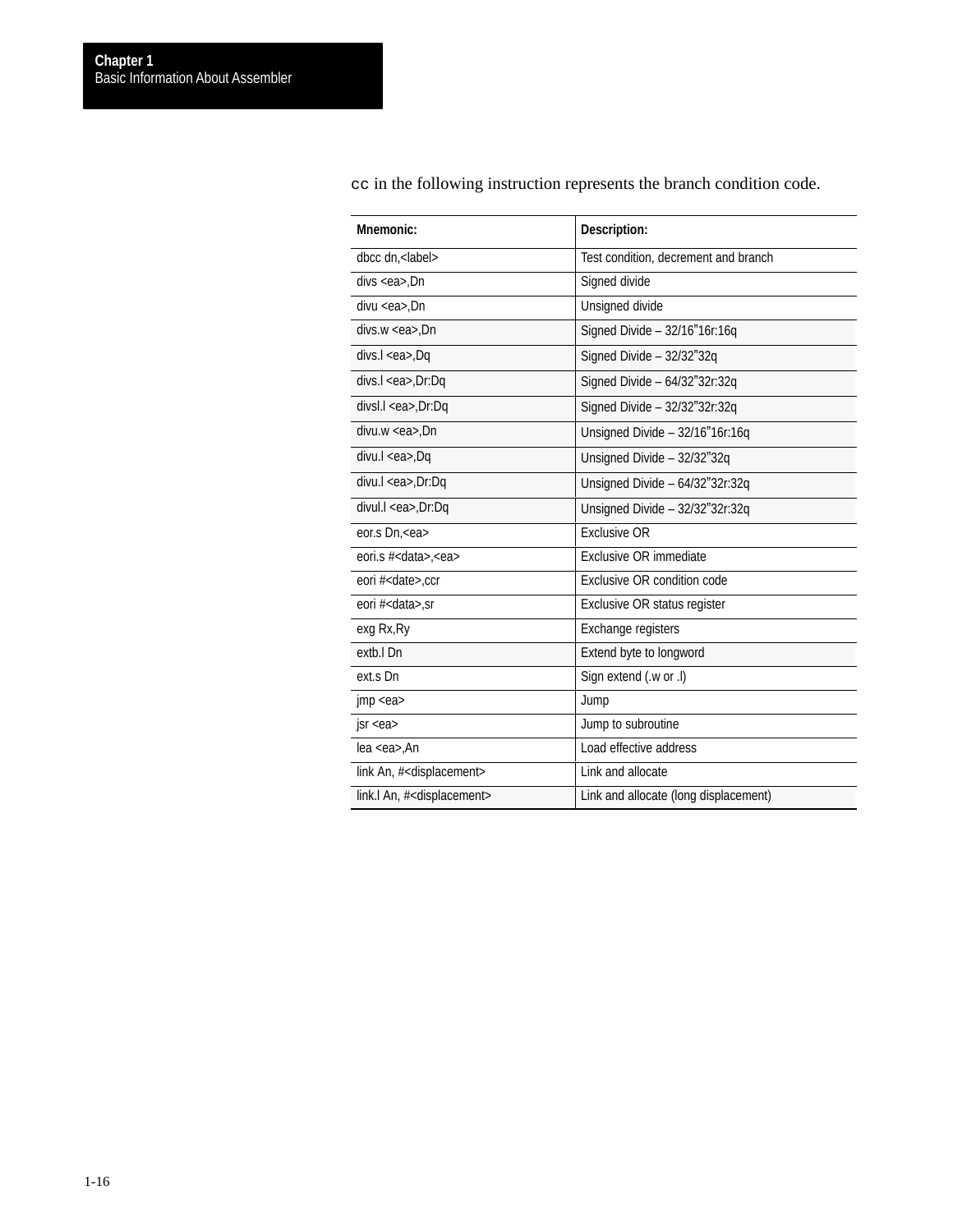`cc` in the following instruction represents the branch condition code.

| Mnemonic: | Description: |
|---|---|
| dbcc dn,<label> | Test condition, decrement and branch |
| divs <ea>,Dn | Signed divide |
| divu <ea>,Dn | Unsigned divide |
| divs.w <ea>,Dn | Signed Divide – 32/16”16r:16q |
| divs.l <ea>,Dq | Signed Divide – 32/32”32q |
| divs.l <ea>,Dr:Dq | Signed Divide – 64/32”32r:32q |
| divsl.l <ea>,Dr:Dq | Signed Divide – 32/32”32r:32q |
| divu.w <ea>,Dn | Unsigned Divide – 32/16”16r:16q |
| divu.l <ea>,Dq | Unsigned Divide – 32/32”32q |
| divu.l <ea>,Dr:Dq | Unsigned Divide – 64/32”32r:32q |
| divul.l <ea>,Dr:Dq | Unsigned Divide – 32/32”32r:32q |
| eor.s Dn,<ea> | Exclusive OR |
| eori.s #<data>,<ea> | Exclusive OR immediate |
| eori #<date>,ccr | Exclusive OR condition code |
| eori #<data>,sr | Exclusive OR status register |
| exg Rx,Ry | Exchange registers |
| extb.l Dn | Extend byte to longword |
| ext.s Dn | Sign extend (.w or .l) |
| jmp <ea> | Jump |
| jsr <ea> | Jump to subroutine |
| lea <ea>,An | Load effective address |
| link An, #<displacement> | Link and allocate |
| link.l An, #<displacement> | Link and allocate (long displacement) |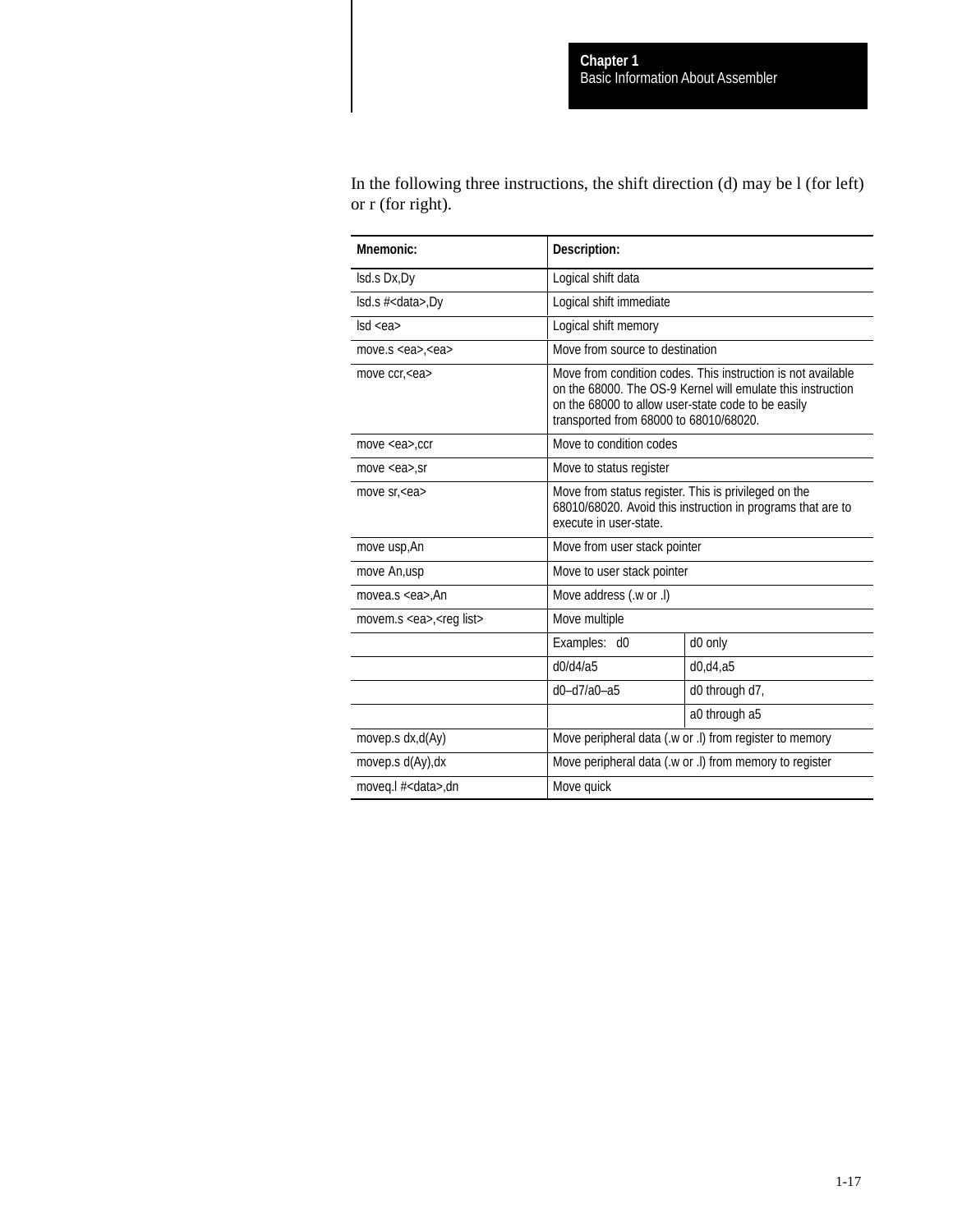In the following three instructions, the shift direction (d) may be l (for left) or r (for right).

| Mnemonic: | Description: | |
|---|---|---|
| lsd.s Dx,Dy | Logical shift data | |
| lsd.s #<data>,Dy | Logical shift immediate | |
| lsd <ea> | Logical shift memory | |
| move.s <ea>,<ea> | Move from source to destination | |
| move ccr,<ea> | Move from condition codes. This instruction is not available on the 68000. The OS-9 Kernel will emulate this instruction on the 68000 to allow user-state code to be easily transported from 68000 to 68010/68020. | |
| move <ea>,ccr | Move to condition codes | |
| move <ea>,sr | Move to status register | |
| move sr,<ea> | Move from status register. This is privileged on the 68010/68020. Avoid this instruction in programs that are to execute in user-state. | |
| move usp,An | Move from user stack pointer | |
| move An,usp | Move to user stack pointer | |
| movea.s <ea>,An | Move address (.w or .l) | |
| movem.s <ea>,<reg list> | Move multiple | |
| | Examples: d0 | d0 only |
| | d0/d4/a5 | d0,d4,a5 |
| | d0–d7/a0–a5 | d0 through d7, |
| | | a0 through a5 |
| movep.s dx,d(Ay) | Move peripheral data (.w or .l) from register to memory | |
| movep.s d(Ay),dx | Move peripheral data (.w or .l) from memory to register | |
| moveq.l #<data>,dn | Move quick | |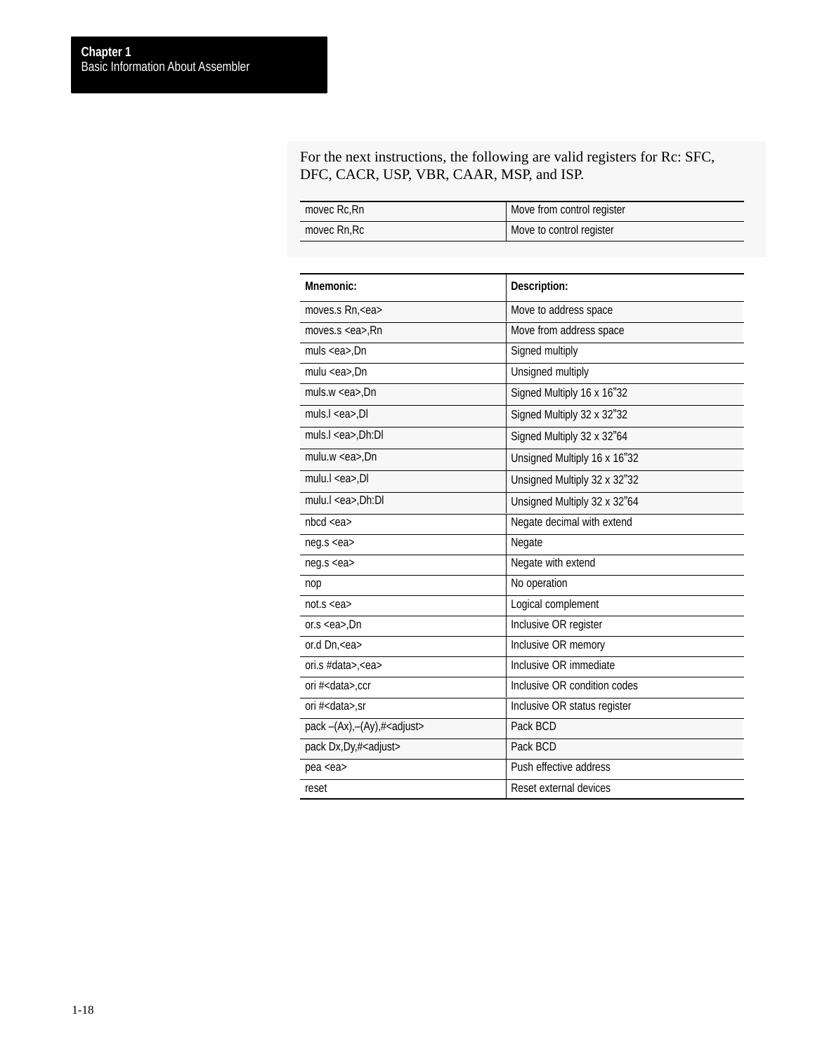For the next instructions, the following are valid registers for Rc: SFC, DFC, CACR, USP, VBR, CAAR, MSP, and ISP.

| | |
|---|---|
| movec Rc,Rn | Move from control register |
| movec Rn,Rc | Move to control register |

| Mnemonic: | Description: |
|---|---|
| moves.s Rn,<ea> | Move to address space |
| moves.s <ea>,Rn | Move from address space |
| muls <ea>,Dn | Signed multiply |
| mulu <ea>,Dn | Unsigned multiply |
| muls.w <ea>,Dn | Signed Multiply 16 x 16"32 |
| muls.l <ea>,Dl | Signed Multiply 32 x 32"32 |
| muls.l <ea>,Dh:Dl | Signed Multiply 32 x 32"64 |
| mulu.w <ea>,Dn | Unsigned Multiply 16 x 16"32 |
| mulu.l <ea>,Dl | Unsigned Multiply 32 x 32"32 |
| mulu.l <ea>,Dh:Dl | Unsigned Multiply 32 x 32"64 |
| nbcd <ea> | Negate decimal with extend |
| neg.s <ea> | Negate |
| neg.s <ea> | Negate with extend |
| nop | No operation |
| not.s <ea> | Logical complement |
| or.s <ea>,Dn | Inclusive OR register |
| or.d Dn,<ea> | Inclusive OR memory |
| ori.s #data>,<ea> | Inclusive OR immediate |
| ori #<data>,ccr | Inclusive OR condition codes |
| ori #<data>,sr | Inclusive OR status register |
| pack –(Ax),–(Ay),#<adjust> | Pack BCD |
| pack Dx,Dy,#<adjust> | Pack BCD |
| pea <ea> | Push effective address |
| reset | Reset external devices |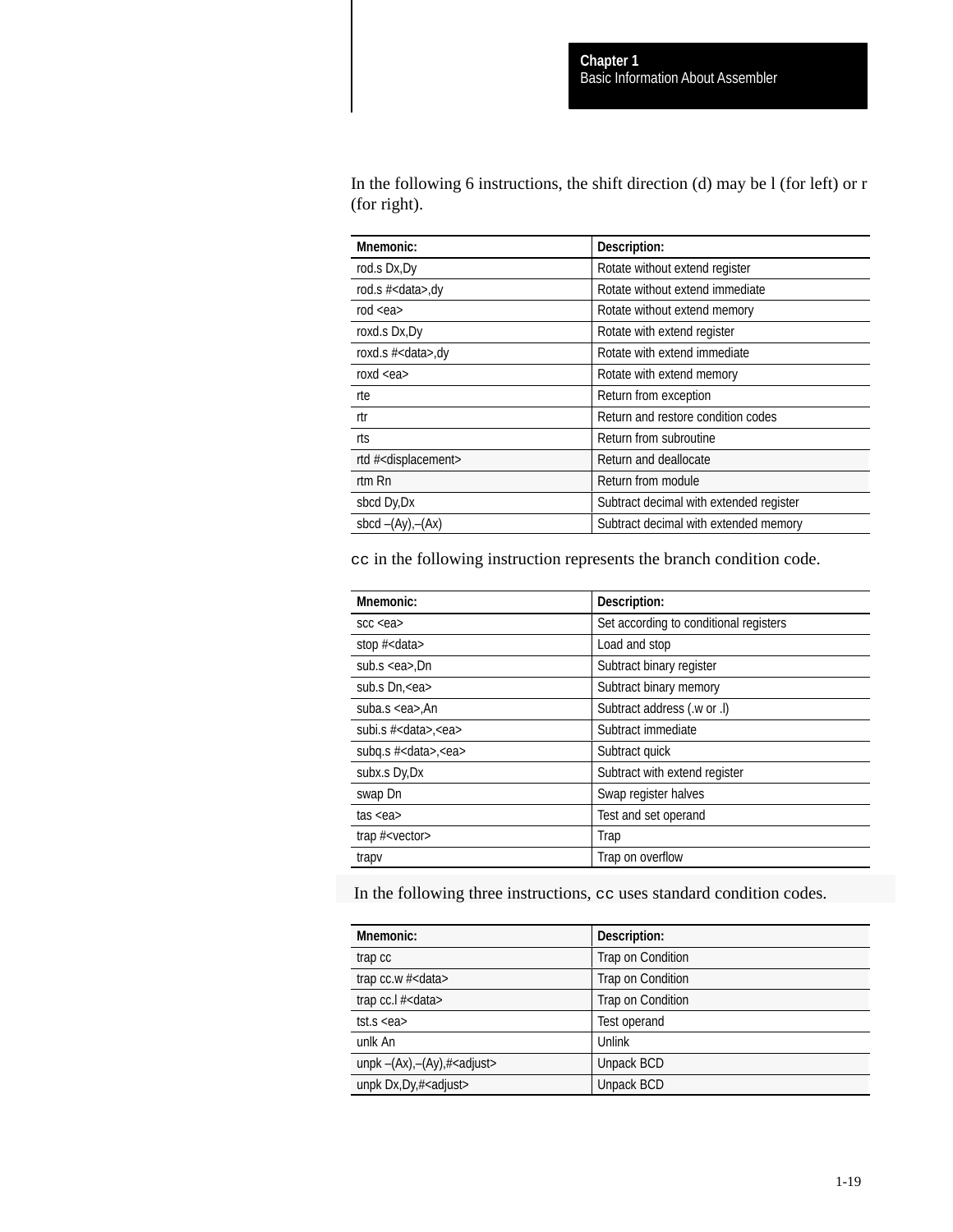In the following 6 instructions, the shift direction (d) may be l (for left) or r (for right).

| Mnemonic: | Description: |
| --- | --- |
| rod.s Dx,Dy | Rotate without extend register |
| rod.s #<data>,dy | Rotate without extend immediate |
| rod <ea> | Rotate without extend memory |
| roxd.s Dx,Dy | Rotate with extend register |
| roxd.s #<data>,dy | Rotate with extend immediate |
| roxd <ea> | Rotate with extend memory |
| rte | Return from exception |
| rtr | Return and restore condition codes |
| rts | Return from subroutine |
| rtd #<displacement> | Return and deallocate |
| rtm Rn | Return from module |
| sbcd Dy,Dx | Subtract decimal with extended register |
| sbcd –(Ay),–(Ax) | Subtract decimal with extended memory |

`cc` in the following instruction represents the branch condition code.

| Mnemonic: | Description: |
| --- | --- |
| scc <ea> | Set according to conditional registers |
| stop #<data> | Load and stop |
| sub.s <ea>,Dn | Subtract binary register |
| sub.s Dn,<ea> | Subtract binary memory |
| suba.s <ea>,An | Subtract address (.w or .l) |
| subi.s #<data>,<ea> | Subtract immediate |
| subq.s #<data>,<ea> | Subtract quick |
| subx.s Dy,Dx | Subtract with extend register |
| swap Dn | Swap register halves |
| tas <ea> | Test and set operand |
| trap #<vector> | Trap |
| trapv | Trap on overflow |

In the following three instructions, `cc` uses standard condition codes.

| Mnemonic: | Description: |
| --- | --- |
| trap cc | Trap on Condition |
| trap cc.w #<data> | Trap on Condition |
| trap cc.l #<data> | Trap on Condition |
| tst.s <ea> | Test operand |
| unlk An | Unlink |
| unpk –(Ax),–(Ay),#<adjust> | Unpack BCD |
| unpk Dx,Dy,#<adjust> | Unpack BCD |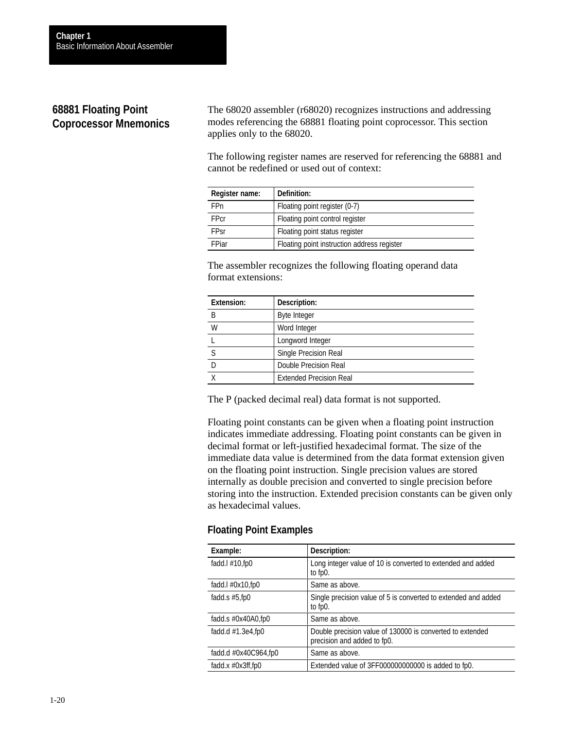## 68881 Floating Point Coprocessor Mnemonics

The 68020 assembler (r68020) recognizes instructions and addressing modes referencing the 68881 floating point coprocessor. This section applies only to the 68020.

The following register names are reserved for referencing the 68881 and cannot be redefined or used out of context:

| Register name: | Definition: |
|---|---|
| FPn | Floating point register (0-7) |
| FPcr | Floating point control register |
| FPsr | Floating point status register |
| FPiar | Floating point instruction address register |

The assembler recognizes the following floating operand data format extensions:

| Extension: | Description: |
|---|---|
| B | Byte Integer |
| W | Word Integer |
| L | Longword Integer |
| S | Single Precision Real |
| D | Double Precision Real |
| X | Extended Precision Real |

The P (packed decimal real) data format is not supported.

Floating point constants can be given when a floating point instruction indicates immediate addressing. Floating point constants can be given in decimal format or left-justified hexadecimal format. The size of the immediate data value is determined from the data format extension given on the floating point instruction. Single precision values are stored internally as double precision and converted to single precision before storing into the instruction. Extended precision constants can be given only as hexadecimal values.

### Floating Point Examples

| Example: | Description: |
|---|---|
| fadd.l #10,fp0 | Long integer value of 10 is converted to extended and added to fp0. |
| fadd.l #0x10,fp0 | Same as above. |
| fadd.s #5,fp0 | Single precision value of 5 is converted to extended and added to fp0. |
| fadd.s #0x40A0,fp0 | Same as above. |
| fadd.d #1.3e4,fp0 | Double precision value of 130000 is converted to extended precision and added to fp0. |
| fadd.d #0x40C964,fp0 | Same as above. |
| fadd.x #0x3ff,fp0 | Extended value of 3FF000000000000 is added to fp0. |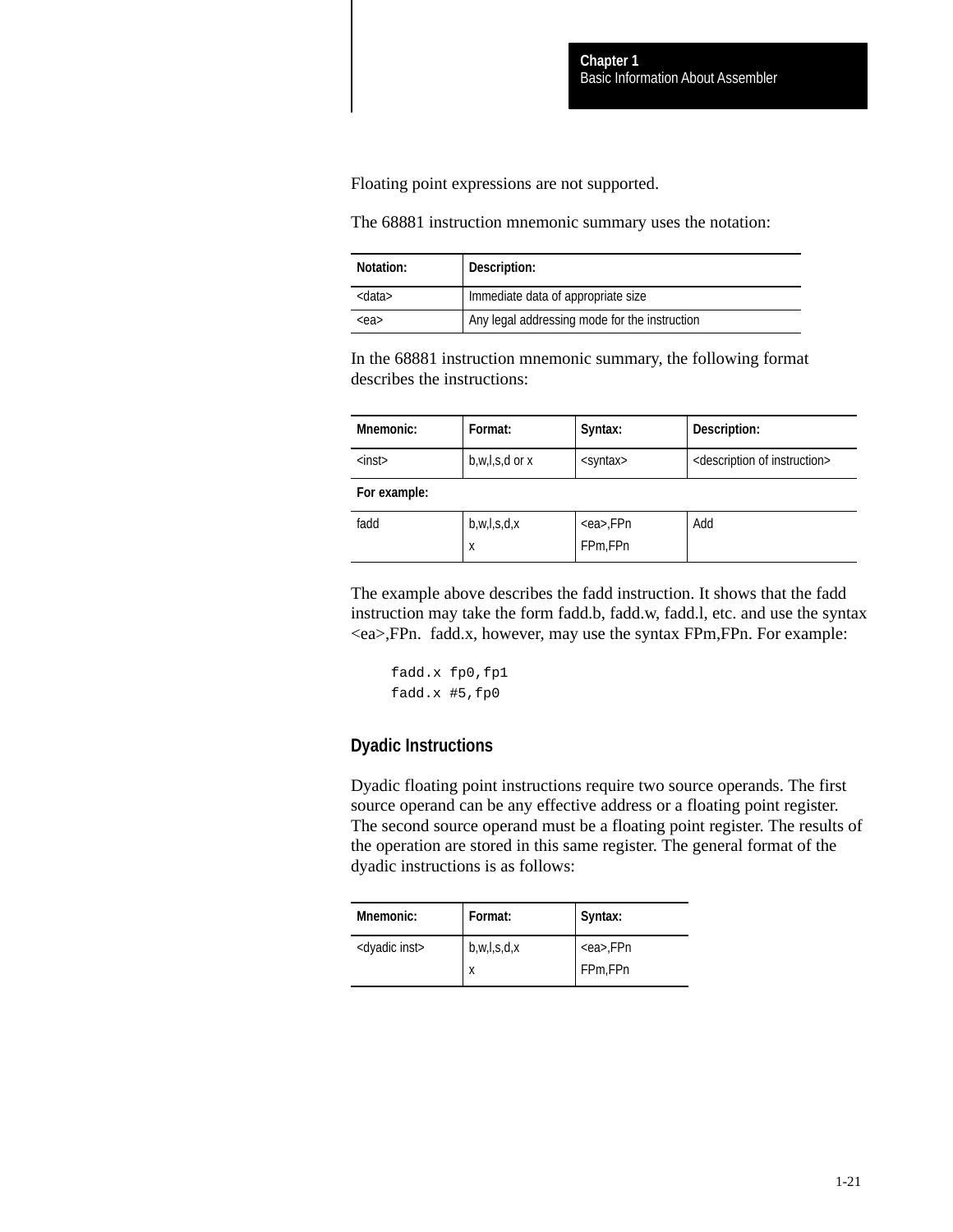Floating point expressions are not supported.

The 68881 instruction mnemonic summary uses the notation:

| Notation: | Description: |
| --- | --- |
| <data> | Immediate data of appropriate size |
| <ea> | Any legal addressing mode for the instruction |

In the 68881 instruction mnemonic summary, the following format describes the instructions:

| Mnemonic: | Format: | Syntax: | Description: |
| --- | --- | --- | --- |
| <inst> | b,w,l,s,d or x | <syntax> | <description of instruction> |
| **For example:** | | | |
| fadd | b,w,l,s,d,x<br>x | <ea>,FPn<br>FPm,FPn | Add |

The example above describes the fadd instruction. It shows that the fadd instruction may take the form fadd.b, fadd.w, fadd.l, etc. and use the syntax <ea>,FPn. fadd.x, however, may use the syntax FPm,FPn. For example:

```
fadd.x fp0,fp1
fadd.x #5,fp0
```

### Dyadic Instructions

Dyadic floating point instructions require two source operands. The first source operand can be any effective address or a floating point register. The second source operand must be a floating point register. The results of the operation are stored in this same register. The general format of the dyadic instructions is as follows:

| Mnemonic: | Format: | Syntax: |
| --- | --- | --- |
| <dyadic inst> | b,w,l,s,d,x<br>x | <ea>,FPn<br>FPm,FPn |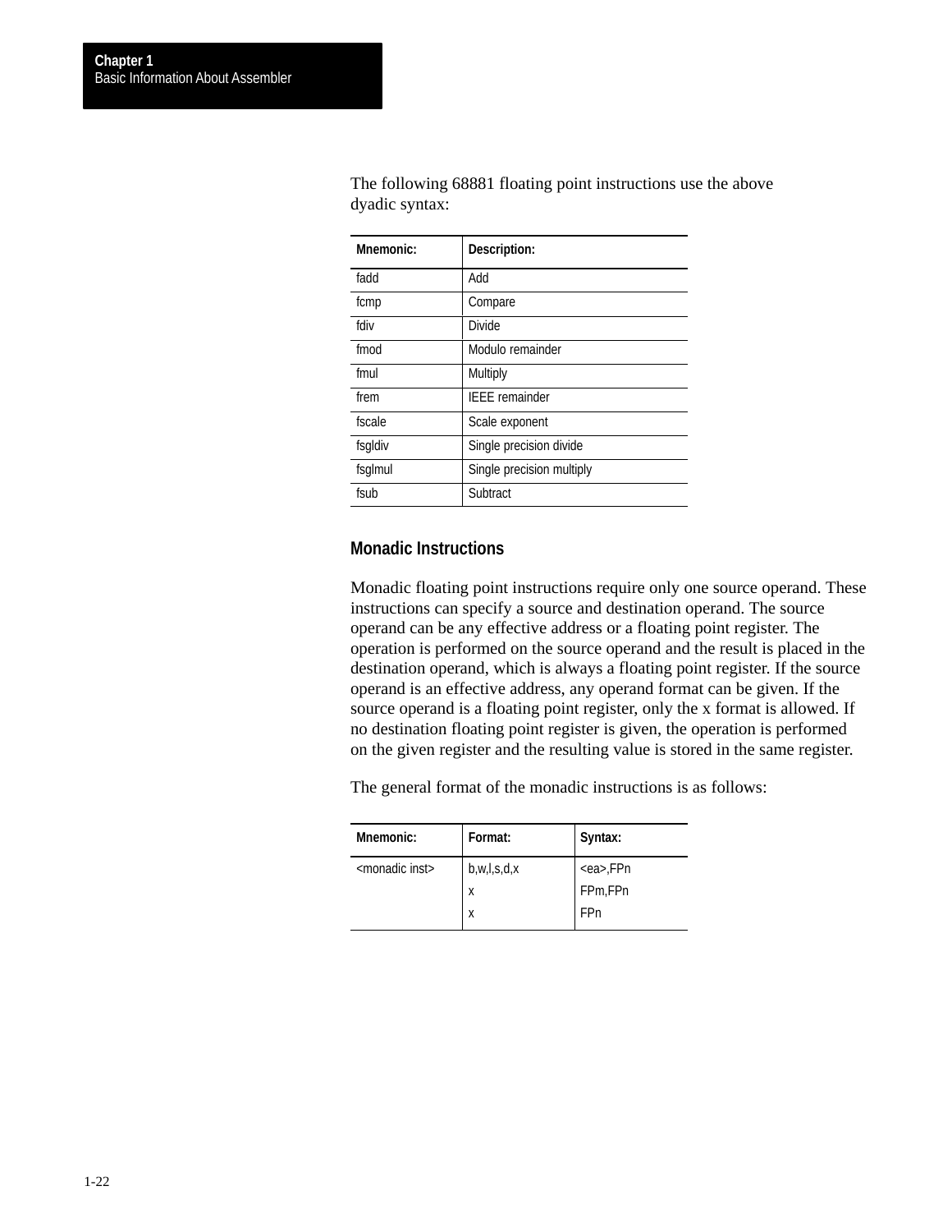The following 68881 floating point instructions use the above dyadic syntax:

| Mnemonic: | Description: |
|---|---|
| fadd | Add |
| fcmp | Compare |
| fdiv | Divide |
| fmod | Modulo remainder |
| fmul | Multiply |
| frem | IEEE remainder |
| fscale | Scale exponent |
| fsgldiv | Single precision divide |
| fsglmul | Single precision multiply |
| fsub | Subtract |

### Monadic Instructions

Monadic floating point instructions require only one source operand. These instructions can specify a source and destination operand. The source operand can be any effective address or a floating point register. The operation is performed on the source operand and the result is placed in the destination operand, which is always a floating point register. If the source operand is an effective address, any operand format can be given. If the source operand is a floating point register, only the x format is allowed. If no destination floating point register is given, the operation is performed on the given register and the resulting value is stored in the same register.

The general format of the monadic instructions is as follows:

| Mnemonic: | Format: | Syntax: |
|---|---|---|
| <monadic inst> | b,w,l,s,d,x | <ea>,FPn |
| | x | FPm,FPn |
| | x | FPn |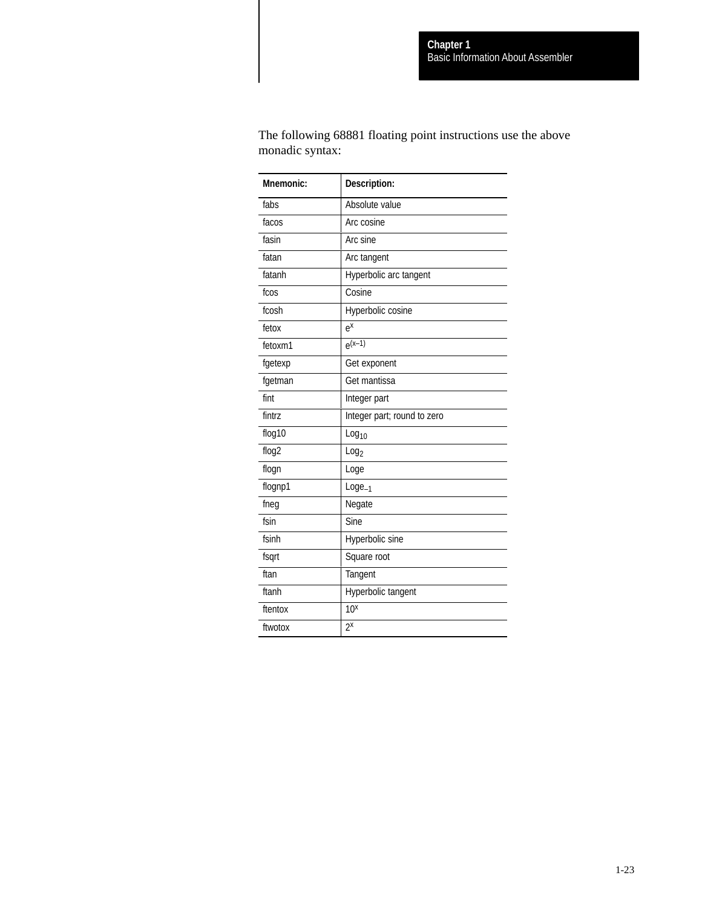The following 68881 floating point instructions use the above monadic syntax:

| Mnemonic: | Description: |
| --- | --- |
| fabs | Absolute value |
| facos | Arc cosine |
| fasin | Arc sine |
| fatan | Arc tangent |
| fatanh | Hyperbolic arc tangent |
| fcos | Cosine |
| fcosh | Hyperbolic cosine |
| fetox | $e^x$ |
| fetoxm1 | $e^{(x-1)}$ |
| fgetexp | Get exponent |
| fgetman | Get mantissa |
| fint | Integer part |
| fintrz | Integer part; round to zero |
| flog10 | $Log_{10}$ |
| flog2 | $Log_2$ |
| flogn | Loge |
| flognp1 | $Loge_{-1}$ |
| fneg | Negate |
| fsin | Sine |
| fsinh | Hyperbolic sine |
| fsqrt | Square root |
| ftan | Tangent |
| ftanh | Hyperbolic tangent |
| ftentox | $10^x$ |
| ftwotox | $2^x$ |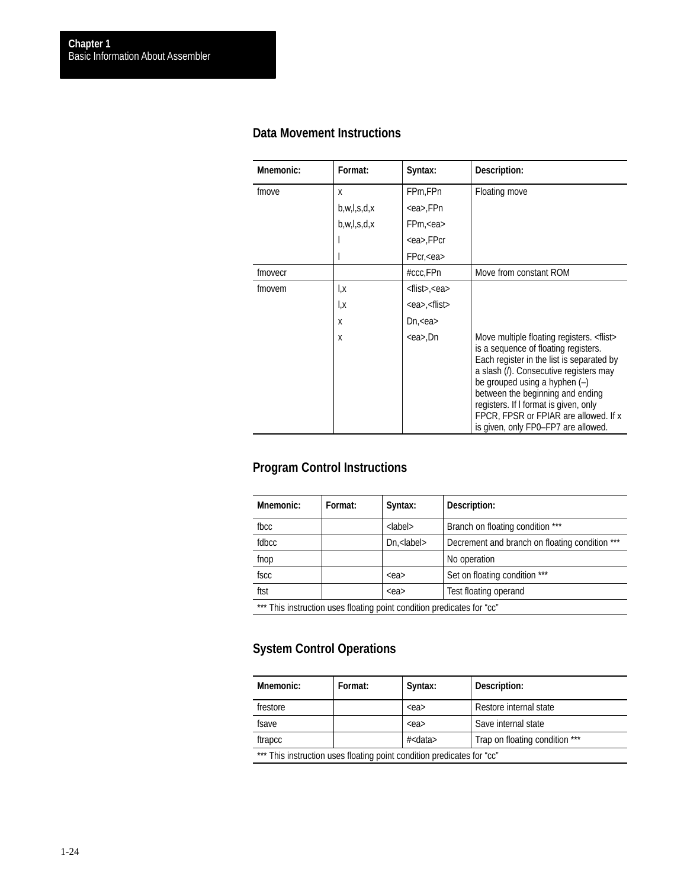## Data Movement Instructions

| Mnemonic: | Format: | Syntax: | Description: |
|---|---|---|---|
| fmove | x | FPm,FPn | Floating move |
| | b,w,l,s,d,x | <ea>,FPn | |
| | b,w,l,s,d,x | FPm,<ea> | |
| | l | <ea>,FPcr | |
| | l | FPcr,<ea> | |
| fmovecr | | #ccc,FPn | Move from constant ROM |
| fmovem | l,x | <flist>,<ea> | |
| | l,x | <ea>,<flist> | |
| | x | Dn,<ea> | |
| | x | <ea>,Dn | Move multiple floating registers. <flist> is a sequence of floating registers. Each register in the list is separated by a slash (/). Consecutive registers may be grouped using a hyphen (–) between the beginning and ending registers. If l format is given, only FPCR, FPSR or FPIAR are allowed. If x is given, only FP0–FP7 are allowed. |

## Program Control Instructions

| Mnemonic: | Format: | Syntax: | Description: |
|---|---|---|---|
| fbcc | | <label> | Branch on floating condition *** |
| fdbcc | | Dn,<label> | Decrement and branch on floating condition *** |
| fnop | | | No operation |
| fscc | | <ea> | Set on floating condition *** |
| ftst | | <ea> | Test floating operand |

*** This instruction uses floating point condition predicates for "cc"

## System Control Operations

| Mnemonic: | Format: | Syntax: | Description: |
|---|---|---|---|
| frestore | | <ea> | Restore internal state |
| fsave | | <ea> | Save internal state |
| ftrapcc | | #<data> | Trap on floating condition *** |

*** This instruction uses floating point condition predicates for "cc"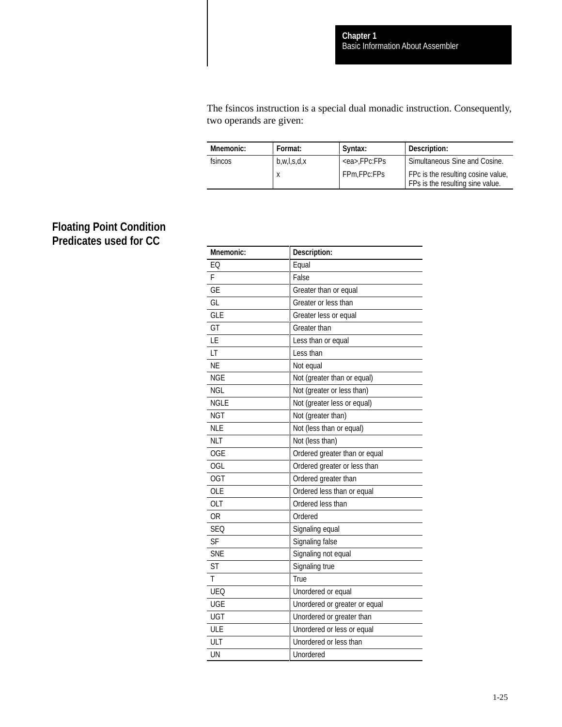The fsincos instruction is a special dual monadic instruction. Consequently, two operands are given:

| Mnemonic: | Format: | Syntax: | Description: |
| --- | --- | --- | --- |
| fsincos | b,w,l,s,d,x | <ea>,FPc:FPs | Simultaneous Sine and Cosine. |
| | x | FPm,FPc:FPs | FPc is the resulting cosine value, FPs is the resulting sine value. |

## Floating Point Condition Predicates used for CC

| Mnemonic: | Description: |
| --- | --- |
| EQ | Equal |
| F | False |
| GE | Greater than or equal |
| GL | Greater or less than |
| GLE | Greater less or equal |
| GT | Greater than |
| LE | Less than or equal |
| LT | Less than |
| NE | Not equal |
| NGE | Not (greater than or equal) |
| NGL | Not (greater or less than) |
| NGLE | Not (greater less or equal) |
| NGT | Not (greater than) |
| NLE | Not (less than or equal) |
| NLT | Not (less than) |
| OGE | Ordered greater than or equal |
| OGL | Ordered greater or less than |
| OGT | Ordered greater than |
| OLE | Ordered less than or equal |
| OLT | Ordered less than |
| OR | Ordered |
| SEQ | Signaling equal |
| SF | Signaling false |
| SNE | Signaling not equal |
| ST | Signaling true |
| T | True |
| UEQ | Unordered or equal |
| UGE | Unordered or greater or equal |
| UGT | Unordered or greater than |
| ULE | Unordered or less or equal |
| ULT | Unordered or less than |
| UN | Unordered |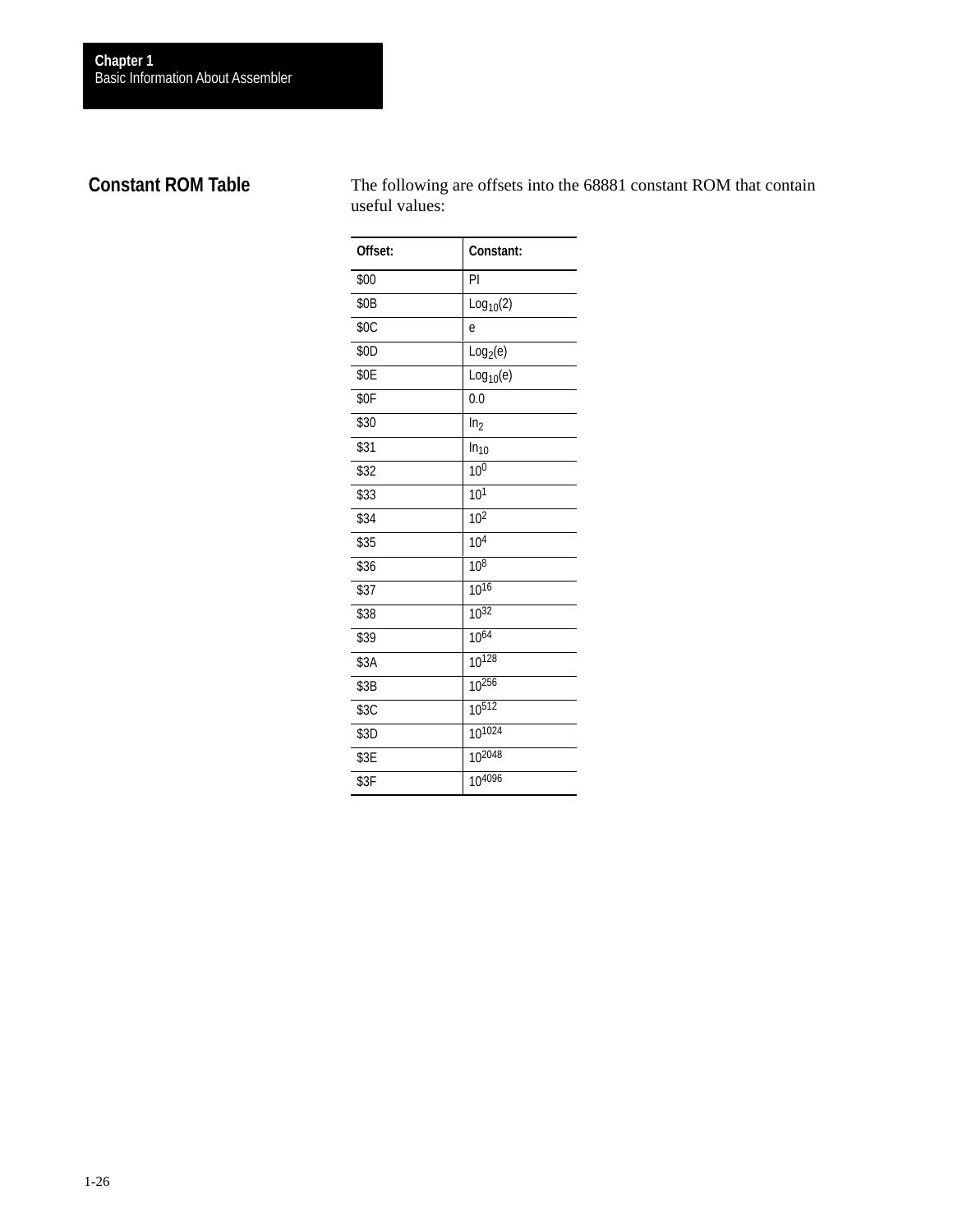## Constant ROM Table

The following are offsets into the 68881 constant ROM that contain useful values:

| Offset: | Constant: |
|---|---|
| $00 | PI |
| $0B | $Log_{10}(2)$ |
| $0C | e |
| $0D | $Log_{2}(e)$ |
| $0E | $Log_{10}(e)$ |
| $0F | 0.0 |
| $30 | $ln_{2}$ |
| $31 | $ln_{10}$ |
| $32 | $10^{0}$ |
| $33 | $10^{1}$ |
| $34 | $10^{2}$ |
| $35 | $10^{4}$ |
| $36 | $10^{8}$ |
| $37 | $10^{16}$ |
| $38 | $10^{32}$ |
| $39 | $10^{64}$ |
| $3A | $10^{128}$ |
| $3B | $10^{256}$ |
| $3C | $10^{512}$ |
| $3D | $10^{1024}$ |
| $3E | $10^{2048}$ |
| $3F | $10^{4096}$ |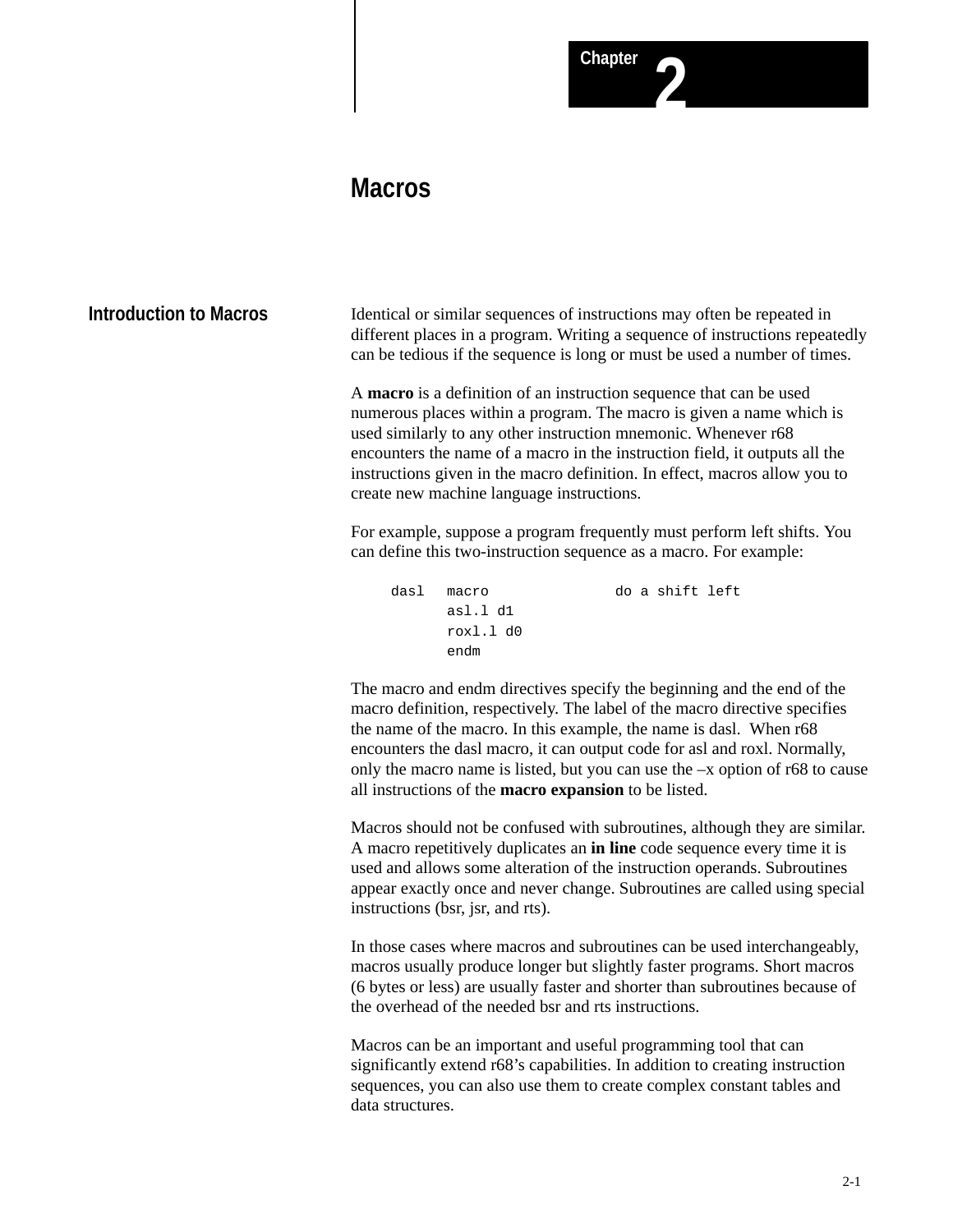# Chapter 2

# Macros

## Introduction to Macros

Identical or similar sequences of instructions may often be repeated in different places in a program. Writing a sequence of instructions repeatedly can be tedious if the sequence is long or must be used a number of times.

A **macro** is a definition of an instruction sequence that can be used numerous places within a program. The macro is given a name which is used similarly to any other instruction mnemonic. Whenever r68 encounters the name of a macro in the instruction field, it outputs all the instructions given in the macro definition. In effect, macros allow you to create new machine language instructions.

For example, suppose a program frequently must perform left shifts. You can define this two-instruction sequence as a macro. For example:

```
dasl   macro              do a shift left
       asl.l d1
       roxl.l d0
       endm
```

The macro and endm directives specify the beginning and the end of the macro definition, respectively. The label of the macro directive specifies the name of the macro. In this example, the name is dasl.  When r68 encounters the dasl macro, it can output code for asl and roxl. Normally, only the macro name is listed, but you can use the –x option of r68 to cause all instructions of the **macro expansion** to be listed.

Macros should not be confused with subroutines, although they are similar. A macro repetitively duplicates an **in line** code sequence every time it is used and allows some alteration of the instruction operands. Subroutines appear exactly once and never change. Subroutines are called using special instructions (bsr, jsr, and rts).

In those cases where macros and subroutines can be used interchangeably, macros usually produce longer but slightly faster programs. Short macros (6 bytes or less) are usually faster and shorter than subroutines because of the overhead of the needed bsr and rts instructions.

Macros can be an important and useful programming tool that can significantly extend r68's capabilities. In addition to creating instruction sequences, you can also use them to create complex constant tables and data structures.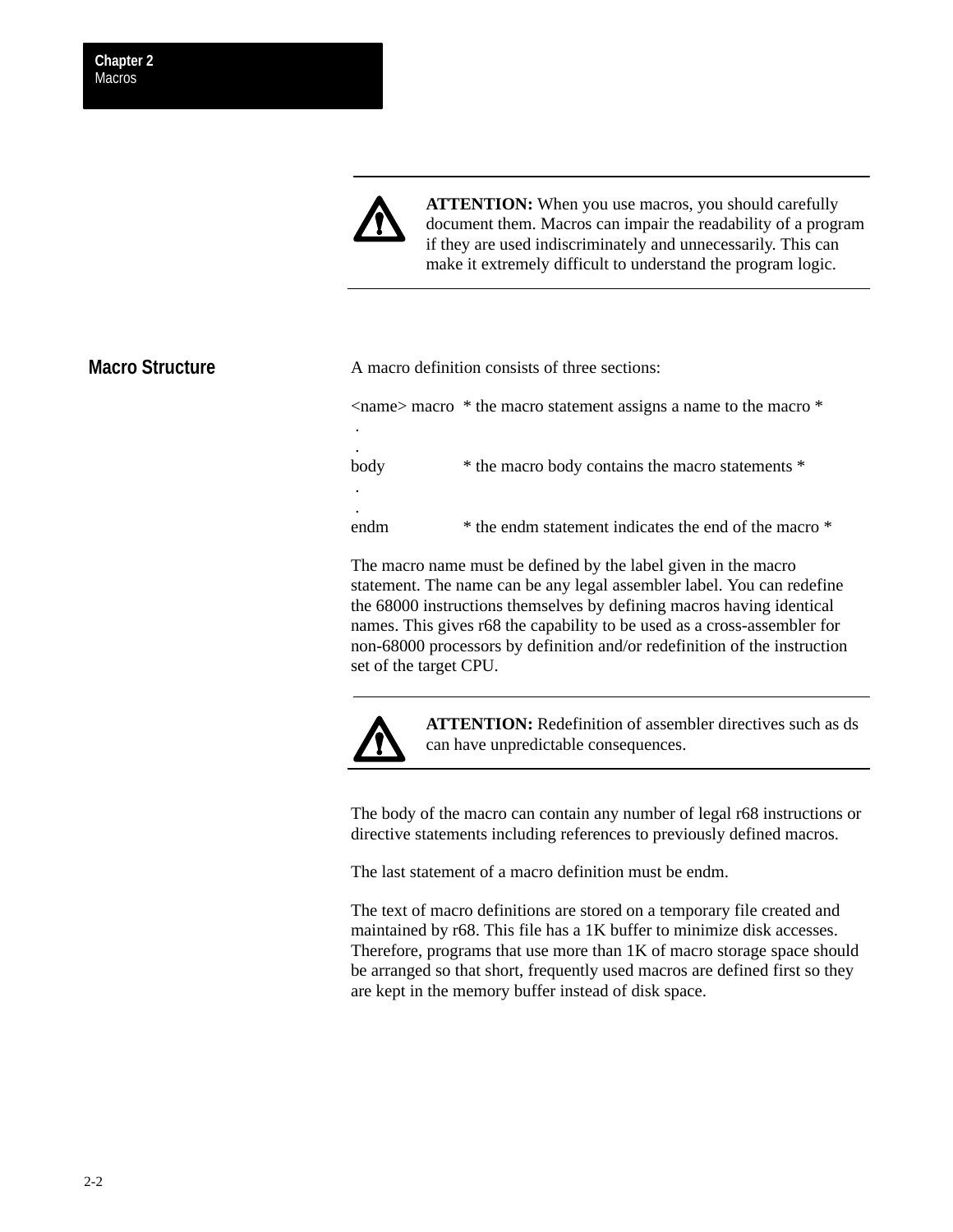**ATTENTION:** When you use macros, you should carefully document them. Macros can impair the readability of a program if they are used indiscriminately and unnecessarily. This can make it extremely difficult to understand the program logic.

## Macro Structure

A macro definition consists of three sections:

```
<name> macro  * the macro statement assigns a name to the macro *
 .
 .
body          * the macro body contains the macro statements *
 .
 .
endm          * the endm statement indicates the end of the macro *
```

The macro name must be defined by the label given in the macro statement. The name can be any legal assembler label. You can redefine the 68000 instructions themselves by defining macros having identical names. This gives r68 the capability to be used as a cross-assembler for non-68000 processors by definition and/or redefinition of the instruction set of the target CPU.

**ATTENTION:** Redefinition of assembler directives such as ds can have unpredictable consequences.

The body of the macro can contain any number of legal r68 instructions or directive statements including references to previously defined macros.

The last statement of a macro definition must be endm.

The text of macro definitions are stored on a temporary file created and maintained by r68. This file has a 1K buffer to minimize disk accesses. Therefore, programs that use more than 1K of macro storage space should be arranged so that short, frequently used macros are defined first so they are kept in the memory buffer instead of disk space.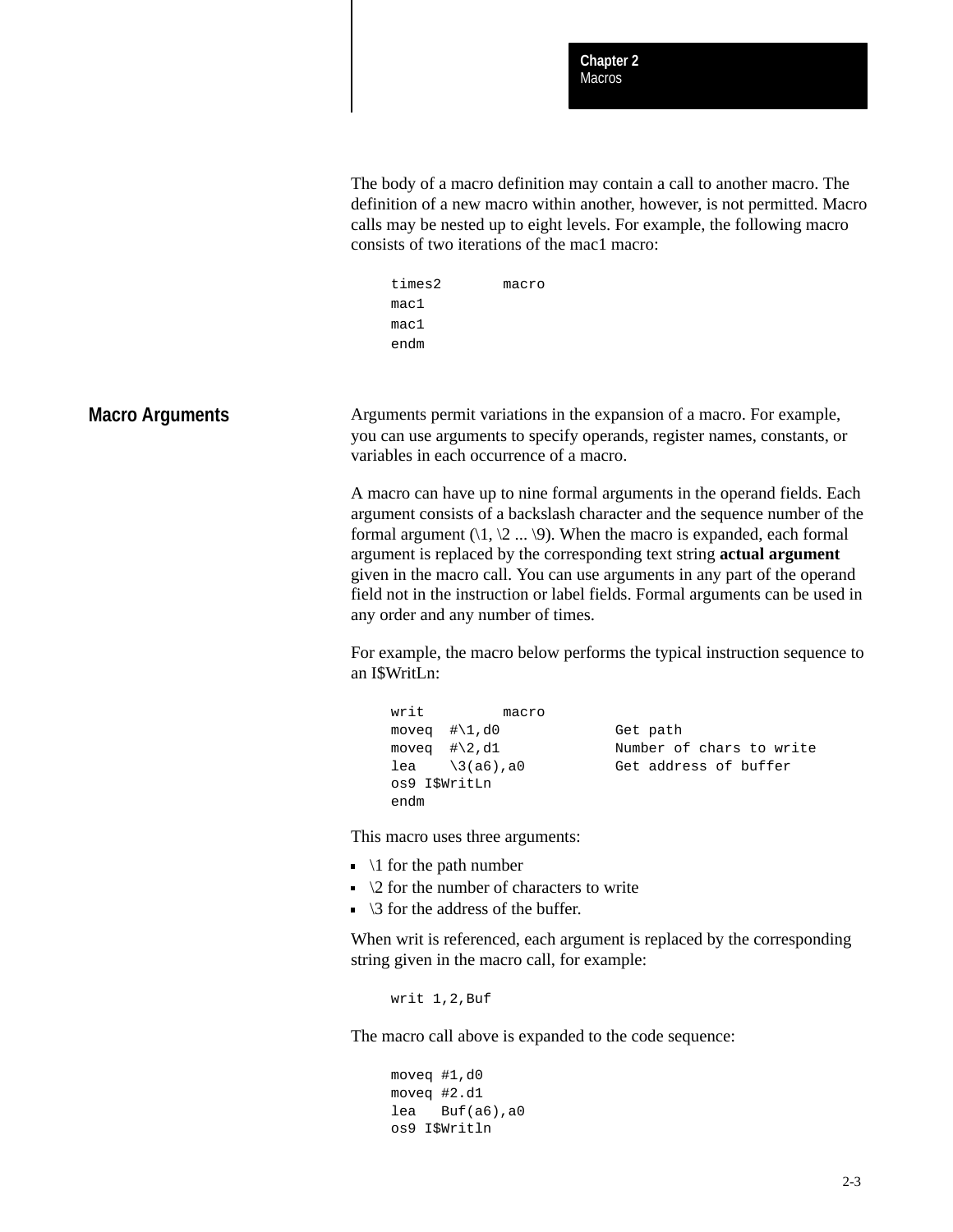The body of a macro definition may contain a call to another macro. The definition of a new macro within another, however, is not permitted. Macro calls may be nested up to eight levels. For example, the following macro consists of two iterations of the mac1 macro:

```
times2       macro
mac1
mac1
endm
```

## Macro Arguments

Arguments permit variations in the expansion of a macro. For example, you can use arguments to specify operands, register names, constants, or variables in each occurrence of a macro.

A macro can have up to nine formal arguments in the operand fields. Each argument consists of a backslash character and the sequence number of the formal argument (\1, \2 ... \9). When the macro is expanded, each formal argument is replaced by the corresponding text string **actual argument** given in the macro call. You can use arguments in any part of the operand field not in the instruction or label fields. Formal arguments can be used in any order and any number of times.

For example, the macro below performs the typical instruction sequence to an I$WritLn:

```
writ         macro
moveq  #\1,d0             Get path
moveq  #\2,d1             Number of chars to write
lea    \3(a6),a0          Get address of buffer
os9 I$WritLn
endm
```

This macro uses three arguments:

- \1 for the path number
- \2 for the number of characters to write
- \3 for the address of the buffer.

When writ is referenced, each argument is replaced by the corresponding string given in the macro call, for example:

```
writ 1,2,Buf
```

The macro call above is expanded to the code sequence:

```
moveq #1,d0
moveq #2.d1
lea   Buf(a6),a0
os9 I$Writln
```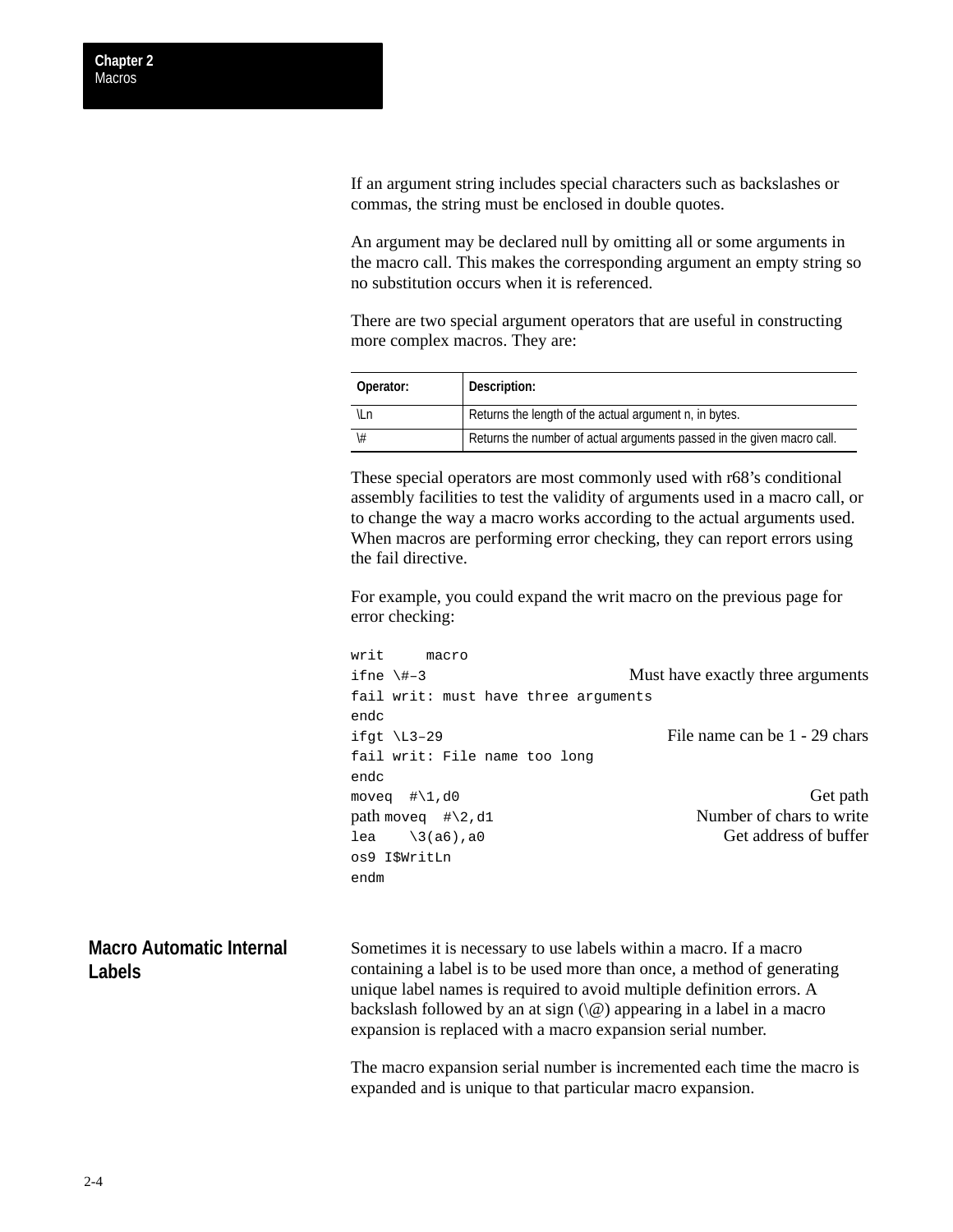If an argument string includes special characters such as backslashes or commas, the string must be enclosed in double quotes.

An argument may be declared null by omitting all or some arguments in the macro call. This makes the corresponding argument an empty string so no substitution occurs when it is referenced.

There are two special argument operators that are useful in constructing more complex macros. They are:

| Operator: | Description: |
|---|---|
| \Ln | Returns the length of the actual argument n, in bytes. |
| \# | Returns the number of actual arguments passed in the given macro call. |

These special operators are most commonly used with r68's conditional assembly facilities to test the validity of arguments used in a macro call, or to change the way a macro works according to the actual arguments used. When macros are performing error checking, they can report errors using the fail directive.

For example, you could expand the writ macro on the previous page for error checking:

```
writ     macro
ifne \#–3                              Must have exactly three arguments
fail writ: must have three arguments
endc
ifgt \L3–29                            File name can be 1 - 29 chars
fail writ: File name too long
endc
moveq  #\1,d0                          Get path
path moveq  #\2,d1                     Number of chars to write
lea    \3(a6),a0                       Get address of buffer
os9 I$WritLn
endm
```

## Macro Automatic Internal Labels

Sometimes it is necessary to use labels within a macro. If a macro containing a label is to be used more than once, a method of generating unique label names is required to avoid multiple definition errors. A backslash followed by an at sign (\@) appearing in a label in a macro expansion is replaced with a macro expansion serial number.

The macro expansion serial number is incremented each time the macro is expanded and is unique to that particular macro expansion.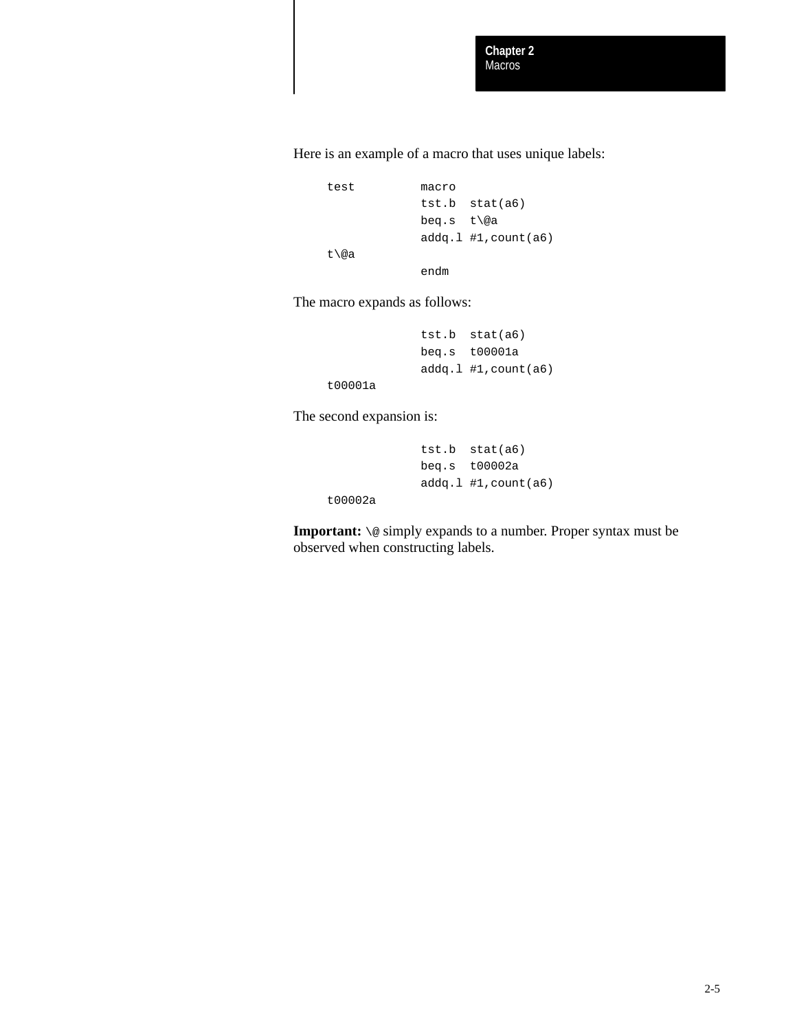Here is an example of a macro that uses unique labels:

```
test         macro
             tst.b  stat(a6)
             beq.s  t\@a
             addq.l #1,count(a6)
t\@a
             endm
```

The macro expands as follows:

```
             tst.b  stat(a6)
             beq.s  t00001a
             addq.l #1,count(a6)
t00001a
```

The second expansion is:

```
             tst.b  stat(a6)
             beq.s  t00002a
             addq.l #1,count(a6)
t00002a
```

**Important:** `\@` simply expands to a number. Proper syntax must be observed when constructing labels.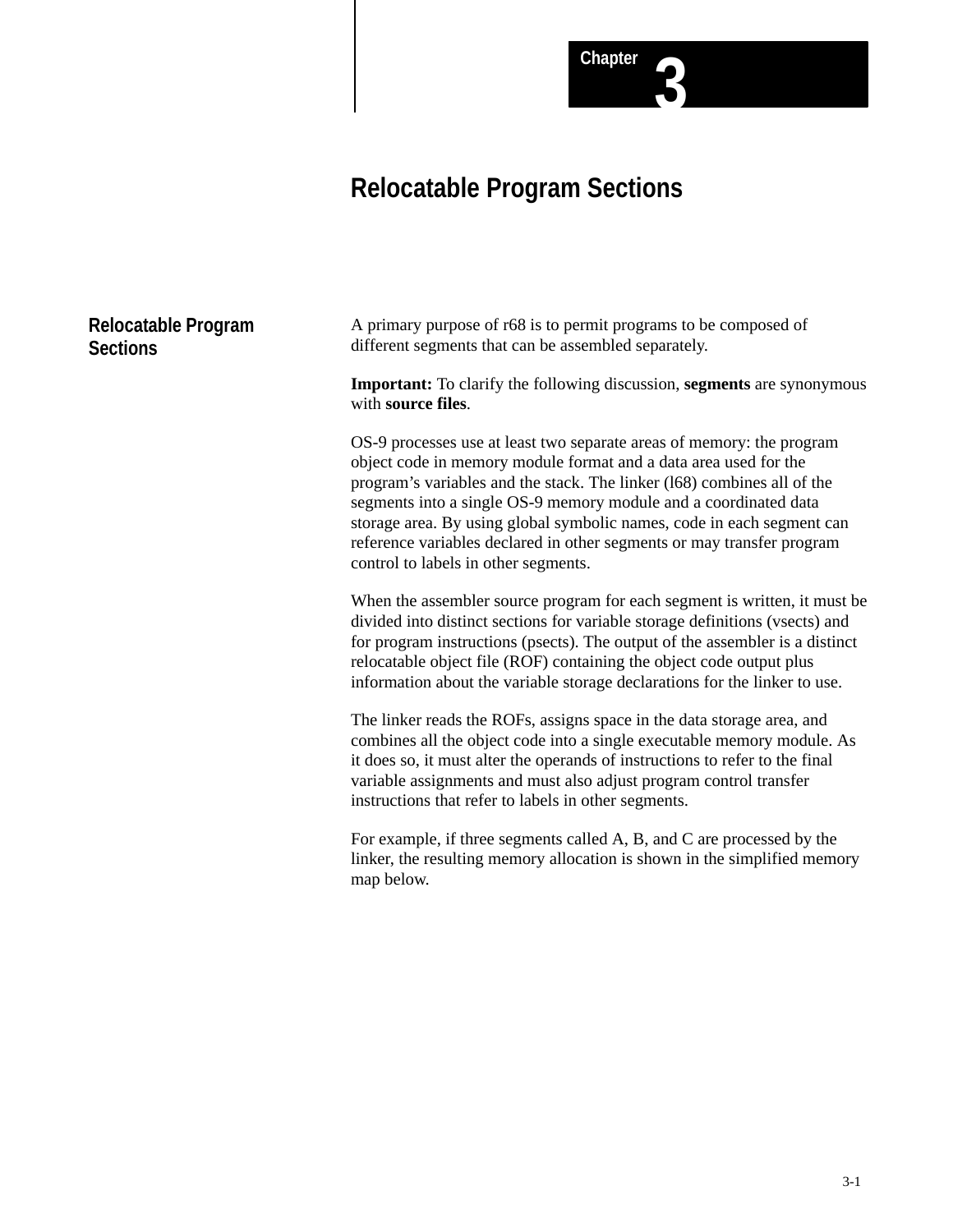# Chapter 3

# Relocatable Program Sections

## Relocatable Program Sections

A primary purpose of r68 is to permit programs to be composed of different segments that can be assembled separately.

**Important:** To clarify the following discussion, **segments** are synonymous with **source files**.

OS-9 processes use at least two separate areas of memory: the program object code in memory module format and a data area used for the program's variables and the stack. The linker (l68) combines all of the segments into a single OS-9 memory module and a coordinated data storage area. By using global symbolic names, code in each segment can reference variables declared in other segments or may transfer program control to labels in other segments.

When the assembler source program for each segment is written, it must be divided into distinct sections for variable storage definitions (vsects) and for program instructions (psects). The output of the assembler is a distinct relocatable object file (ROF) containing the object code output plus information about the variable storage declarations for the linker to use.

The linker reads the ROFs, assigns space in the data storage area, and combines all the object code into a single executable memory module. As it does so, it must alter the operands of instructions to refer to the final variable assignments and must also adjust program control transfer instructions that refer to labels in other segments.

For example, if three segments called A, B, and C are processed by the linker, the resulting memory allocation is shown in the simplified memory map below.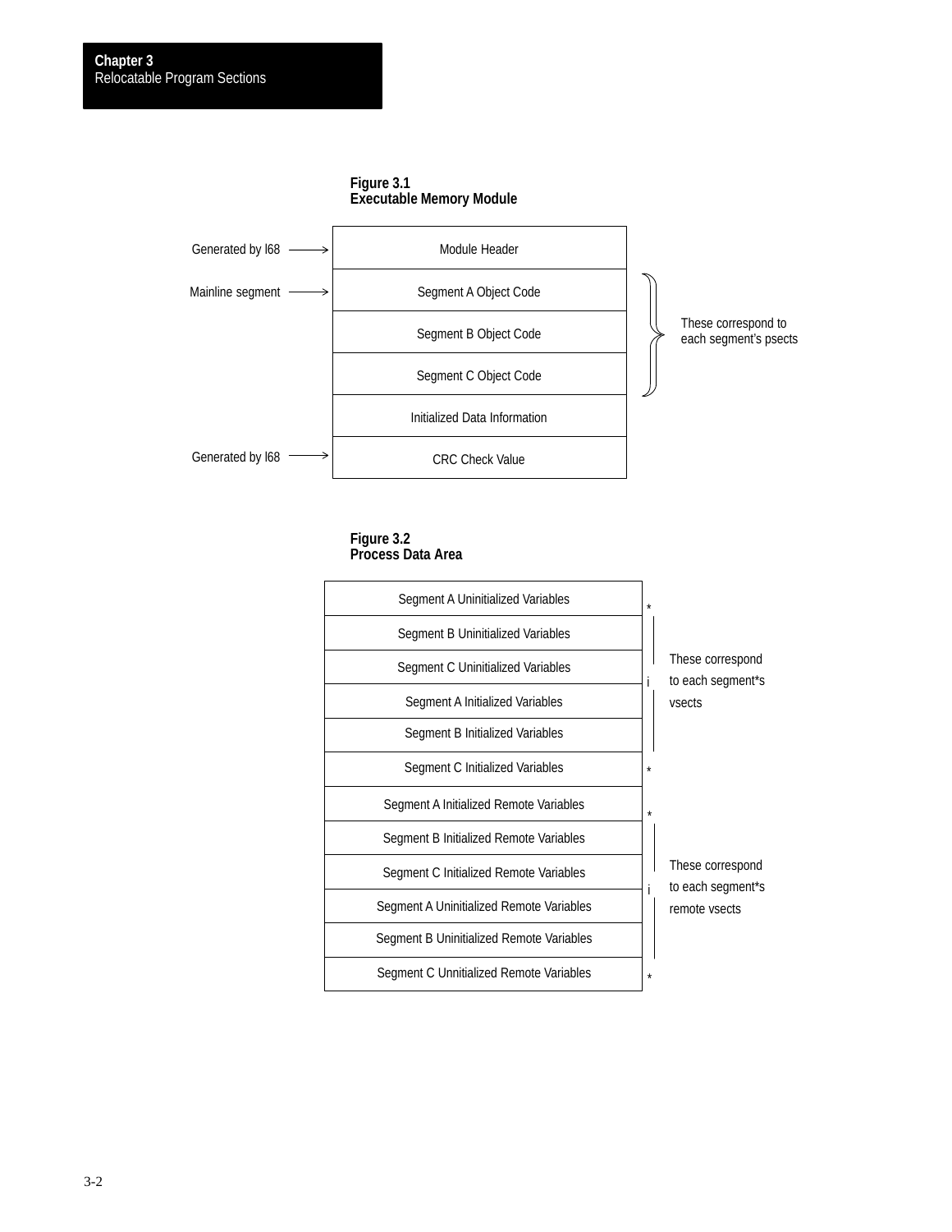**Figure 3.1**
**Executable Memory Module**

| Annotation | Section | Note |
|---|---|---|
| Generated by l68 → | Module Header | |
| Mainline segment → | Segment A Object Code | These correspond to each segment's psects |
| | Segment B Object Code | |
| | Segment C Object Code | |
| | Initialized Data Information | |
| Generated by l68 → | CRC Check Value | |

**Figure 3.2**
**Process Data Area**

| Section | Note |
|---|---|
| Segment A Uninitialized Variables | These correspond to each segment*s vsects |
| Segment B Uninitialized Variables | |
| Segment C Uninitialized Variables | |
| Segment A Initialized Variables | |
| Segment B Initialized Variables | |
| Segment C Initialized Variables | |
| Segment A Initialized Remote Variables | These correspond to each segment*s remote vsects |
| Segment B Initialized Remote Variables | |
| Segment C Initialized Remote Variables | |
| Segment A Uninitialized Remote Variables | |
| Segment B Uninitialized Remote Variables | |
| Segment C Unnitialized Remote Variables | |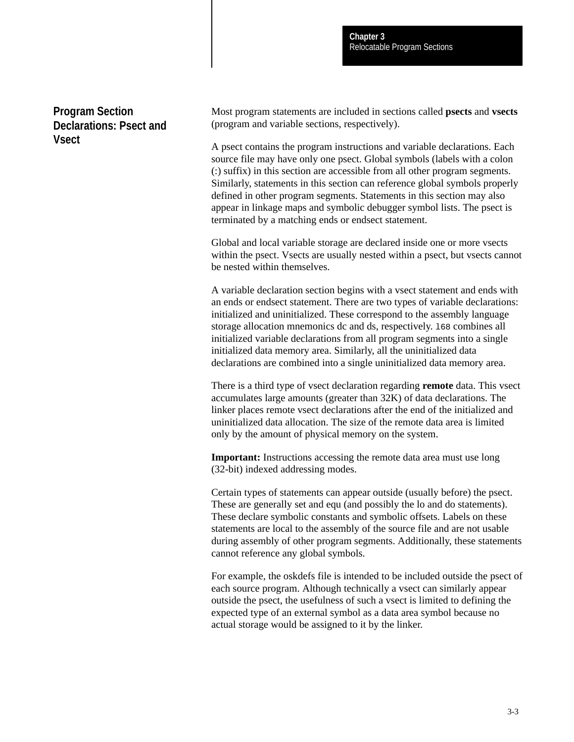## Program Section Declarations: Psect and Vsect

Most program statements are included in sections called **psects** and **vsects** (program and variable sections, respectively).

A psect contains the program instructions and variable declarations. Each source file may have only one psect. Global symbols (labels with a colon (:) suffix) in this section are accessible from all other program segments. Similarly, statements in this section can reference global symbols properly defined in other program segments. Statements in this section may also appear in linkage maps and symbolic debugger symbol lists. The psect is terminated by a matching ends or endsect statement.

Global and local variable storage are declared inside one or more vsects within the psect. Vsects are usually nested within a psect, but vsects cannot be nested within themselves.

A variable declaration section begins with a vsect statement and ends with an ends or endsect statement. There are two types of variable declarations: initialized and uninitialized. These correspond to the assembly language storage allocation mnemonics dc and ds, respectively. `l68` combines all initialized variable declarations from all program segments into a single initialized data memory area. Similarly, all the uninitialized data declarations are combined into a single uninitialized data memory area.

There is a third type of vsect declaration regarding **remote** data. This vsect accumulates large amounts (greater than 32K) of data declarations. The linker places remote vsect declarations after the end of the initialized and uninitialized data allocation. The size of the remote data area is limited only by the amount of physical memory on the system.

**Important:** Instructions accessing the remote data area must use long (32-bit) indexed addressing modes.

Certain types of statements can appear outside (usually before) the psect. These are generally set and equ (and possibly the lo and do statements). These declare symbolic constants and symbolic offsets. Labels on these statements are local to the assembly of the source file and are not usable during assembly of other program segments. Additionally, these statements cannot reference any global symbols.

For example, the oskdefs file is intended to be included outside the psect of each source program. Although technically a vsect can similarly appear outside the psect, the usefulness of such a vsect is limited to defining the expected type of an external symbol as a data area symbol because no actual storage would be assigned to it by the linker.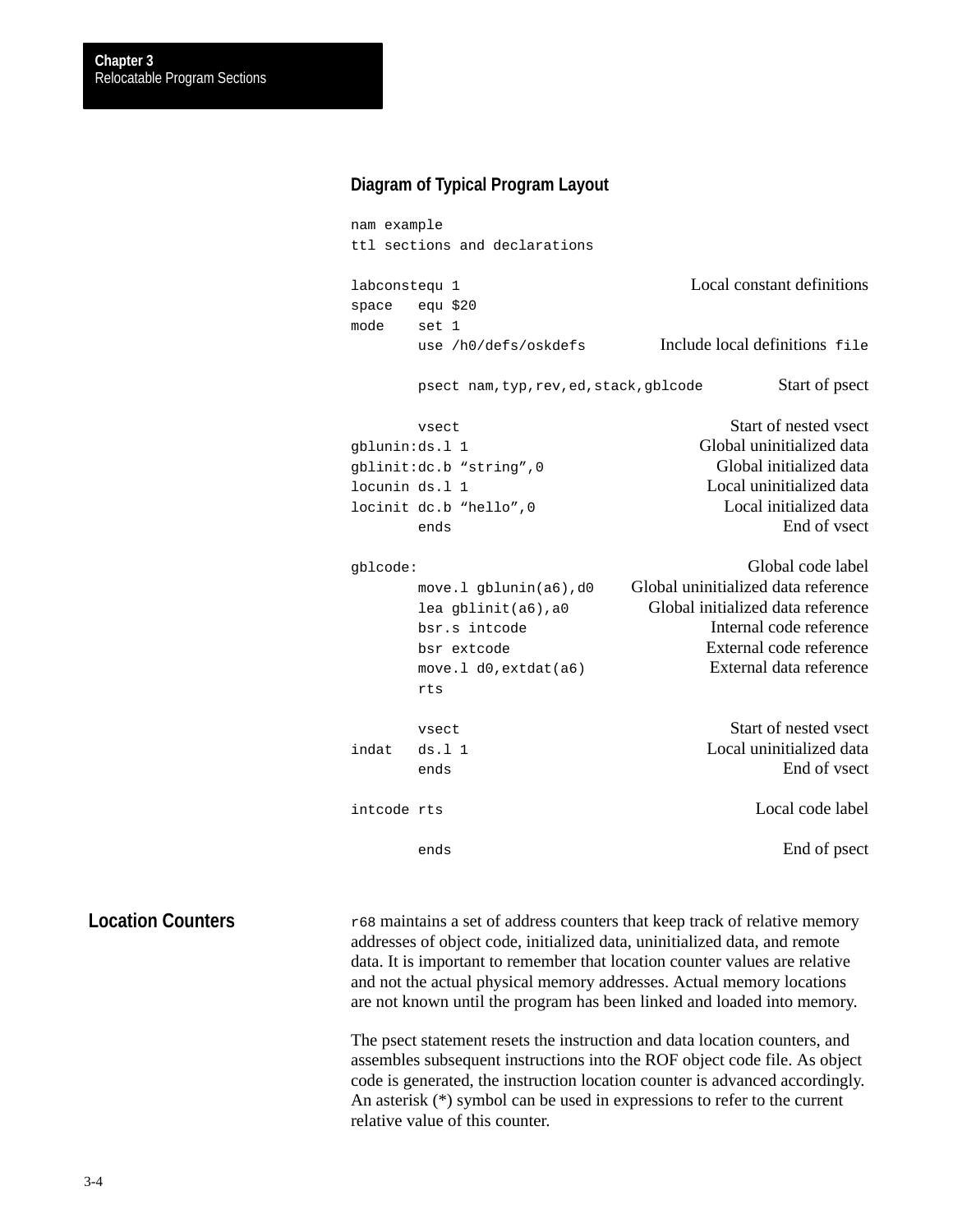## Diagram of Typical Program Layout

```
nam example
ttl sections and declarations

labconstequ 1                                    Local constant definitions
space   equ $20
mode    set 1
        use /h0/defs/oskdefs                     Include local definitions file

        psect nam,typ,rev,ed,stack,gblcode       Start of psect

        vsect                                    Start of nested vsect
gblunin:ds.l 1                                   Global uninitialized data
gblinit:dc.b "string",0                          Global initialized data
locunin ds.l 1                                   Local uninitialized data
locinit dc.b "hello",0                           Local initialized data
        ends                                     End of vsect

gblcode:                                         Global code label
        move.l gblunin(a6),d0                    Global uninitialized data reference
        lea gblinit(a6),a0                       Global initialized data reference
        bsr.s intcode                            Internal code reference
        bsr extcode                              External code reference
        move.l d0,extdat(a6)                     External data reference
        rts

        vsect                                    Start of nested vsect
indat   ds.l 1                                   Local uninitialized data
        ends                                     End of vsect

intcode rts                                      Local code label

        ends                                     End of psect
```

## Location Counters

r68 maintains a set of address counters that keep track of relative memory addresses of object code, initialized data, uninitialized data, and remote data. It is important to remember that location counter values are relative and not the actual physical memory addresses. Actual memory locations are not known until the program has been linked and loaded into memory.

The psect statement resets the instruction and data location counters, and assembles subsequent instructions into the ROF object code file. As object code is generated, the instruction location counter is advanced accordingly. An asterisk (*) symbol can be used in expressions to refer to the current relative value of this counter.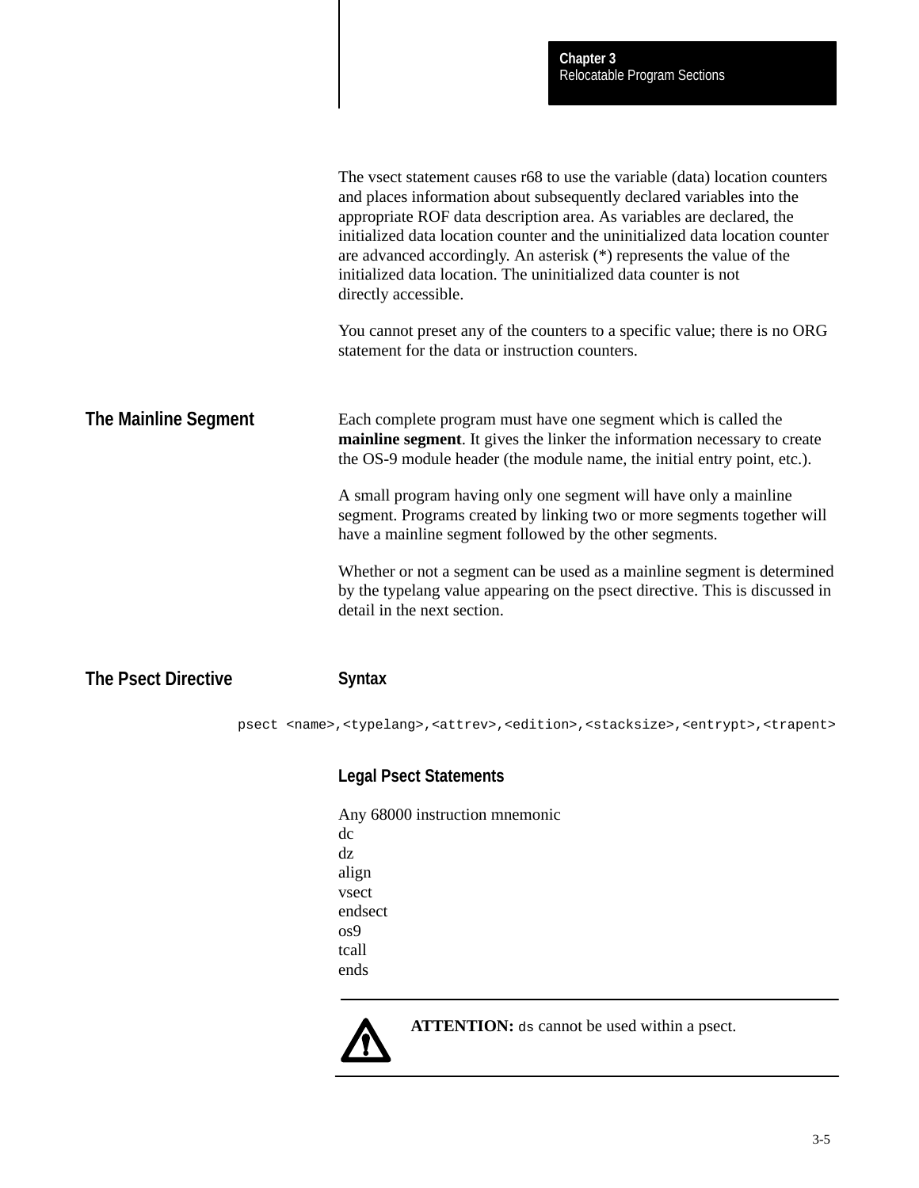The vsect statement causes r68 to use the variable (data) location counters and places information about subsequently declared variables into the appropriate ROF data description area. As variables are declared, the initialized data location counter and the uninitialized data location counter are advanced accordingly. An asterisk (*) represents the value of the initialized data location. The uninitialized data counter is not directly accessible.

You cannot preset any of the counters to a specific value; there is no ORG statement for the data or instruction counters.

## The Mainline Segment

Each complete program must have one segment which is called the **mainline segment**. It gives the linker the information necessary to create the OS-9 module header (the module name, the initial entry point, etc.).

A small program having only one segment will have only a mainline segment. Programs created by linking two or more segments together will have a mainline segment followed by the other segments.

Whether or not a segment can be used as a mainline segment is determined by the typelang value appearing on the psect directive. This is discussed in detail in the next section.

## The Psect Directive

### Syntax

```
psect <name>,<typelang>,<attrev>,<edition>,<stacksize>,<entrypt>,<trapent>
```

### Legal Psect Statements

Any 68000 instruction mnemonic
dc
dz
align
vsect
endsect
os9
tcall
ends

**ATTENTION:** `ds` cannot be used within a psect.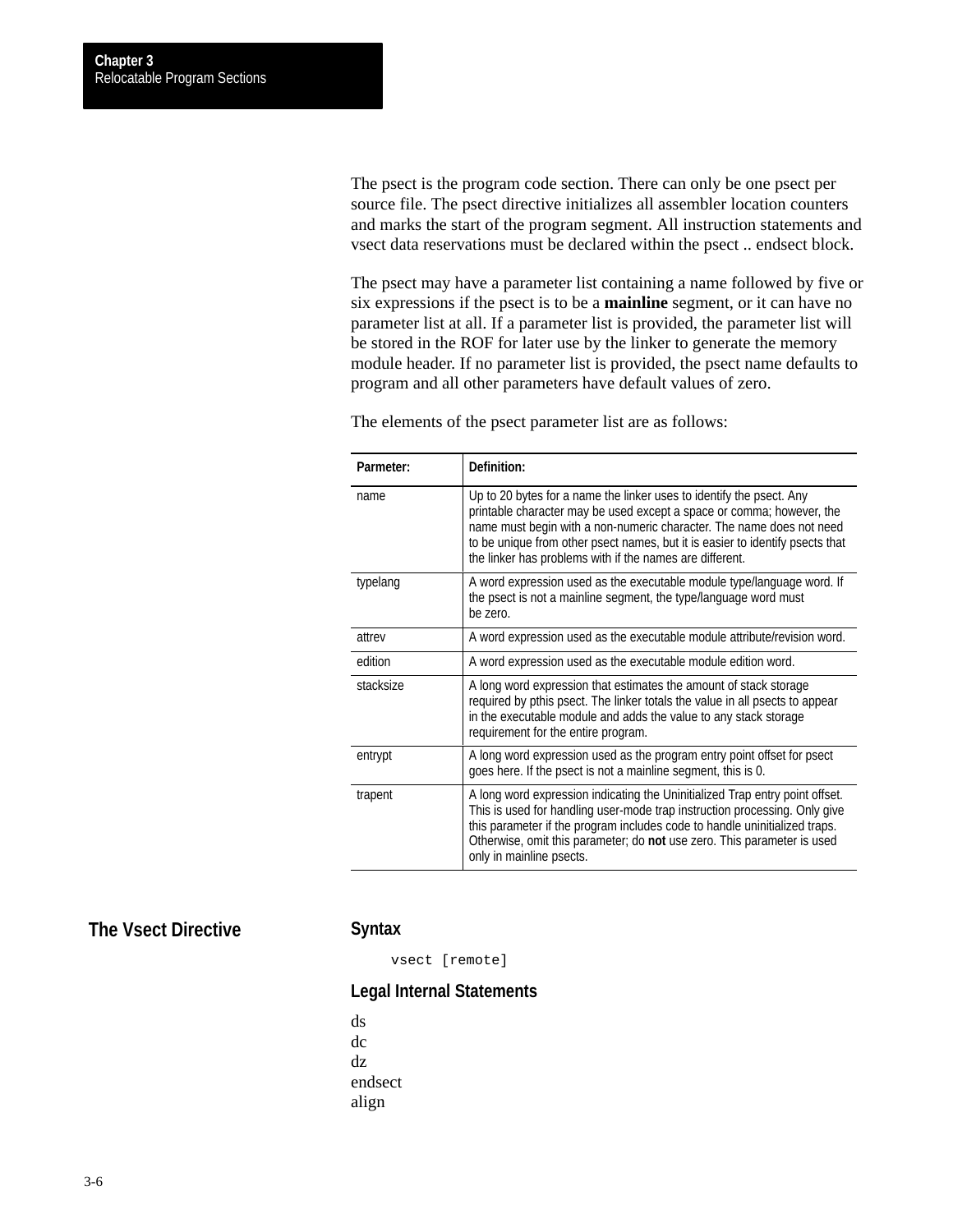The psect is the program code section. There can only be one psect per source file. The psect directive initializes all assembler location counters and marks the start of the program segment. All instruction statements and vsect data reservations must be declared within the psect .. endsect block.

The psect may have a parameter list containing a name followed by five or six expressions if the psect is to be a **mainline** segment, or it can have no parameter list at all. If a parameter list is provided, the parameter list will be stored in the ROF for later use by the linker to generate the memory module header. If no parameter list is provided, the psect name defaults to program and all other parameters have default values of zero.

The elements of the psect parameter list are as follows:

| Parmeter: | Definition: |
|---|---|
| name | Up to 20 bytes for a name the linker uses to identify the psect. Any printable character may be used except a space or comma; however, the name must begin with a non-numeric character. The name does not need to be unique from other psect names, but it is easier to identify psects that the linker has problems with if the names are different. |
| typelang | A word expression used as the executable module type/language word. If the psect is not a mainline segment, the type/language word must be zero. |
| attrev | A word expression used as the executable module attribute/revision word. |
| edition | A word expression used as the executable module edition word. |
| stacksize | A long word expression that estimates the amount of stack storage required by pthis psect. The linker totals the value in all psects to appear in the executable module and adds the value to any stack storage requirement for the entire program. |
| entrypt | A long word expression used as the program entry point offset for psect goes here. If the psect is not a mainline segment, this is 0. |
| trapent | A long word expression indicating the Uninitialized Trap entry point offset. This is used for handling user-mode trap instruction processing. Only give this parameter if the program includes code to handle uninitialized traps. Otherwise, omit this parameter; do **not** use zero. This parameter is used only in mainline psects. |

## The Vsect Directive

### Syntax

```
vsect [remote]
```

### Legal Internal Statements

ds
dc
dz
endsect
align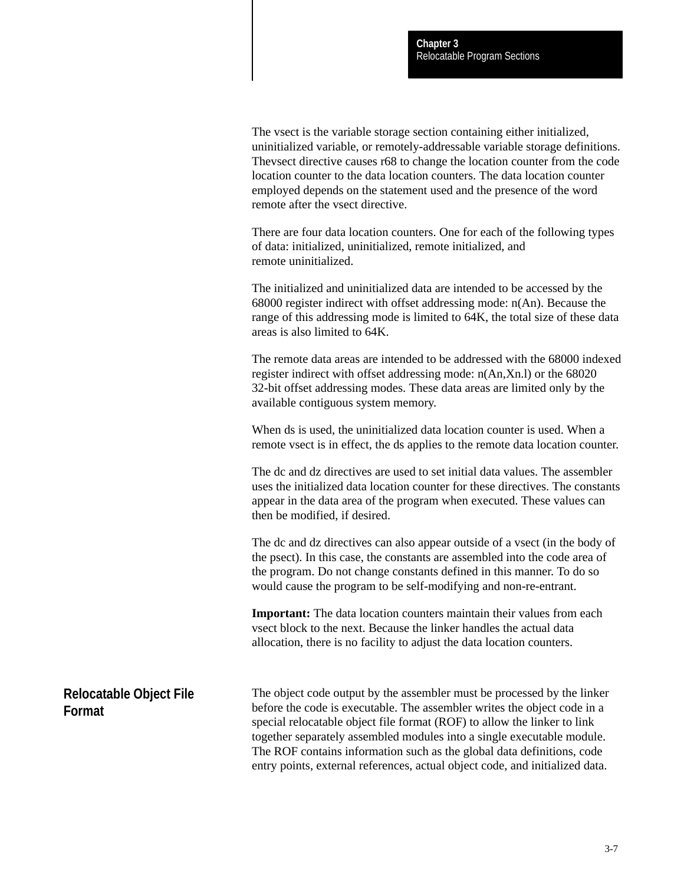The vsect is the variable storage section containing either initialized, uninitialized variable, or remotely-addressable variable storage definitions. Thevsect directive causes r68 to change the location counter from the code location counter to the data location counters. The data location counter employed depends on the statement used and the presence of the word remote after the vsect directive.

There are four data location counters. One for each of the following types of data: initialized, uninitialized, remote initialized, and remote uninitialized.

The initialized and uninitialized data are intended to be accessed by the 68000 register indirect with offset addressing mode: n(An). Because the range of this addressing mode is limited to 64K, the total size of these data areas is also limited to 64K.

The remote data areas are intended to be addressed with the 68000 indexed register indirect with offset addressing mode: n(An,Xn.l) or the 68020 32-bit offset addressing modes. These data areas are limited only by the available contiguous system memory.

When ds is used, the uninitialized data location counter is used. When a remote vsect is in effect, the ds applies to the remote data location counter.

The dc and dz directives are used to set initial data values. The assembler uses the initialized data location counter for these directives. The constants appear in the data area of the program when executed. These values can then be modified, if desired.

The dc and dz directives can also appear outside of a vsect (in the body of the psect). In this case, the constants are assembled into the code area of the program. Do not change constants defined in this manner. To do so would cause the program to be self-modifying and non-re-entrant.

**Important:** The data location counters maintain their values from each vsect block to the next. Because the linker handles the actual data allocation, there is no facility to adjust the data location counters.

## Relocatable Object File Format

The object code output by the assembler must be processed by the linker before the code is executable. The assembler writes the object code in a special relocatable object file format (ROF) to allow the linker to link together separately assembled modules into a single executable module. The ROF contains information such as the global data definitions, code entry points, external references, actual object code, and initialized data.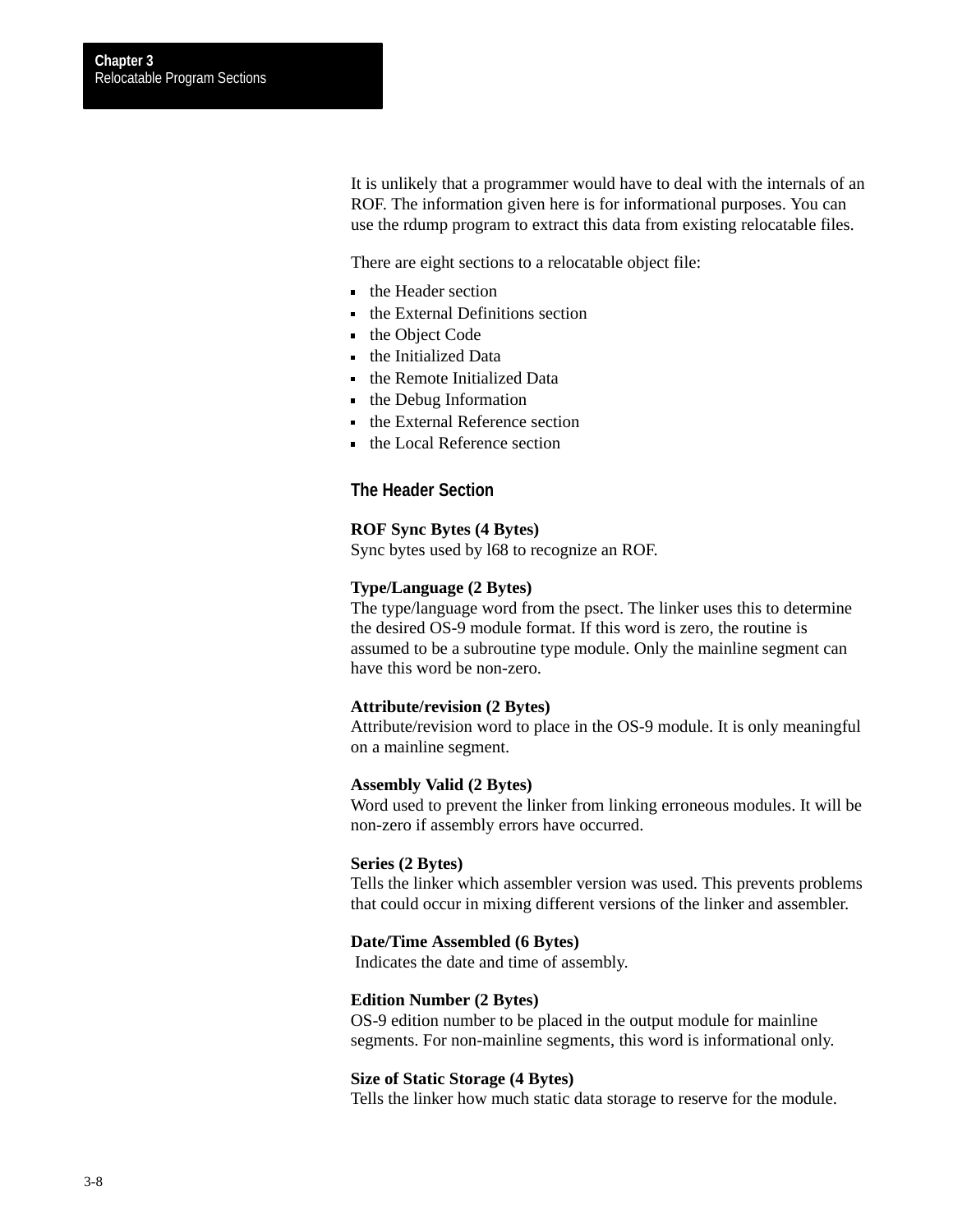It is unlikely that a programmer would have to deal with the internals of an ROF. The information given here is for informational purposes. You can use the rdump program to extract this data from existing relocatable files.

There are eight sections to a relocatable object file:

- the Header section
- the External Definitions section
- the Object Code
- the Initialized Data
- the Remote Initialized Data
- the Debug Information
- the External Reference section
- the Local Reference section

### The Header Section

**ROF Sync Bytes (4 Bytes)**
Sync bytes used by l68 to recognize an ROF.

**Type/Language (2 Bytes)**
The type/language word from the psect. The linker uses this to determine the desired OS-9 module format. If this word is zero, the routine is assumed to be a subroutine type module. Only the mainline segment can have this word be non-zero.

**Attribute/revision (2 Bytes)**
Attribute/revision word to place in the OS-9 module. It is only meaningful on a mainline segment.

**Assembly Valid (2 Bytes)**
Word used to prevent the linker from linking erroneous modules. It will be non-zero if assembly errors have occurred.

**Series (2 Bytes)**
Tells the linker which assembler version was used. This prevents problems that could occur in mixing different versions of the linker and assembler.

**Date/Time Assembled (6 Bytes)**
Indicates the date and time of assembly.

**Edition Number (2 Bytes)**
OS-9 edition number to be placed in the output module for mainline segments. For non-mainline segments, this word is informational only.

**Size of Static Storage (4 Bytes)**
Tells the linker how much static data storage to reserve for the module.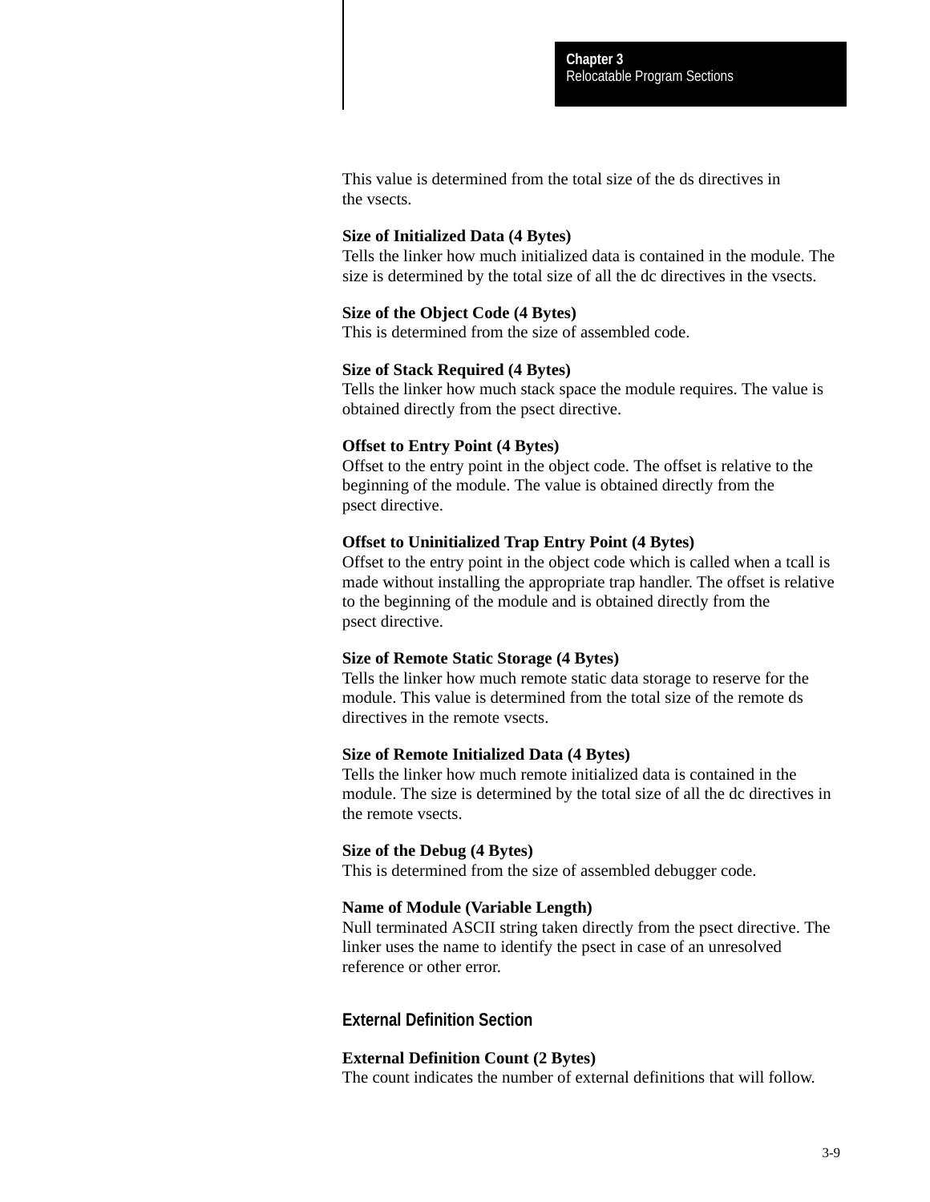This value is determined from the total size of the ds directives in the vsects.

**Size of Initialized Data (4 Bytes)**
Tells the linker how much initialized data is contained in the module. The size is determined by the total size of all the dc directives in the vsects.

**Size of the Object Code (4 Bytes)**
This is determined from the size of assembled code.

**Size of Stack Required (4 Bytes)**
Tells the linker how much stack space the module requires. The value is obtained directly from the psect directive.

**Offset to Entry Point (4 Bytes)**
Offset to the entry point in the object code. The offset is relative to the beginning of the module. The value is obtained directly from the psect directive.

**Offset to Uninitialized Trap Entry Point (4 Bytes)**
Offset to the entry point in the object code which is called when a tcall is made without installing the appropriate trap handler. The offset is relative to the beginning of the module and is obtained directly from the psect directive.

**Size of Remote Static Storage (4 Bytes)**
Tells the linker how much remote static data storage to reserve for the module. This value is determined from the total size of the remote ds directives in the remote vsects.

**Size of Remote Initialized Data (4 Bytes)**
Tells the linker how much remote initialized data is contained in the module. The size is determined by the total size of all the dc directives in the remote vsects.

**Size of the Debug (4 Bytes)**
This is determined from the size of assembled debugger code.

**Name of Module (Variable Length)**
Null terminated ASCII string taken directly from the psect directive. The linker uses the name to identify the psect in case of an unresolved reference or other error.

## External Definition Section

**External Definition Count (2 Bytes)**
The count indicates the number of external definitions that will follow.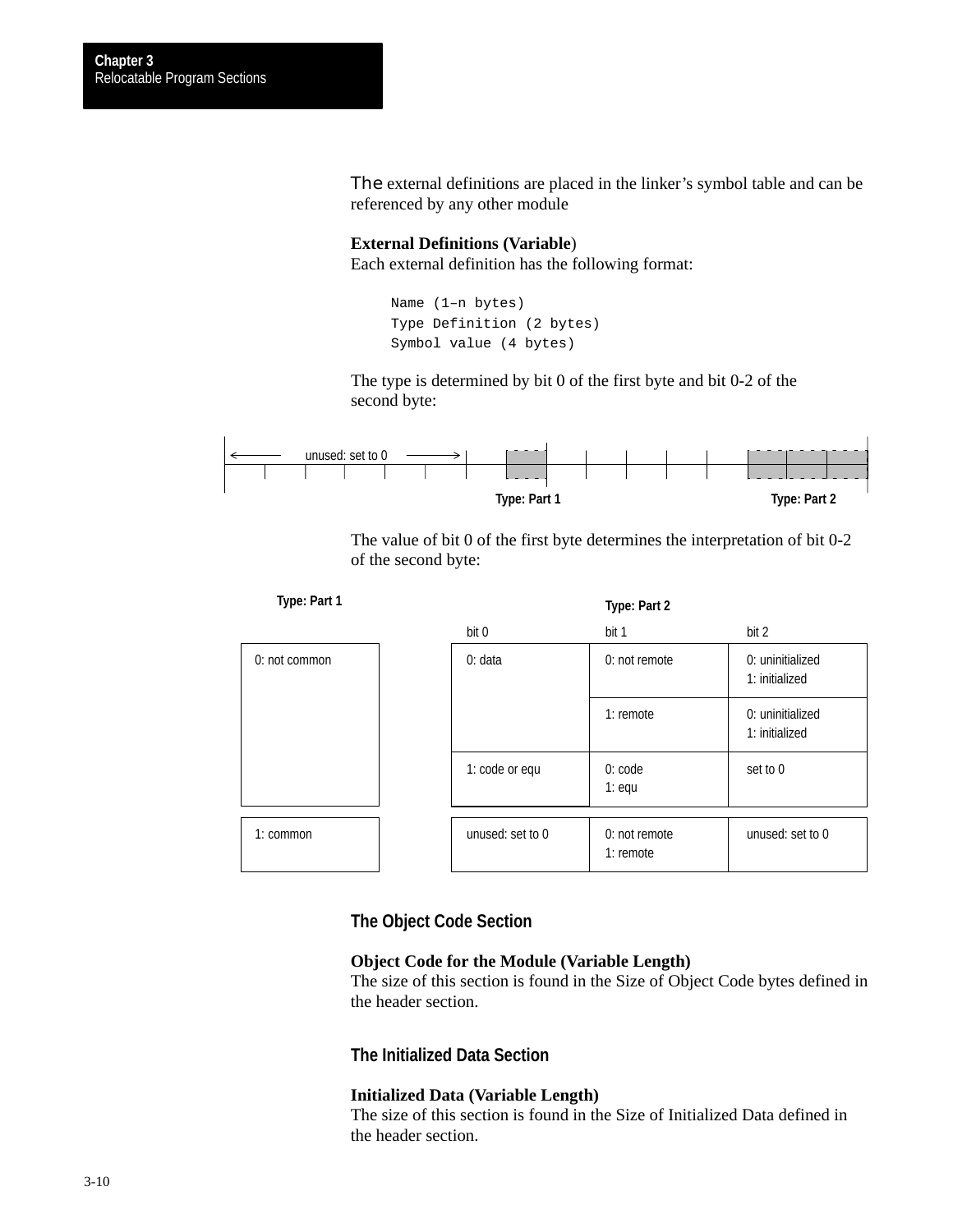The external definitions are placed in the linker's symbol table and can be referenced by any other module

**External Definitions (Variable)**
Each external definition has the following format:

```
Name (1–n bytes)
Type Definition (2 bytes)
Symbol value (4 bytes)
```

The type is determined by bit 0 of the first byte and bit 0-2 of the second byte:

| ← unused: set to 0 → | | | | | | | Type: Part 1 | | | | | | Type: Part 2 | | |
|---|---|---|---|---|---|---|---|---|---|---|---|---|---|---|---|

The value of bit 0 of the first byte determines the interpretation of bit 0-2 of the second byte:

| Type: Part 1 | Type: Part 2 bit 0 | bit 1 | bit 2 |
|---|---|---|---|
| 0: not common | 0: data | 0: not remote | 0: uninitialized<br>1: initialized |
| | | 1: remote | 0: uninitialized<br>1: initialized |
| | 1: code or equ | 0: code<br>1: equ | set to 0 |
| 1: common | unused: set to 0 | 0: not remote<br>1: remote | unused: set to 0 |

## The Object Code Section

**Object Code for the Module (Variable Length)**
The size of this section is found in the Size of Object Code bytes defined in the header section.

## The Initialized Data Section

**Initialized Data (Variable Length)**
The size of this section is found in the Size of Initialized Data defined in the header section.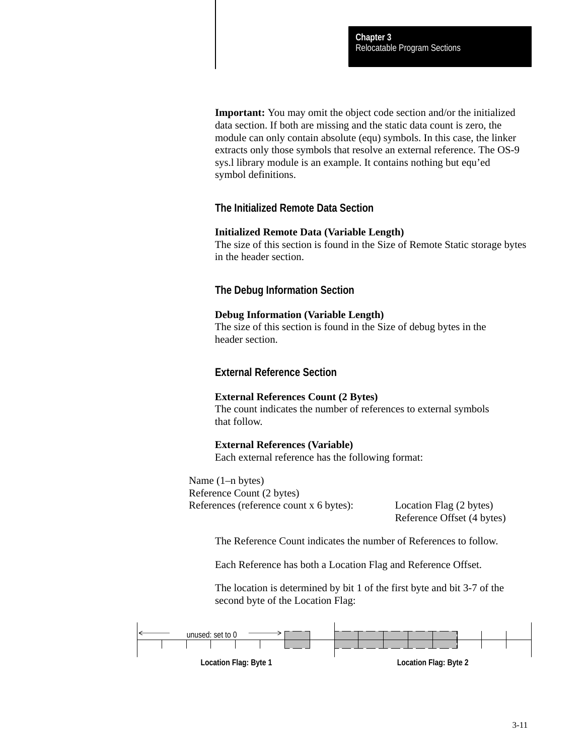**Important:** You may omit the object code section and/or the initialized data section. If both are missing and the static data count is zero, the module can only contain absolute (equ) symbols. In this case, the linker extracts only those symbols that resolve an external reference. The OS-9 sys.l library module is an example. It contains nothing but equ'ed symbol definitions.

## The Initialized Remote Data Section

**Initialized Remote Data (Variable Length)**
The size of this section is found in the Size of Remote Static storage bytes in the header section.

## The Debug Information Section

**Debug Information (Variable Length)**
The size of this section is found in the Size of debug bytes in the header section.

## External Reference Section

**External References Count (2 Bytes)**
The count indicates the number of references to external symbols that follow.

**External References (Variable)**
Each external reference has the following format:

Name (1–n bytes)
Reference Count (2 bytes)
References (reference count x 6 bytes): Location Flag (2 bytes)
Reference Offset (4 bytes)

The Reference Count indicates the number of References to follow.

Each Reference has both a Location Flag and Reference Offset.

The location is determined by bit 1 of the first byte and bit 3-7 of the second byte of the Location Flag:

unused: set to 0

Location Flag: Byte 1 Location Flag: Byte 2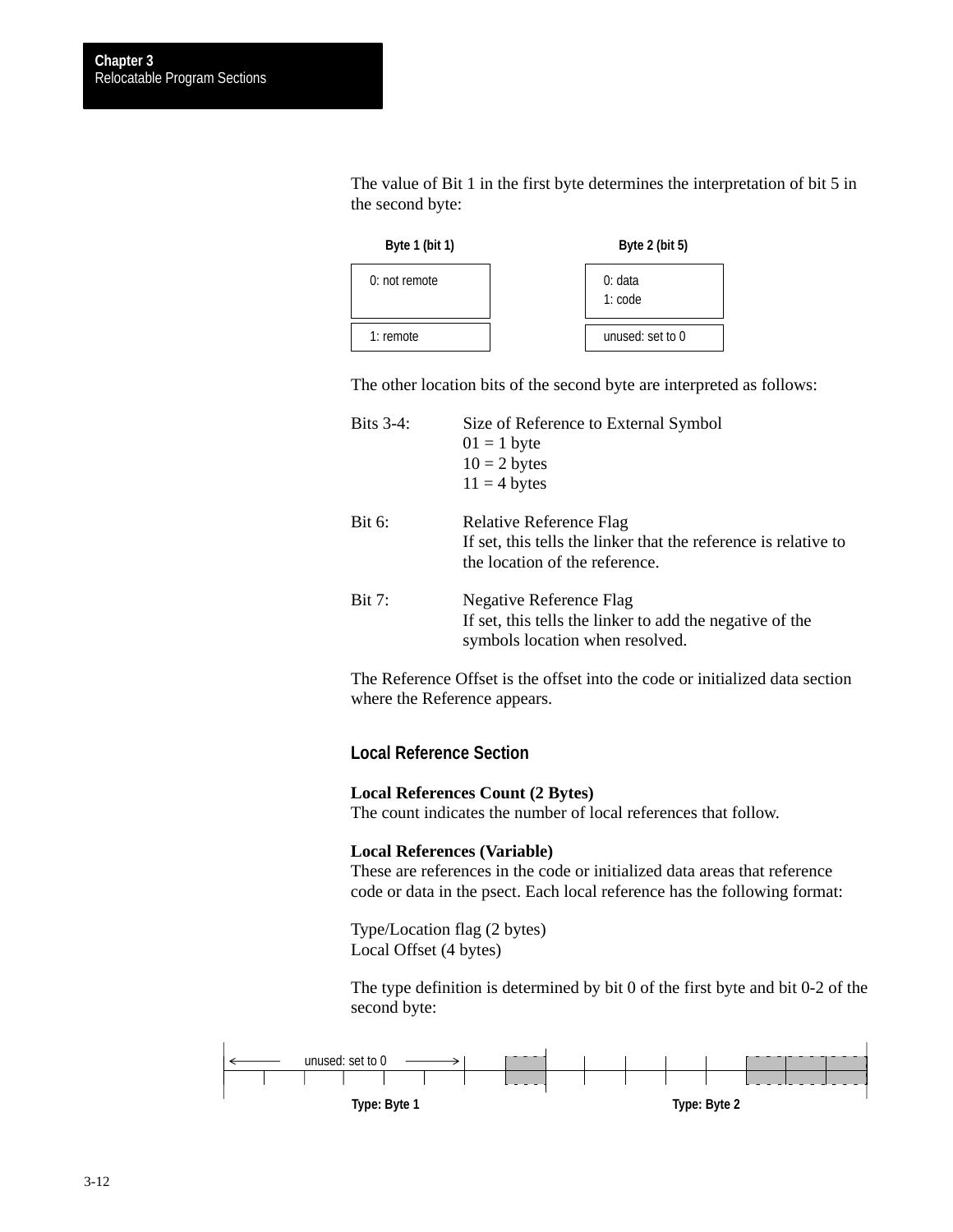The value of Bit 1 in the first byte determines the interpretation of bit 5 in the second byte:

| Byte 1 (bit 1) | Byte 2 (bit 5) |
|---|---|
| 0: not remote | 0: data<br>1: code |
| 1: remote | unused: set to 0 |

The other location bits of the second byte are interpreted as follows:

Bits 3-4: Size of Reference to External Symbol
01 = 1 byte
10 = 2 bytes
11 = 4 bytes

Bit 6: Relative Reference Flag
If set, this tells the linker that the reference is relative to the location of the reference.

Bit 7: Negative Reference Flag
If set, this tells the linker to add the negative of the symbols location when resolved.

The Reference Offset is the offset into the code or initialized data section where the Reference appears.

## Local Reference Section

**Local References Count (2 Bytes)**
The count indicates the number of local references that follow.

**Local References (Variable)**
These are references in the code or initialized data areas that reference code or data in the psect. Each local reference has the following format:

Type/Location flag (2 bytes)
Local Offset (4 bytes)

The type definition is determined by bit 0 of the first byte and bit 0-2 of the second byte:

unused: set to 0

Type: Byte 1 | Type: Byte 2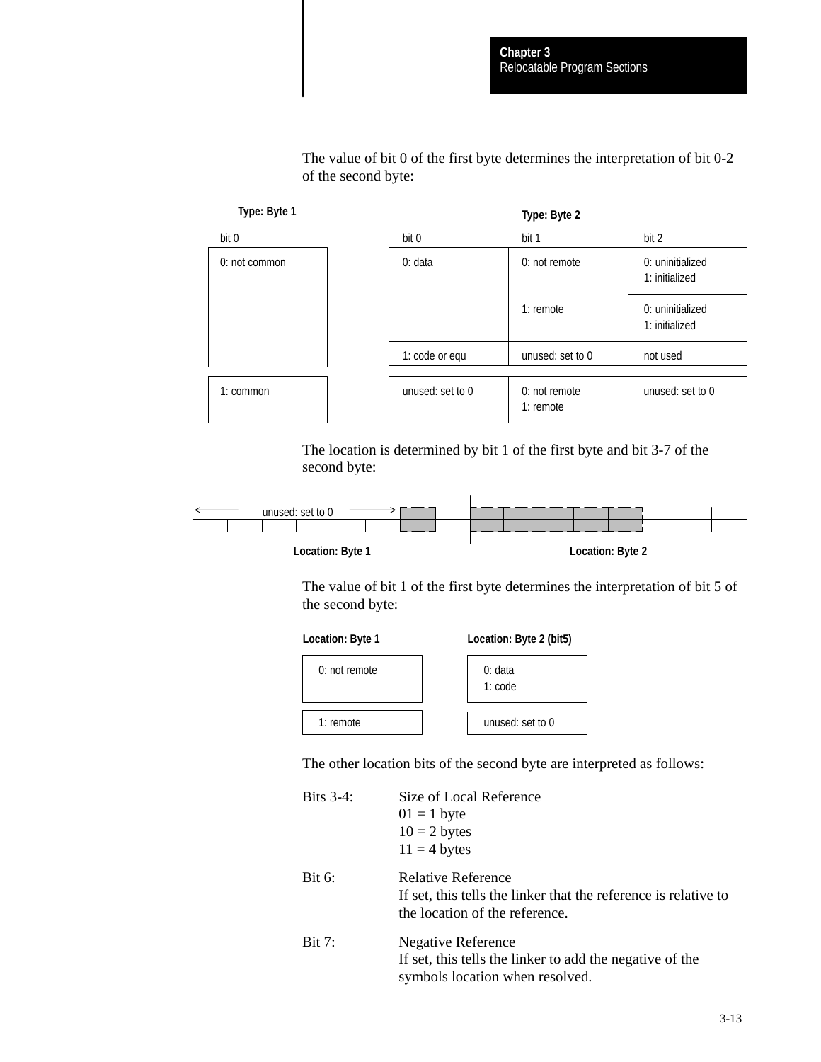The value of bit 0 of the first byte determines the interpretation of bit 0-2 of the second byte:

| Type: Byte 1 bit 0 | Type: Byte 2 bit 0 | bit 1 | bit 2 |
|---|---|---|---|
| 0: not common | 0: data | 0: not remote | 0: uninitialized<br>1: initialized |
| | | 1: remote | 0: uninitialized<br>1: initialized |
| | 1: code or equ | unused: set to 0 | not used |
| 1: common | unused: set to 0 | 0: not remote<br>1: remote | unused: set to 0 |

The location is determined by bit 1 of the first byte and bit 3-7 of the second byte:

| Location: Byte 1 | |
|---|---|
| Bits 2-7 | unused: set to 0 |
| Bit 1 | used |
| Bit 0 | unused: set to 0 |

| Location: Byte 2 | |
|---|---|
| Bits 3-7 | used |
| Bits 0-2 | not used |

The value of bit 1 of the first byte determines the interpretation of bit 5 of the second byte:

| Location: Byte 1 | Location: Byte 2 (bit5) |
|---|---|
| 0: not remote | 0: data<br>1: code |
| 1: remote | unused: set to 0 |

The other location bits of the second byte are interpreted as follows:

Bits 3-4: Size of Local Reference
01 = 1 byte
10 = 2 bytes
11 = 4 bytes

Bit 6: Relative Reference
If set, this tells the linker that the reference is relative to the location of the reference.

Bit 7: Negative Reference
If set, this tells the linker to add the negative of the symbols location when resolved.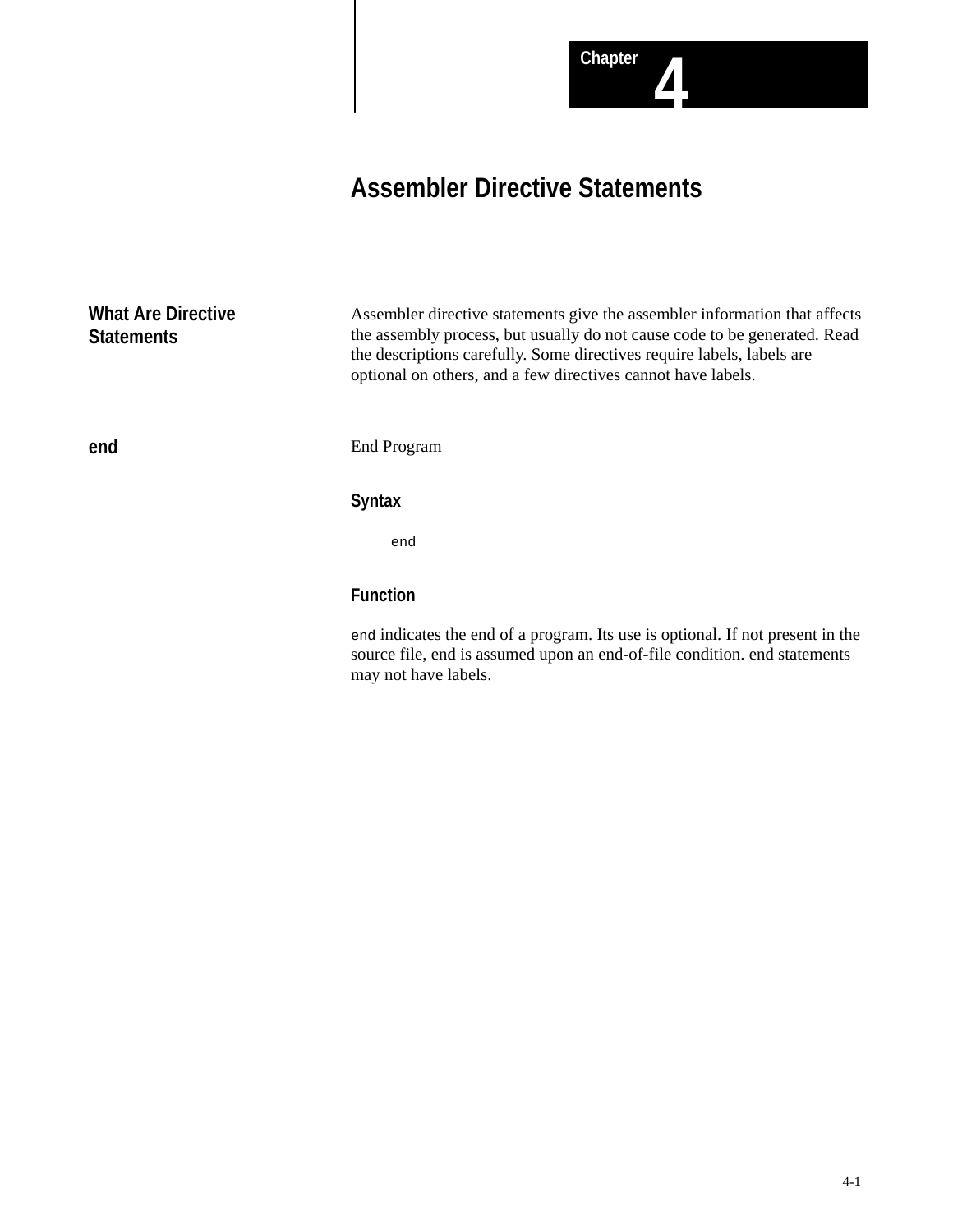# Chapter 4

# Assembler Directive Statements

## What Are Directive Statements

Assembler directive statements give the assembler information that affects the assembly process, but usually do not cause code to be generated. Read the descriptions carefully. Some directives require labels, labels are optional on others, and a few directives cannot have labels.

## end

End Program

### Syntax

```
end
```

### Function

`end` indicates the end of a program. Its use is optional. If not present in the source file, end is assumed upon an end-of-file condition. end statements may not have labels.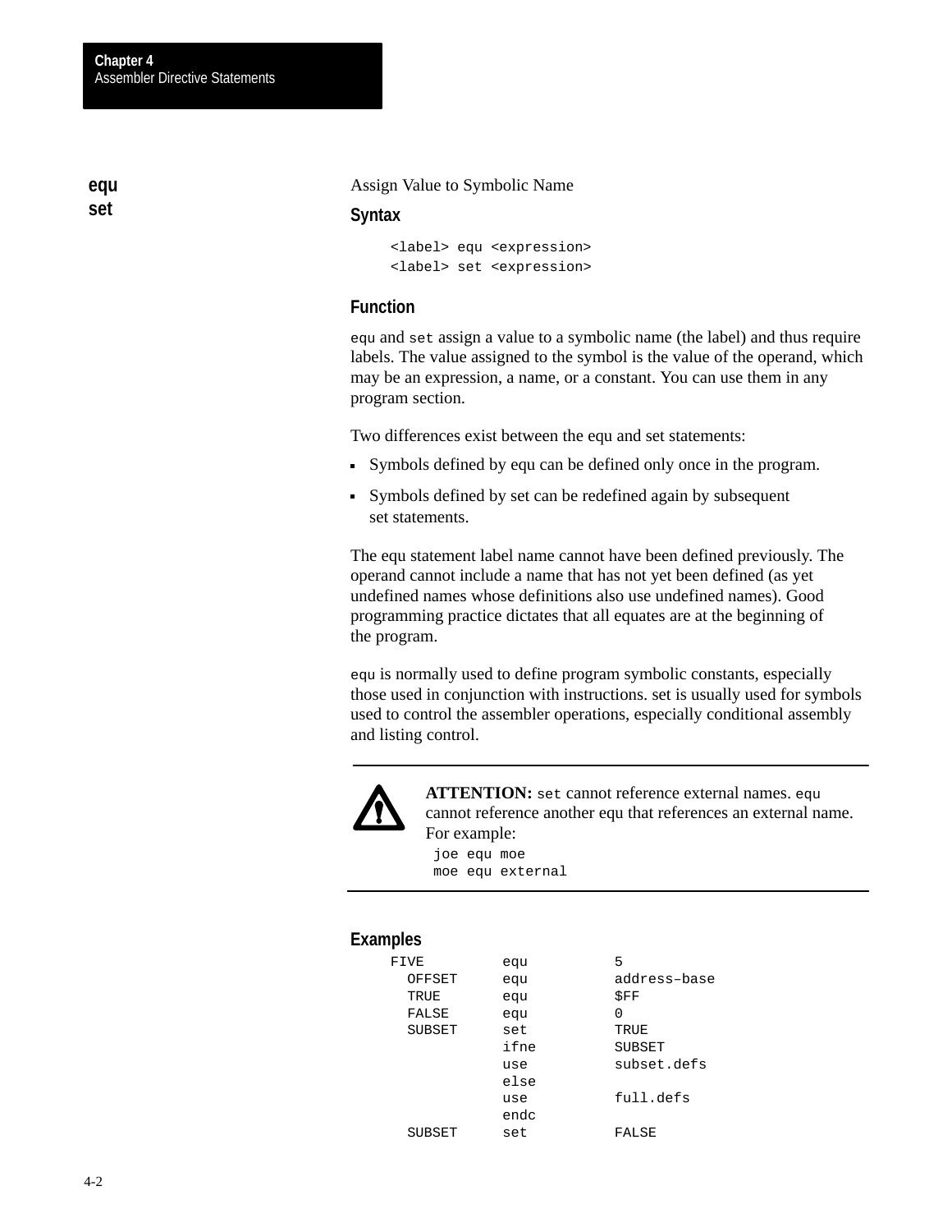## equ set

Assign Value to Symbolic Name

### Syntax

```
<label> equ <expression>
<label> set <expression>
```

### Function

`equ` and `set` assign a value to a symbolic name (the label) and thus require labels. The value assigned to the symbol is the value of the operand, which may be an expression, a name, or a constant. You can use them in any program section.

Two differences exist between the equ and set statements:

- Symbols defined by equ can be defined only once in the program.
- Symbols defined by set can be redefined again by subsequent set statements.

The equ statement label name cannot have been defined previously. The operand cannot include a name that has not yet been defined (as yet undefined names whose definitions also use undefined names). Good programming practice dictates that all equates are at the beginning of the program.

`equ` is normally used to define program symbolic constants, especially those used in conjunction with instructions. set is usually used for symbols used to control the assembler operations, especially conditional assembly and listing control.

**ATTENTION:** `set` cannot reference external names. `equ` cannot reference another equ that references an external name. For example:

```
joe equ moe
moe equ external
```

### Examples

```
FIVE        equ         5
  OFFSET    equ         address–base
  TRUE      equ         $FF
  FALSE     equ         0
  SUBSET    set         TRUE
            ifne        SUBSET
            use         subset.defs
            else
            use         full.defs
            endc
  SUBSET    set         FALSE
```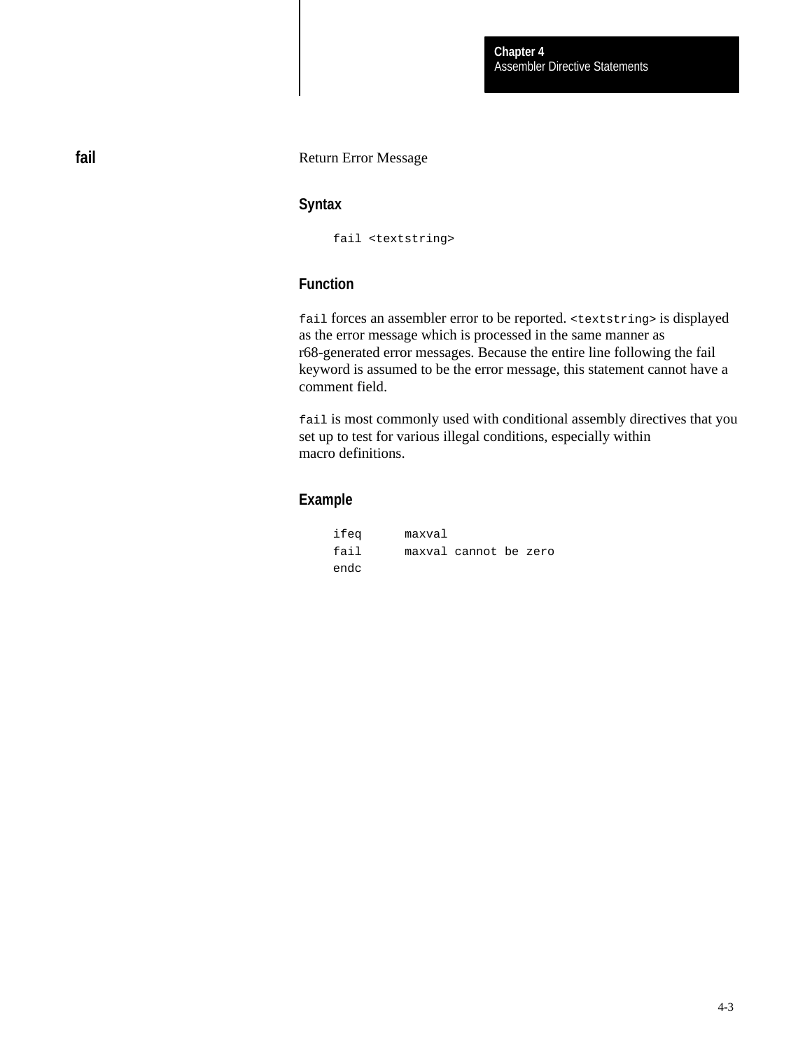## fail

Return Error Message

### Syntax

```
fail <textstring>
```

### Function

`fail` forces an assembler error to be reported. `<textstring>` is displayed as the error message which is processed in the same manner as r68-generated error messages. Because the entire line following the fail keyword is assumed to be the error message, this statement cannot have a comment field.

`fail` is most commonly used with conditional assembly directives that you set up to test for various illegal conditions, especially within macro definitions.

### Example

```
ifeq      maxval
fail      maxval cannot be zero
endc
```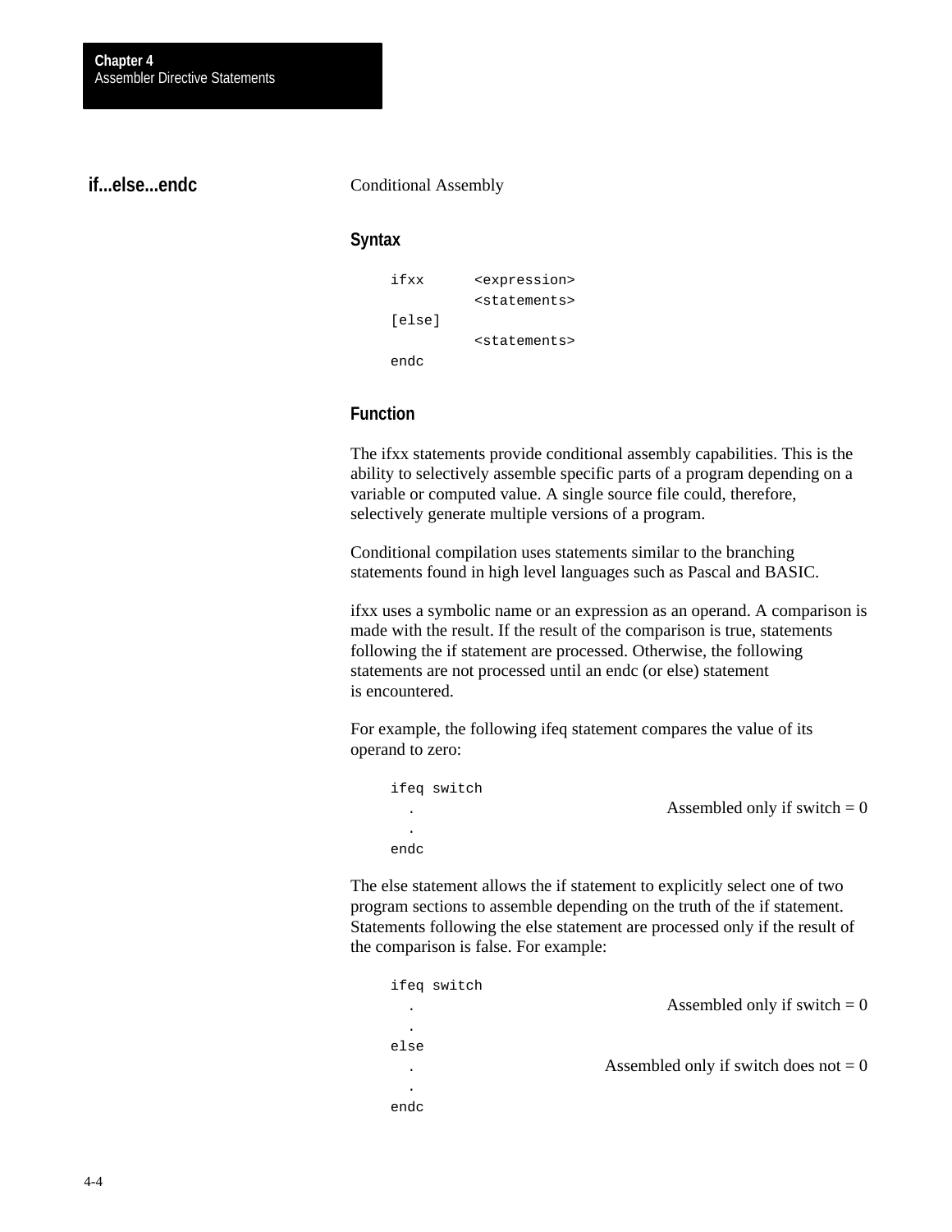## if...else...endc

Conditional Assembly

### Syntax

```
ifxx      <expression>
          <statements>
[else]
          <statements>
endc
```

### Function

The ifxx statements provide conditional assembly capabilities. This is the ability to selectively assemble specific parts of a program depending on a variable or computed value. A single source file could, therefore, selectively generate multiple versions of a program.

Conditional compilation uses statements similar to the branching statements found in high level languages such as Pascal and BASIC.

ifxx uses a symbolic name or an expression as an operand. A comparison is made with the result. If the result of the comparison is true, statements following the if statement are processed. Otherwise, the following statements are not processed until an endc (or else) statement is encountered.

For example, the following ifeq statement compares the value of its operand to zero:

```
ifeq switch
  .                              Assembled only if switch = 0
  .
endc
```

The else statement allows the if statement to explicitly select one of two program sections to assemble depending on the truth of the if statement. Statements following the else statement are processed only if the result of the comparison is false. For example:

```
ifeq switch
  .                              Assembled only if switch = 0
  .
else
  .                              Assembled only if switch does not = 0
  .
endc
```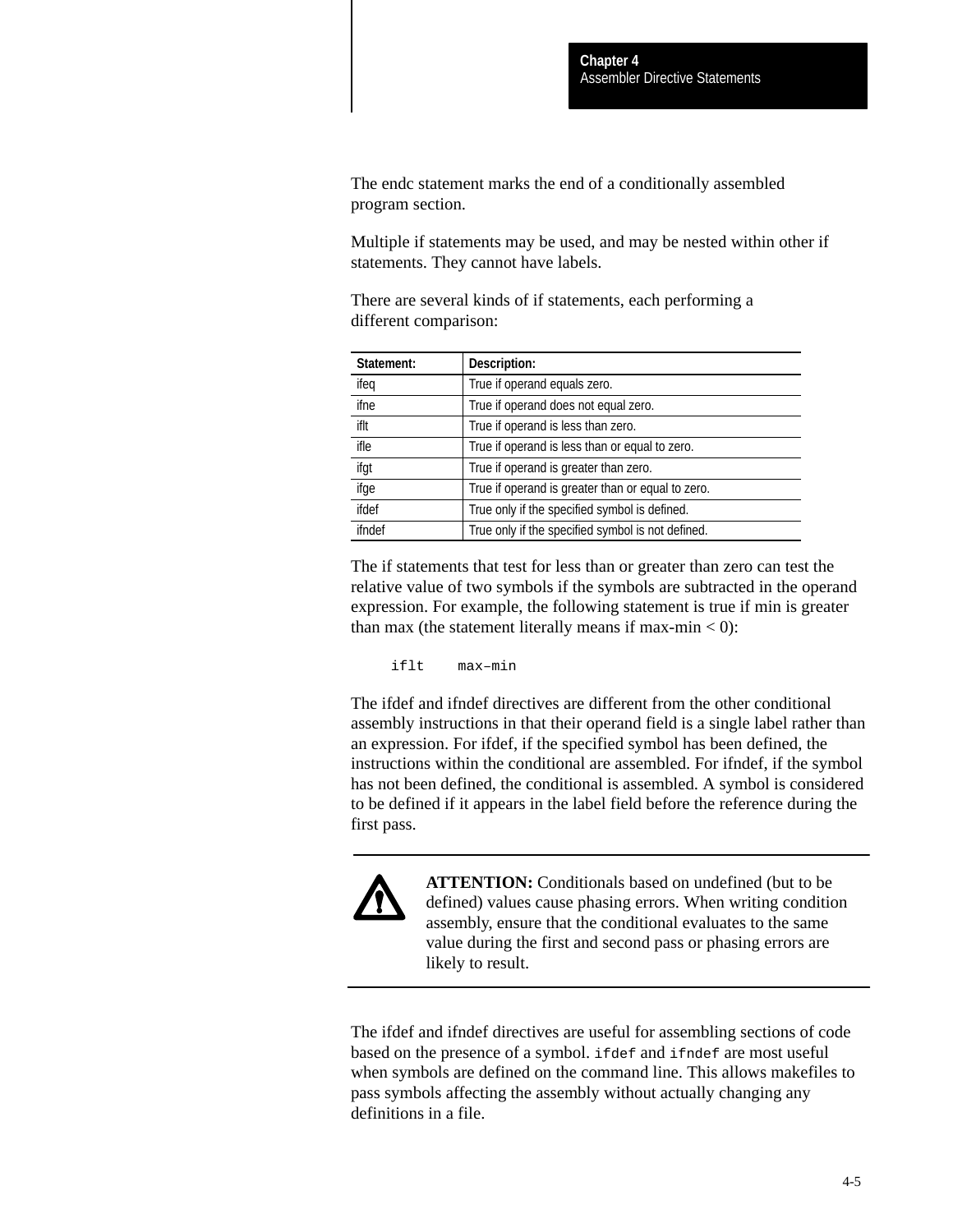The endc statement marks the end of a conditionally assembled program section.

Multiple if statements may be used, and may be nested within other if statements. They cannot have labels.

There are several kinds of if statements, each performing a different comparison:

| Statement: | Description: |
| --- | --- |
| ifeq | True if operand equals zero. |
| ifne | True if operand does not equal zero. |
| iflt | True if operand is less than zero. |
| ifle | True if operand is less than or equal to zero. |
| ifgt | True if operand is greater than zero. |
| ifge | True if operand is greater than or equal to zero. |
| ifdef | True only if the specified symbol is defined. |
| ifndef | True only if the specified symbol is not defined. |

The if statements that test for less than or greater than zero can test the relative value of two symbols if the symbols are subtracted in the operand expression. For example, the following statement is true if min is greater than max (the statement literally means if max-min < 0):

```
iflt    max–min
```

The ifdef and ifndef directives are different from the other conditional assembly instructions in that their operand field is a single label rather than an expression. For ifdef, if the specified symbol has been defined, the instructions within the conditional are assembled. For ifndef, if the symbol has not been defined, the conditional is assembled. A symbol is considered to be defined if it appears in the label field before the reference during the first pass.

**ATTENTION:** Conditionals based on undefined (but to be defined) values cause phasing errors. When writing condition assembly, ensure that the conditional evaluates to the same value during the first and second pass or phasing errors are likely to result.

The ifdef and ifndef directives are useful for assembling sections of code based on the presence of a symbol. `ifdef` and `ifndef` are most useful when symbols are defined on the command line. This allows makefiles to pass symbols affecting the assembly without actually changing any definitions in a file.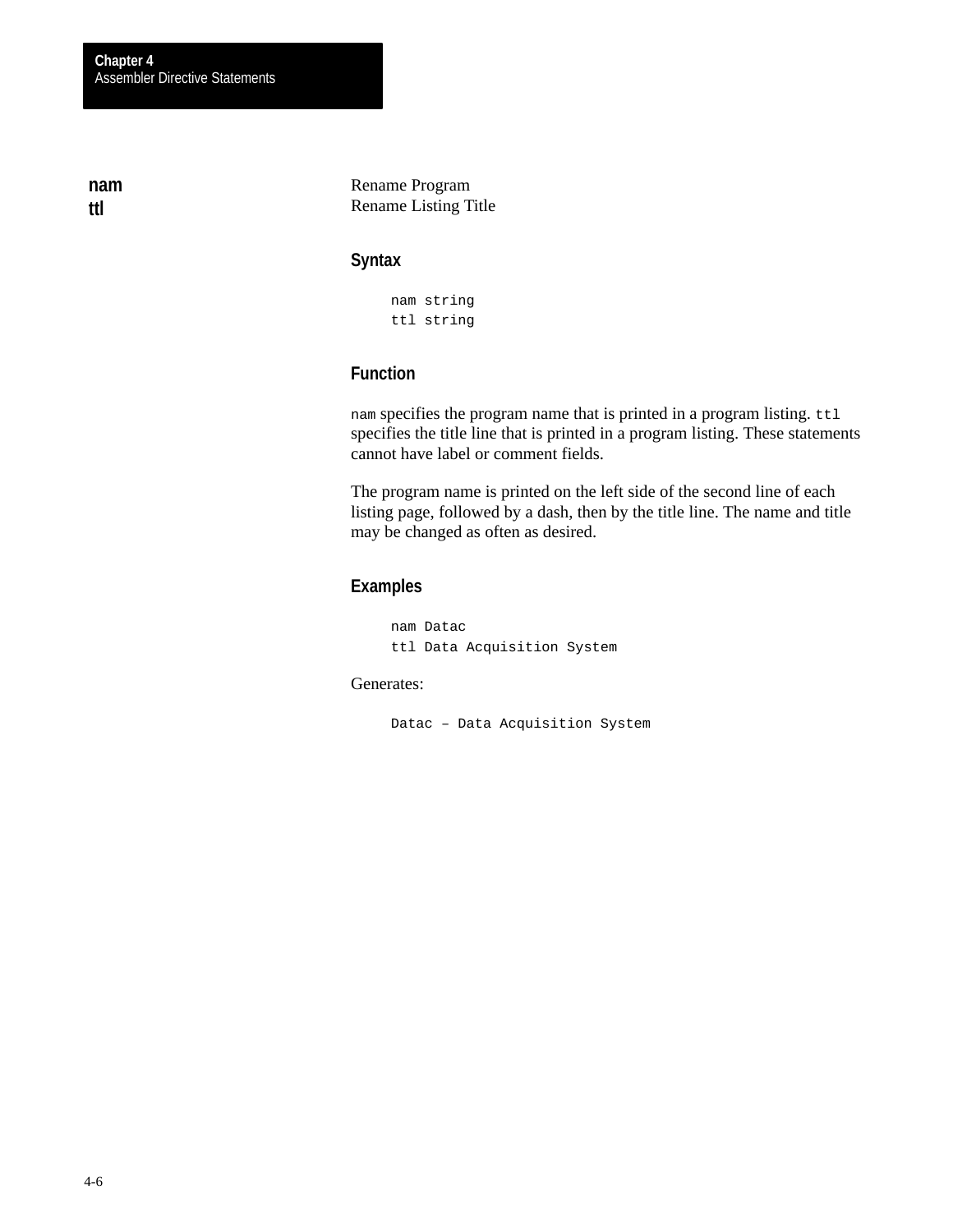## nam
## ttl

Rename Program
Rename Listing Title

### Syntax

```
nam string
ttl string
```

### Function

`nam` specifies the program name that is printed in a program listing. `ttl` specifies the title line that is printed in a program listing. These statements cannot have label or comment fields.

The program name is printed on the left side of the second line of each listing page, followed by a dash, then by the title line. The name and title may be changed as often as desired.

### Examples

```
nam Datac
ttl Data Acquisition System
```

Generates:

```
Datac – Data Acquisition System
```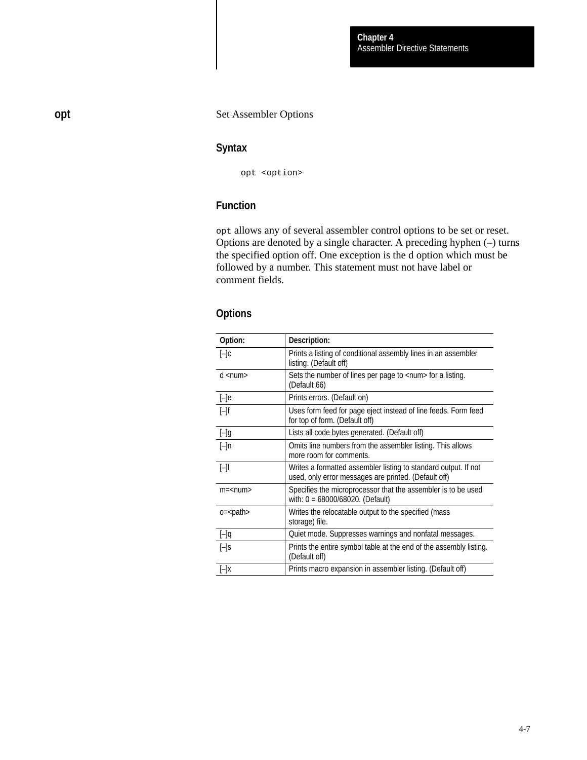## opt

Set Assembler Options

### Syntax

```
opt <option>
```

### Function

`opt` allows any of several assembler control options to be set or reset. Options are denoted by a single character. A preceding hyphen (–) turns the specified option off. One exception is the d option which must be followed by a number. This statement must not have label or comment fields.

### Options

| Option: | Description: |
|---|---|
| [–]c | Prints a listing of conditional assembly lines in an assembler listing. (Default off) |
| d <num> | Sets the number of lines per page to <num> for a listing. (Default 66) |
| [–]e | Prints errors. (Default on) |
| [–]f | Uses form feed for page eject instead of line feeds. Form feed for top of form. (Default off) |
| [–]g | Lists all code bytes generated. (Default off) |
| [–]n | Omits line numbers from the assembler listing. This allows more room for comments. |
| [–]l | Writes a formatted assembler listing to standard output. If not used, only error messages are printed. (Default off) |
| m=<num> | Specifies the microprocessor that the assembler is to be used with: 0 = 68000/68020. (Default) |
| o=<path> | Writes the relocatable output to the specified (mass storage) file. |
| [–]q | Quiet mode. Suppresses warnings and nonfatal messages. |
| [–]s | Prints the entire symbol table at the end of the assembly listing. (Default off) |
| [–]x | Prints macro expansion in assembler listing. (Default off) |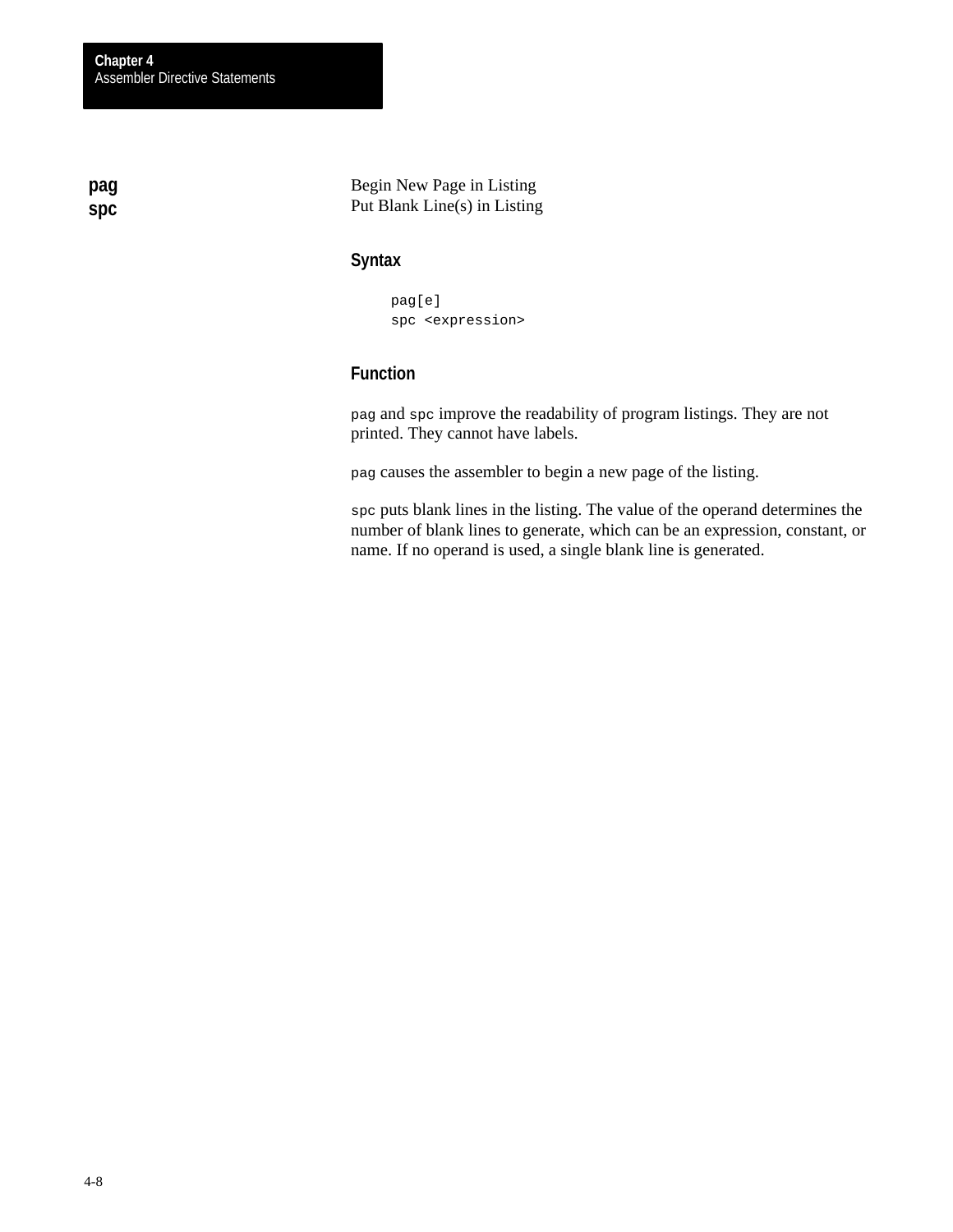## pag
## spc

Begin New Page in Listing
Put Blank Line(s) in Listing

### Syntax

```
pag[e]
spc <expression>
```

### Function

`pag` and `spc` improve the readability of program listings. They are not printed. They cannot have labels.

`pag` causes the assembler to begin a new page of the listing.

`spc` puts blank lines in the listing. The value of the operand determines the number of blank lines to generate, which can be an expression, constant, or name. If no operand is used, a single blank line is generated.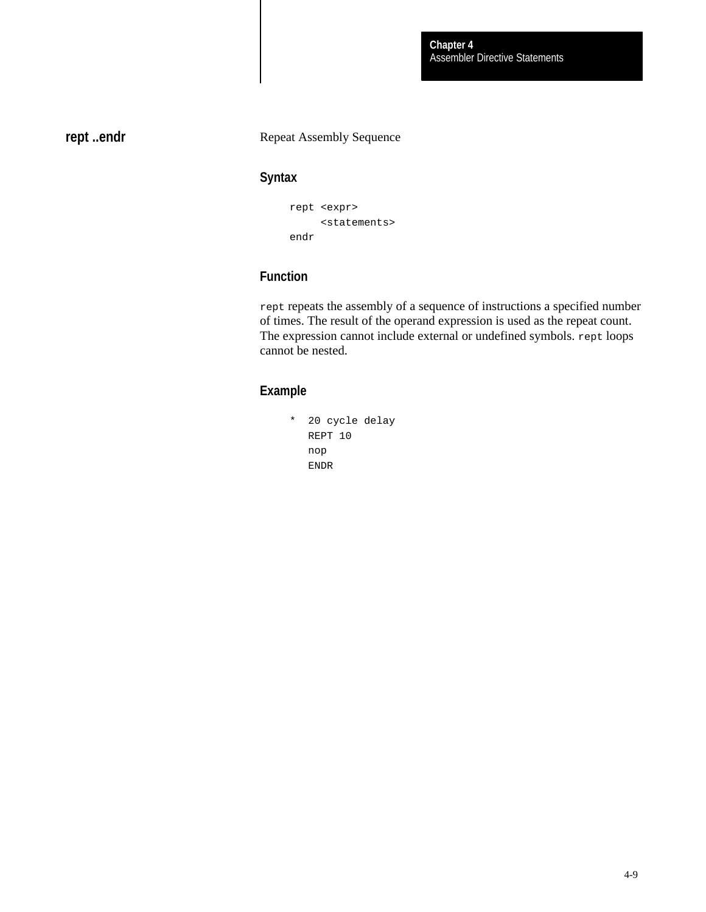## rept ..endr

Repeat Assembly Sequence

### Syntax

```
rept <expr>
    <statements>
endr
```

### Function

`rept` repeats the assembly of a sequence of instructions a specified number of times. The result of the operand expression is used as the repeat count. The expression cannot include external or undefined symbols. `rept` loops cannot be nested.

### Example

```
*  20 cycle delay
   REPT 10
   nop
   ENDR
```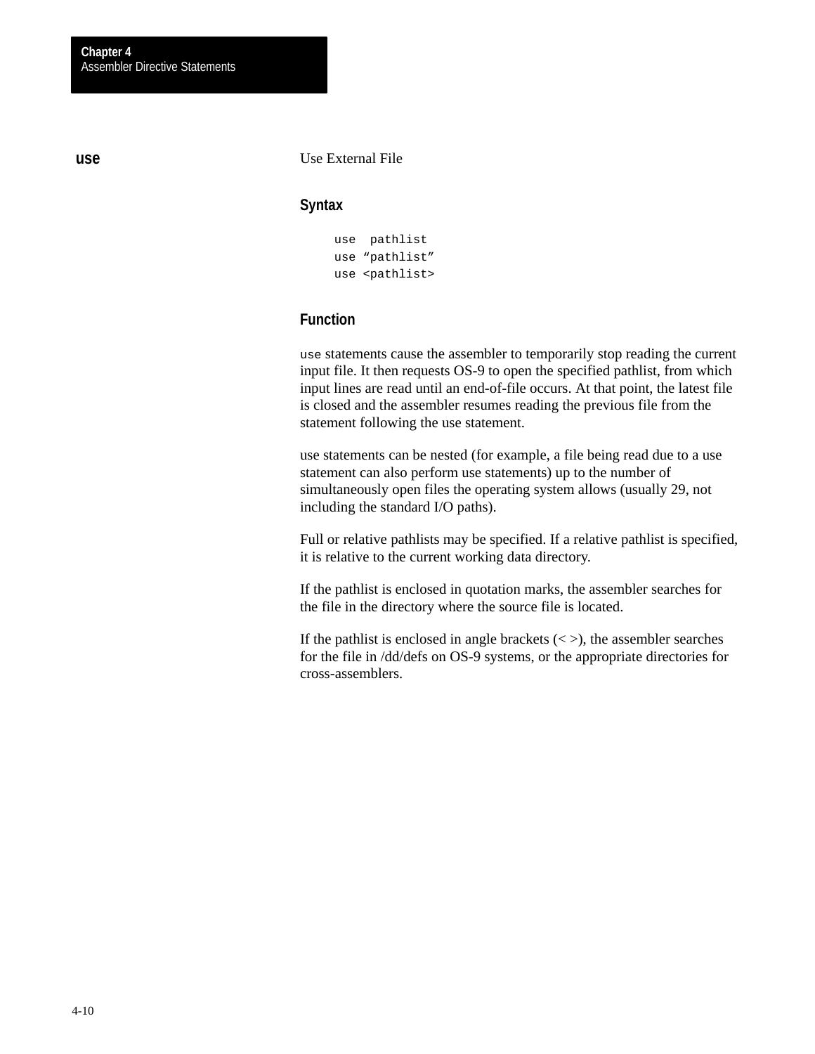## use

Use External File

### Syntax

```
use  pathlist
use “pathlist”
use <pathlist>
```

### Function

`use` statements cause the assembler to temporarily stop reading the current input file. It then requests OS-9 to open the specified pathlist, from which input lines are read until an end-of-file occurs. At that point, the latest file is closed and the assembler resumes reading the previous file from the statement following the use statement.

use statements can be nested (for example, a file being read due to a use statement can also perform use statements) up to the number of simultaneously open files the operating system allows (usually 29, not including the standard I/O paths).

Full or relative pathlists may be specified. If a relative pathlist is specified, it is relative to the current working data directory.

If the pathlist is enclosed in quotation marks, the assembler searches for the file in the directory where the source file is located.

If the pathlist is enclosed in angle brackets (< >), the assembler searches for the file in /dd/defs on OS-9 systems, or the appropriate directories for cross-assemblers.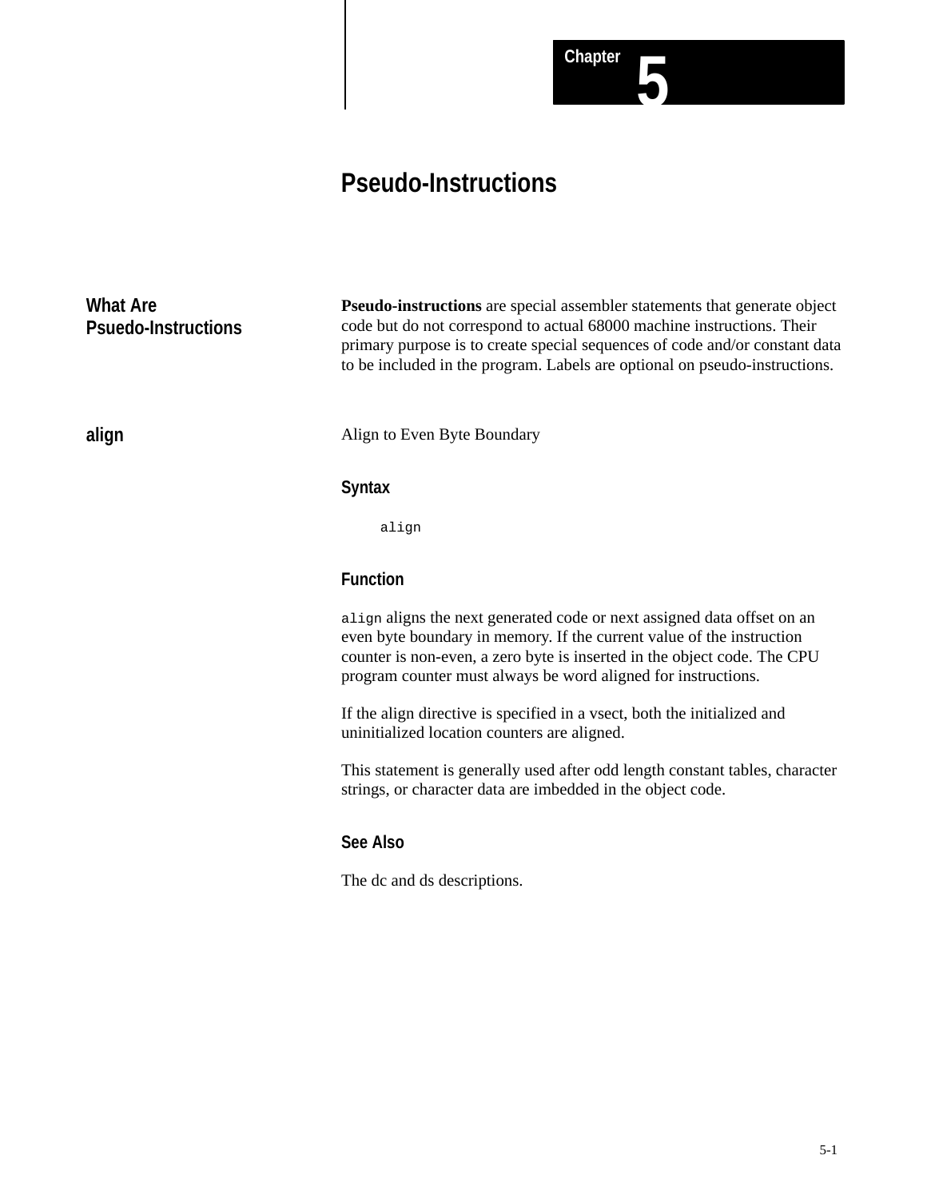# Chapter 5

# Pseudo-Instructions

## What Are Psuedo-Instructions

**Pseudo-instructions** are special assembler statements that generate object code but do not correspond to actual 68000 machine instructions. Their primary purpose is to create special sequences of code and/or constant data to be included in the program. Labels are optional on pseudo-instructions.

## align

Align to Even Byte Boundary

### Syntax

```
align
```

### Function

`align` aligns the next generated code or next assigned data offset on an even byte boundary in memory. If the current value of the instruction counter is non-even, a zero byte is inserted in the object code. The CPU program counter must always be word aligned for instructions.

If the align directive is specified in a vsect, both the initialized and uninitialized location counters are aligned.

This statement is generally used after odd length constant tables, character strings, or character data are imbedded in the object code.

### See Also

The dc and ds descriptions.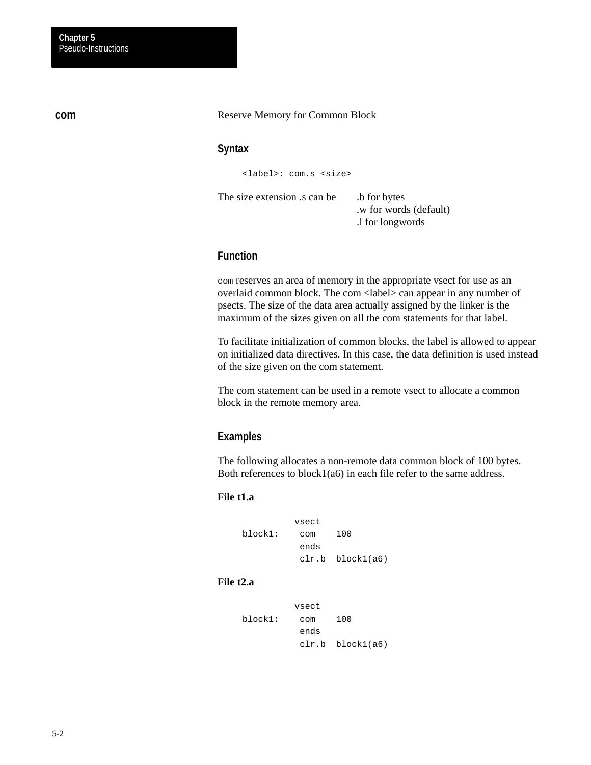## com

Reserve Memory for Common Block

### Syntax

```
<label>: com.s <size>
```

The size extension .s can be .b for bytes
.w for words (default)
.l for longwords

### Function

com reserves an area of memory in the appropriate vsect for use as an overlaid common block. The com <label> can appear in any number of psects. The size of the data area actually assigned by the linker is the maximum of the sizes given on all the com statements for that label.

To facilitate initialization of common blocks, the label is allowed to appear on initialized data directives. In this case, the data definition is used instead of the size given on the com statement.

The com statement can be used in a remote vsect to allocate a common block in the remote memory area.

### Examples

The following allocates a non-remote data common block of 100 bytes. Both references to block1(a6) in each file refer to the same address.

**File t1.a**

```
          vsect
block1:    com    100
           ends
           clr.b  block1(a6)
```

**File t2.a**

```
          vsect
block1:    com    100
           ends
           clr.b  block1(a6)
```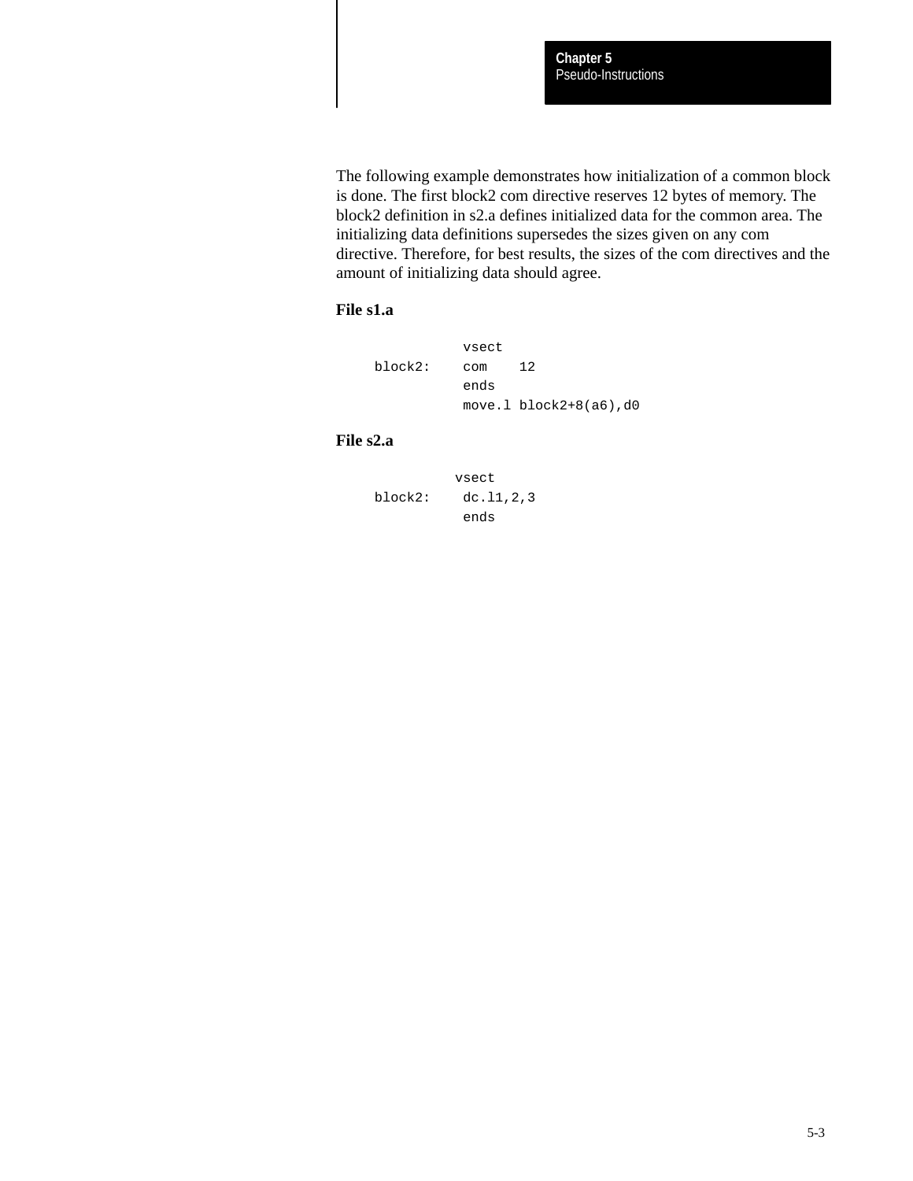The following example demonstrates how initialization of a common block is done. The first block2 com directive reserves 12 bytes of memory. The block2 definition in s2.a defines initialized data for the common area. The initializing data definitions supersedes the sizes given on any com directive. Therefore, for best results, the sizes of the com directives and the amount of initializing data should agree.

**File s1.a**

```
           vsect
block2:    com    12
           ends
           move.l block2+8(a6),d0
```

**File s2.a**

```
          vsect
block2:    dc.l1,2,3
           ends
```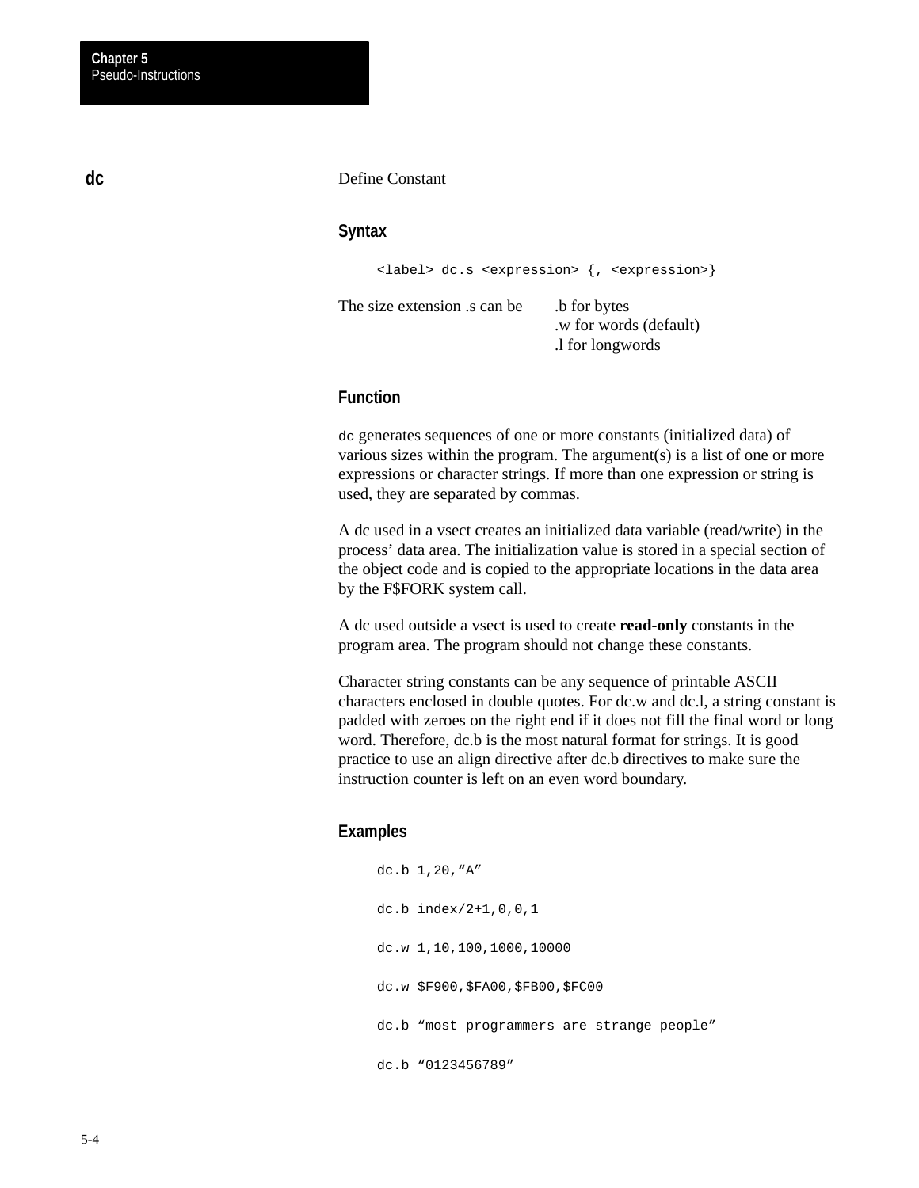## dc

Define Constant

### Syntax

```
<label> dc.s <expression> {, <expression>}
```

The size extension .s can be .b for bytes
.w for words (default)
.l for longwords

### Function

dc generates sequences of one or more constants (initialized data) of various sizes within the program. The argument(s) is a list of one or more expressions or character strings. If more than one expression or string is used, they are separated by commas.

A dc used in a vsect creates an initialized data variable (read/write) in the process' data area. The initialization value is stored in a special section of the object code and is copied to the appropriate locations in the data area by the F$FORK system call.

A dc used outside a vsect is used to create **read-only** constants in the program area. The program should not change these constants.

Character string constants can be any sequence of printable ASCII characters enclosed in double quotes. For dc.w and dc.l, a string constant is padded with zeroes on the right end if it does not fill the final word or long word. Therefore, dc.b is the most natural format for strings. It is good practice to use an align directive after dc.b directives to make sure the instruction counter is left on an even word boundary.

### Examples

```
dc.b 1,20,“A”

dc.b index/2+1,0,0,1

dc.w 1,10,100,1000,10000

dc.w $F900,$FA00,$FB00,$FC00

dc.b “most programmers are strange people”

dc.b “0123456789”
```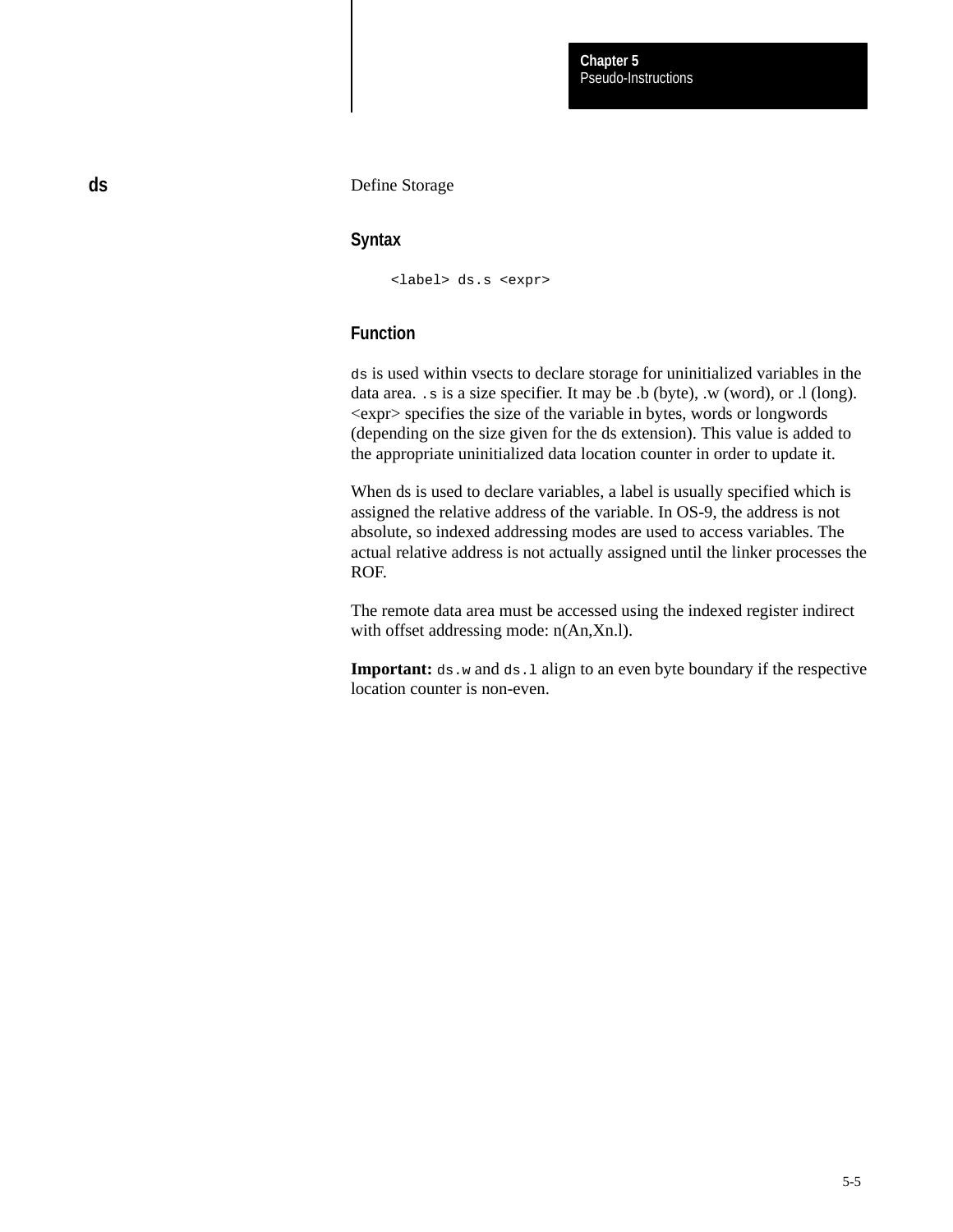## ds

Define Storage

### Syntax

```
<label> ds.s <expr>
```

### Function

`ds` is used within vsects to declare storage for uninitialized variables in the data area. `.s` is a size specifier. It may be .b (byte), .w (word), or .l (long). <expr> specifies the size of the variable in bytes, words or longwords (depending on the size given for the ds extension). This value is added to the appropriate uninitialized data location counter in order to update it.

When ds is used to declare variables, a label is usually specified which is assigned the relative address of the variable. In OS-9, the address is not absolute, so indexed addressing modes are used to access variables. The actual relative address is not actually assigned until the linker processes the ROF.

The remote data area must be accessed using the indexed register indirect with offset addressing mode: n(An,Xn.l).

**Important:** `ds.w` and `ds.l` align to an even byte boundary if the respective location counter is non-even.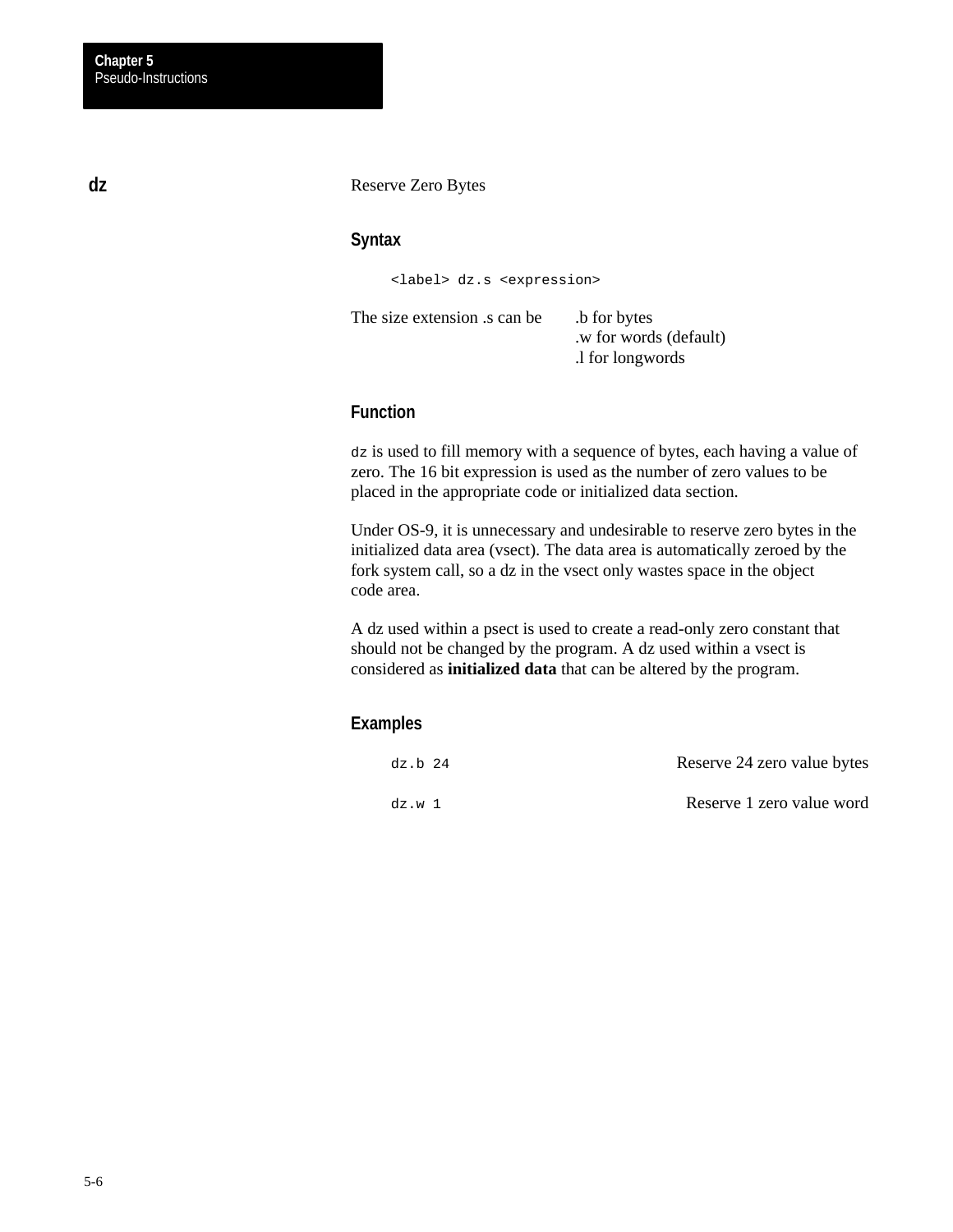## dz

Reserve Zero Bytes

### Syntax

```
<label> dz.s <expression>
```

The size extension .s can be .b for bytes
.w for words (default)
.l for longwords

### Function

`dz` is used to fill memory with a sequence of bytes, each having a value of zero. The 16 bit expression is used as the number of zero values to be placed in the appropriate code or initialized data section.

Under OS-9, it is unnecessary and undesirable to reserve zero bytes in the initialized data area (vsect). The data area is automatically zeroed by the fork system call, so a dz in the vsect only wastes space in the object code area.

A dz used within a psect is used to create a read-only zero constant that should not be changed by the program. A dz used within a vsect is considered as **initialized data** that can be altered by the program.

### Examples

| | |
|---|---|
| `dz.b 24` | Reserve 24 zero value bytes |
| `dz.w 1` | Reserve 1 zero value word |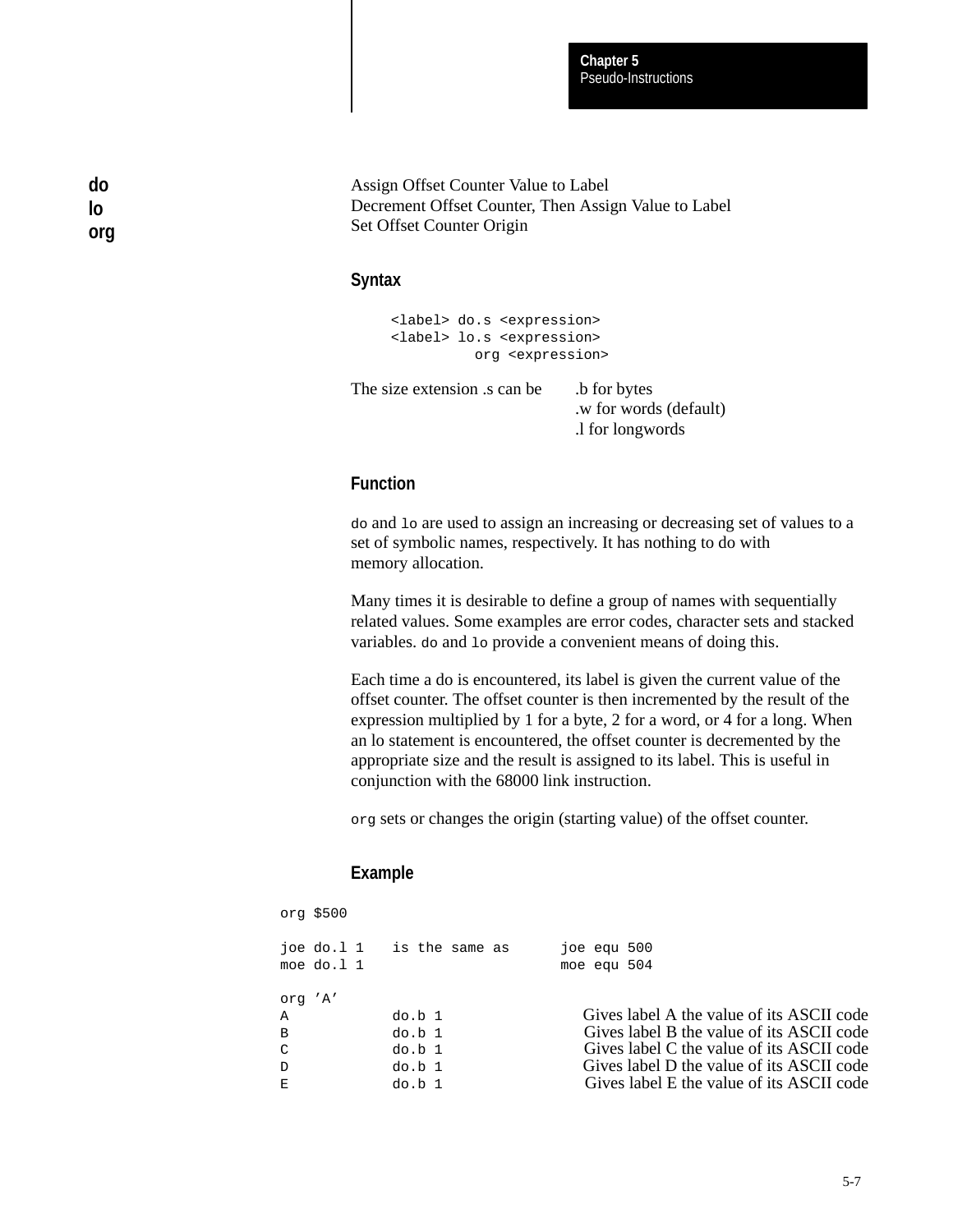# do lo org

Assign Offset Counter Value to Label
Decrement Offset Counter, Then Assign Value to Label
Set Offset Counter Origin

## Syntax

```
<label> do.s <expression>
<label> lo.s <expression>
         org <expression>
```

The size extension .s can be .b for bytes
.w for words (default)
.l for longwords

## Function

`do` and `lo` are used to assign an increasing or decreasing set of values to a set of symbolic names, respectively. It has nothing to do with memory allocation.

Many times it is desirable to define a group of names with sequentially related values. Some examples are error codes, character sets and stacked variables. `do` and `lo` provide a convenient means of doing this.

Each time a do is encountered, its label is given the current value of the offset counter. The offset counter is then incremented by the result of the expression multiplied by 1 for a byte, 2 for a word, or 4 for a long. When an lo statement is encountered, the offset counter is decremented by the appropriate size and the result is assigned to its label. This is useful in conjunction with the 68000 link instruction.

`org` sets or changes the origin (starting value) of the offset counter.

## Example

```
org $500

joe do.l 1    is the same as      joe equ 500
moe do.l 1                        moe equ 504

org 'A'
A           do.b 1          Gives label A the value of its ASCII code
B           do.b 1          Gives label B the value of its ASCII code
C           do.b 1          Gives label C the value of its ASCII code
D           do.b 1          Gives label D the value of its ASCII code
E           do.b 1          Gives label E the value of its ASCII code
```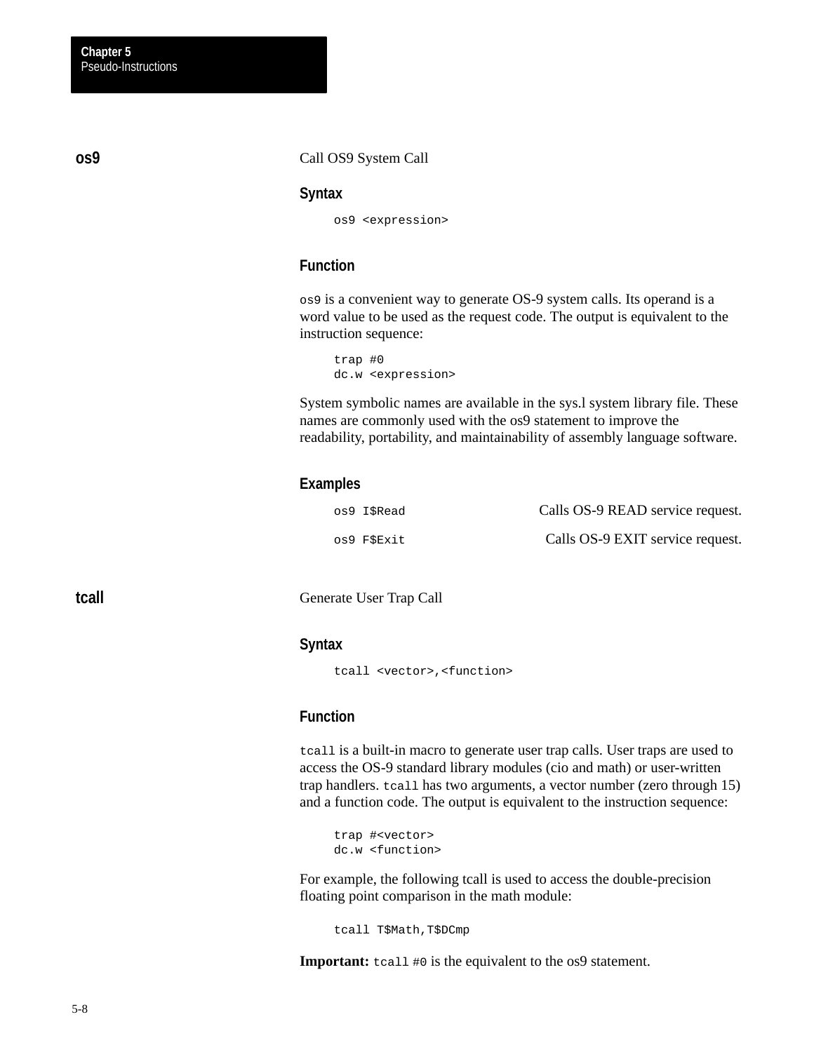## os9

Call OS9 System Call

### Syntax

```
os9 <expression>
```

### Function

`os9` is a convenient way to generate OS-9 system calls. Its operand is a word value to be used as the request code. The output is equivalent to the instruction sequence:

```
trap #0
dc.w <expression>
```

System symbolic names are available in the sys.l system library file. These names are commonly used with the os9 statement to improve the readability, portability, and maintainability of assembly language software.

### Examples

| | |
|---|---|
| `os9 I$Read` | Calls OS-9 READ service request. |
| `os9 F$Exit` | Calls OS-9 EXIT service request. |

## tcall

Generate User Trap Call

### Syntax

```
tcall <vector>,<function>
```

### Function

`tcall` is a built-in macro to generate user trap calls. User traps are used to access the OS-9 standard library modules (cio and math) or user-written trap handlers. `tcall` has two arguments, a vector number (zero through 15) and a function code. The output is equivalent to the instruction sequence:

```
trap #<vector>
dc.w <function>
```

For example, the following tcall is used to access the double-precision floating point comparison in the math module:

```
tcall T$Math,T$DCmp
```

**Important:** `tcall #0` is the equivalent to the os9 statement.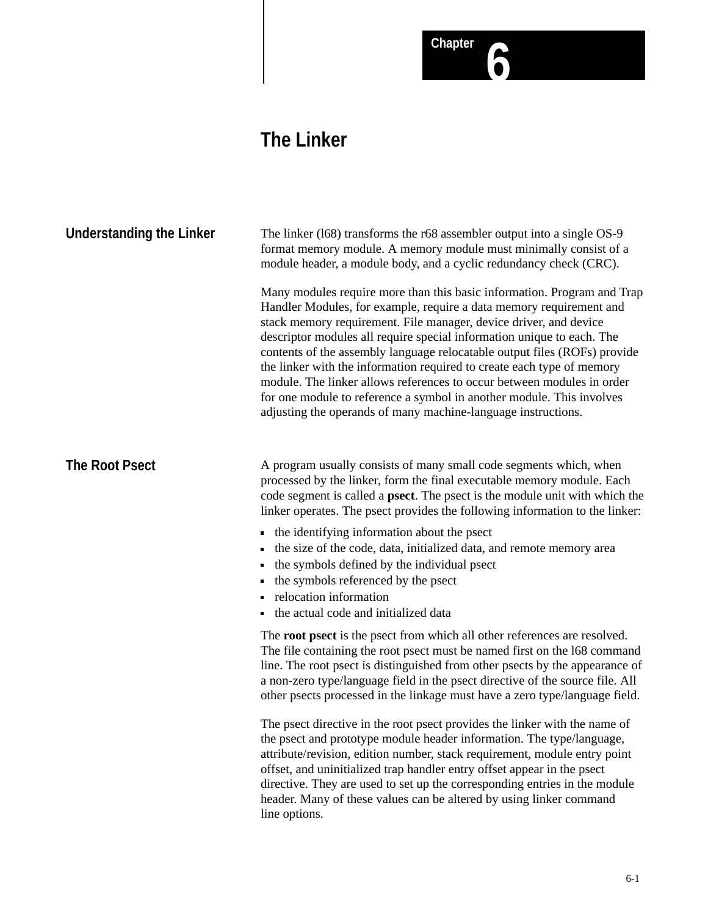# Chapter 6

# The Linker

## Understanding the Linker

The linker (l68) transforms the r68 assembler output into a single OS-9 format memory module. A memory module must minimally consist of a module header, a module body, and a cyclic redundancy check (CRC).

Many modules require more than this basic information. Program and Trap Handler Modules, for example, require a data memory requirement and stack memory requirement. File manager, device driver, and device descriptor modules all require special information unique to each. The contents of the assembly language relocatable output files (ROFs) provide the linker with the information required to create each type of memory module. The linker allows references to occur between modules in order for one module to reference a symbol in another module. This involves adjusting the operands of many machine-language instructions.

## The Root Psect

A program usually consists of many small code segments which, when processed by the linker, form the final executable memory module. Each code segment is called a **psect**. The psect is the module unit with which the linker operates. The psect provides the following information to the linker:

- the identifying information about the psect
- the size of the code, data, initialized data, and remote memory area
- the symbols defined by the individual psect
- the symbols referenced by the psect
- relocation information
- the actual code and initialized data

The **root psect** is the psect from which all other references are resolved. The file containing the root psect must be named first on the l68 command line. The root psect is distinguished from other psects by the appearance of a non-zero type/language field in the psect directive of the source file. All other psects processed in the linkage must have a zero type/language field.

The psect directive in the root psect provides the linker with the name of the psect and prototype module header information. The type/language, attribute/revision, edition number, stack requirement, module entry point offset, and uninitialized trap handler entry offset appear in the psect directive. They are used to set up the corresponding entries in the module header. Many of these values can be altered by using linker command line options.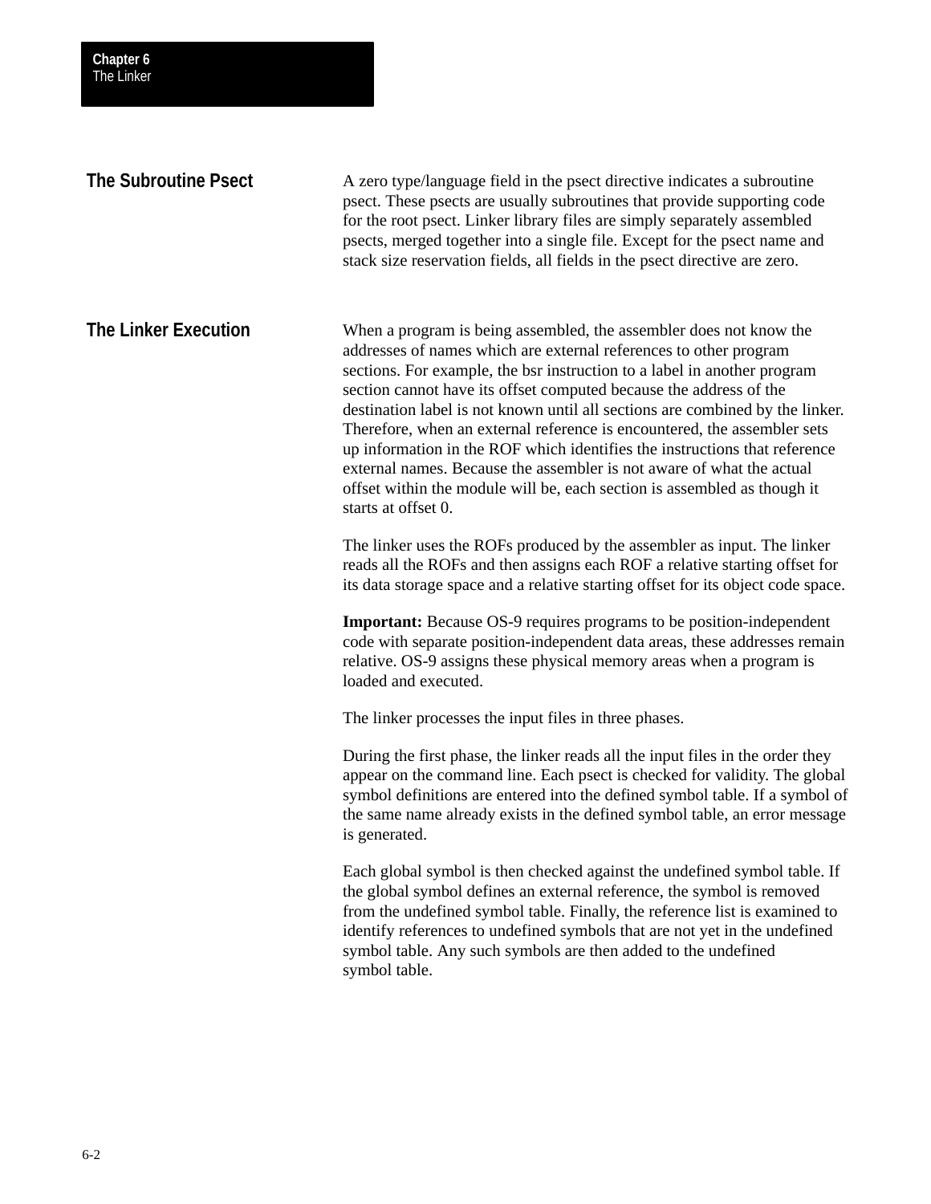## The Subroutine Psect

A zero type/language field in the psect directive indicates a subroutine psect. These psects are usually subroutines that provide supporting code for the root psect. Linker library files are simply separately assembled psects, merged together into a single file. Except for the psect name and stack size reservation fields, all fields in the psect directive are zero.

## The Linker Execution

When a program is being assembled, the assembler does not know the addresses of names which are external references to other program sections. For example, the bsr instruction to a label in another program section cannot have its offset computed because the address of the destination label is not known until all sections are combined by the linker. Therefore, when an external reference is encountered, the assembler sets up information in the ROF which identifies the instructions that reference external names. Because the assembler is not aware of what the actual offset within the module will be, each section is assembled as though it starts at offset 0.

The linker uses the ROFs produced by the assembler as input. The linker reads all the ROFs and then assigns each ROF a relative starting offset for its data storage space and a relative starting offset for its object code space.

**Important:** Because OS-9 requires programs to be position-independent code with separate position-independent data areas, these addresses remain relative. OS-9 assigns these physical memory areas when a program is loaded and executed.

The linker processes the input files in three phases.

During the first phase, the linker reads all the input files in the order they appear on the command line. Each psect is checked for validity. The global symbol definitions are entered into the defined symbol table. If a symbol of the same name already exists in the defined symbol table, an error message is generated.

Each global symbol is then checked against the undefined symbol table. If the global symbol defines an external reference, the symbol is removed from the undefined symbol table. Finally, the reference list is examined to identify references to undefined symbols that are not yet in the undefined symbol table. Any such symbols are then added to the undefined symbol table.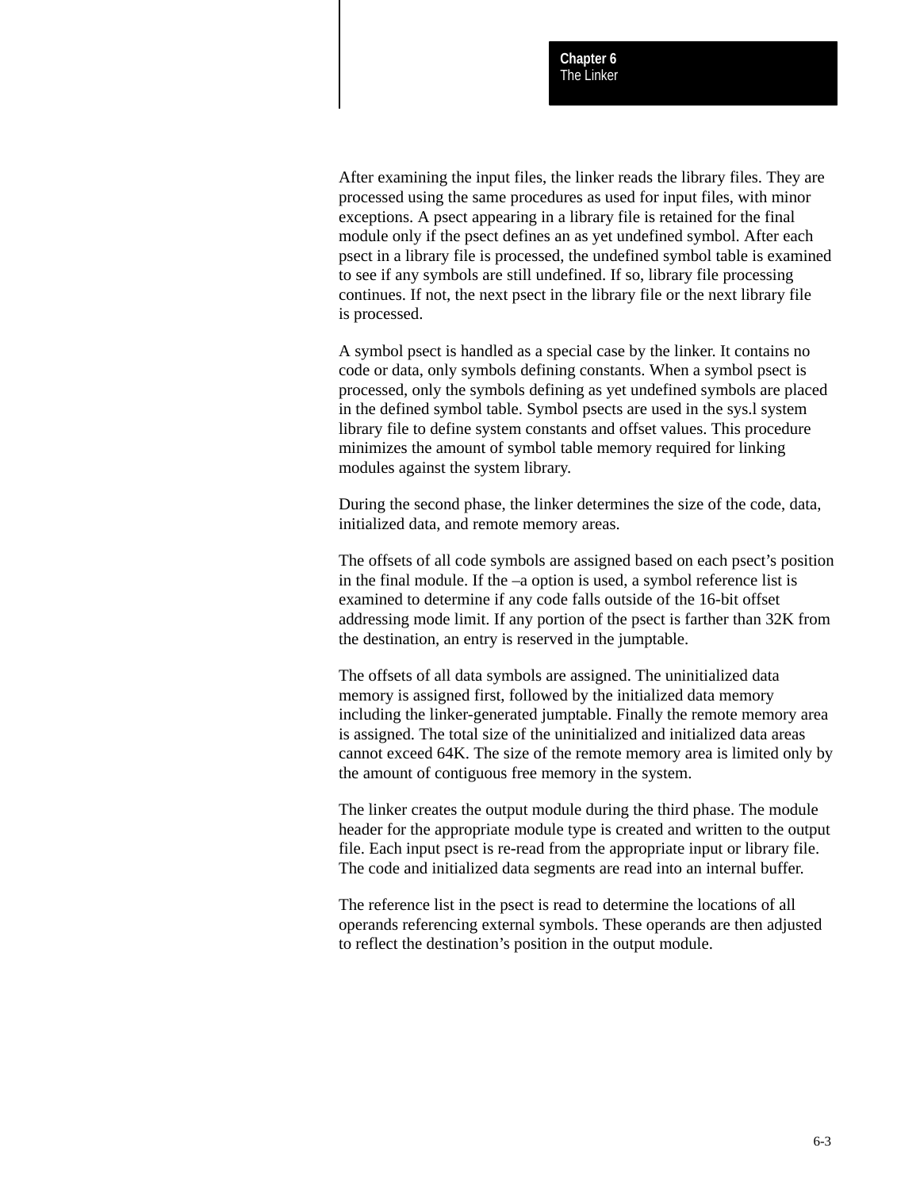After examining the input files, the linker reads the library files. They are processed using the same procedures as used for input files, with minor exceptions. A psect appearing in a library file is retained for the final module only if the psect defines an as yet undefined symbol. After each psect in a library file is processed, the undefined symbol table is examined to see if any symbols are still undefined. If so, library file processing continues. If not, the next psect in the library file or the next library file is processed.

A symbol psect is handled as a special case by the linker. It contains no code or data, only symbols defining constants. When a symbol psect is processed, only the symbols defining as yet undefined symbols are placed in the defined symbol table. Symbol psects are used in the sys.l system library file to define system constants and offset values. This procedure minimizes the amount of symbol table memory required for linking modules against the system library.

During the second phase, the linker determines the size of the code, data, initialized data, and remote memory areas.

The offsets of all code symbols are assigned based on each psect's position in the final module. If the –a option is used, a symbol reference list is examined to determine if any code falls outside of the 16-bit offset addressing mode limit. If any portion of the psect is farther than 32K from the destination, an entry is reserved in the jumptable.

The offsets of all data symbols are assigned. The uninitialized data memory is assigned first, followed by the initialized data memory including the linker-generated jumptable. Finally the remote memory area is assigned. The total size of the uninitialized and initialized data areas cannot exceed 64K. The size of the remote memory area is limited only by the amount of contiguous free memory in the system.

The linker creates the output module during the third phase. The module header for the appropriate module type is created and written to the output file. Each input psect is re-read from the appropriate input or library file. The code and initialized data segments are read into an internal buffer.

The reference list in the psect is read to determine the locations of all operands referencing external symbols. These operands are then adjusted to reflect the destination's position in the output module.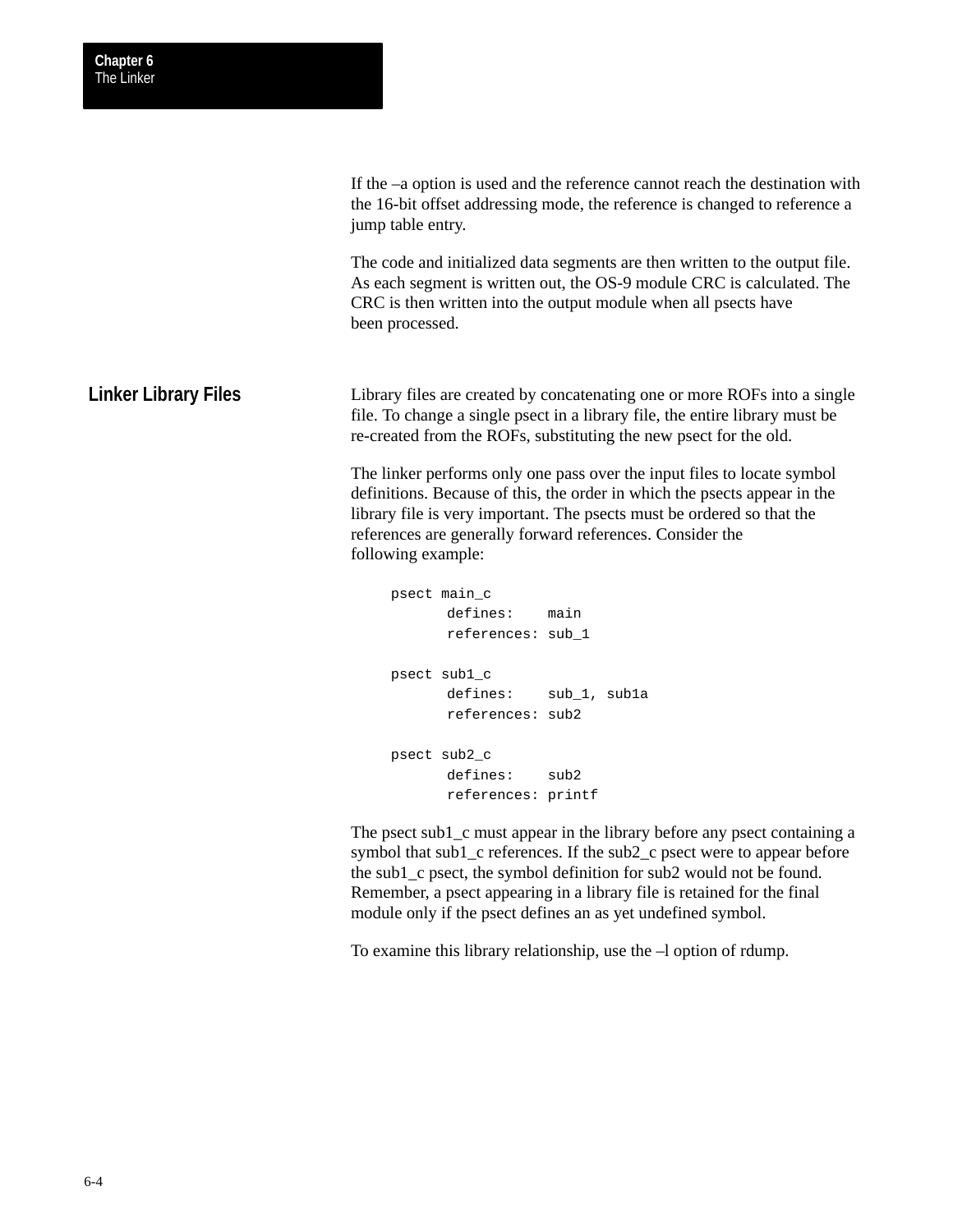If the –a option is used and the reference cannot reach the destination with the 16-bit offset addressing mode, the reference is changed to reference a jump table entry.

The code and initialized data segments are then written to the output file. As each segment is written out, the OS-9 module CRC is calculated. The CRC is then written into the output module when all psects have been processed.

## Linker Library Files

Library files are created by concatenating one or more ROFs into a single file. To change a single psect in a library file, the entire library must be re-created from the ROFs, substituting the new psect for the old.

The linker performs only one pass over the input files to locate symbol definitions. Because of this, the order in which the psects appear in the library file is very important. The psects must be ordered so that the references are generally forward references. Consider the following example:

```
psect main_c
      defines:    main
      references: sub_1

psect sub1_c
      defines:    sub_1, sub1a
      references: sub2

psect sub2_c
      defines:    sub2
      references: printf
```

The psect sub1_c must appear in the library before any psect containing a symbol that sub1_c references. If the sub2_c psect were to appear before the sub1_c psect, the symbol definition for sub2 would not be found. Remember, a psect appearing in a library file is retained for the final module only if the psect defines an as yet undefined symbol.

To examine this library relationship, use the –l option of rdump.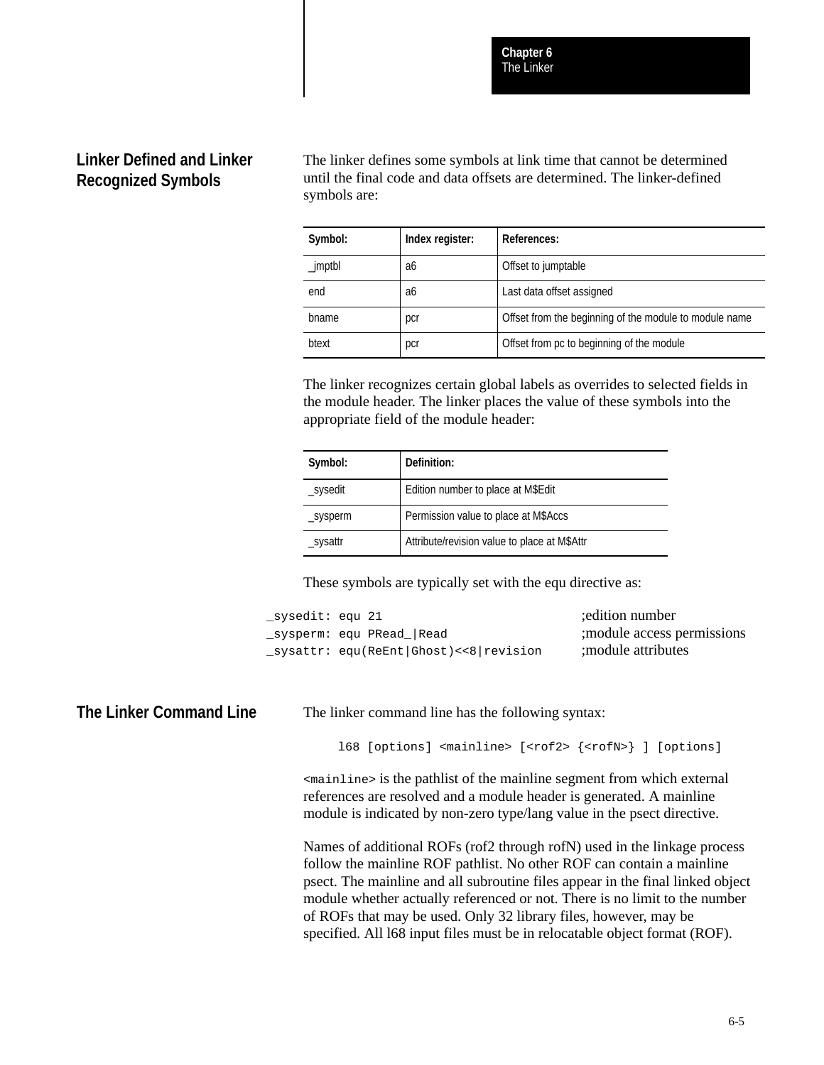## Linker Defined and Linker Recognized Symbols

The linker defines some symbols at link time that cannot be determined until the final code and data offsets are determined. The linker-defined symbols are:

| Symbol: | Index register: | References: |
|---|---|---|
| _jmptbl | a6 | Offset to jumptable |
| end | a6 | Last data offset assigned |
| bname | pcr | Offset from the beginning of the module to module name |
| btext | pcr | Offset from pc to beginning of the module |

The linker recognizes certain global labels as overrides to selected fields in the module header. The linker places the value of these symbols into the appropriate field of the module header:

| Symbol: | Definition: |
|---|---|
| _sysedit | Edition number to place at M$Edit |
| _sysperm | Permission value to place at M$Accs |
| _sysattr | Attribute/revision value to place at M$Attr |

These symbols are typically set with the equu directive as:

```
_sysedit: equ 21                            ;edition number
_sysperm: equ PRead_|Read                   ;module access permissions
_sysattr: equ(ReEnt|Ghost)<<8|revision      ;module attributes
```

## The Linker Command Line

The linker command line has the following syntax:

```
l68 [options] <mainline> [<rof2> {<rofN>} ] [options]
```

`<mainline>` is the pathlist of the mainline segment from which external references are resolved and a module header is generated. A mainline module is indicated by non-zero type/lang value in the psect directive.

Names of additional ROFs (rof2 through rofN) used in the linkage process follow the mainline ROF pathlist. No other ROF can contain a mainline psect. The mainline and all subroutine files appear in the final linked object module whether actually referenced or not. There is no limit to the number of ROFs that may be used. Only 32 library files, however, may be specified. All l68 input files must be in relocatable object format (ROF).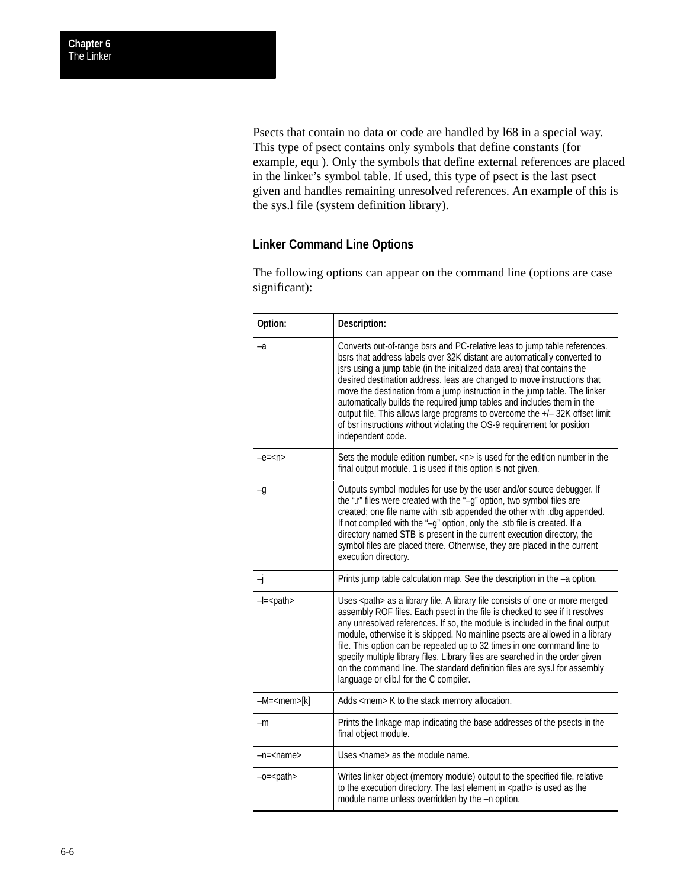Psects that contain no data or code are handled by l68 in a special way. This type of psect contains only symbols that define constants (for example, equ ). Only the symbols that define external references are placed in the linker's symbol table. If used, this type of psect is the last psect given and handles remaining unresolved references. An example of this is the sys.l file (system definition library).

## Linker Command Line Options

The following options can appear on the command line (options are case significant):

| Option: | Description: |
|---|---|
| –a | Converts out-of-range bsrs and PC-relative leas to jump table references. bsrs that address labels over 32K distant are automatically converted to jsrs using a jump table (in the initialized data area) that contains the desired destination address. leas are changed to move instructions that move the destination from a jump instruction in the jump table. The linker automatically builds the required jump tables and includes them in the output file. This allows large programs to overcome the +/– 32K offset limit of bsr instructions without violating the OS-9 requirement for position independent code. |
| –e=<n> | Sets the module edition number. <n> is used for the edition number in the final output module. 1 is used if this option is not given. |
| –g | Outputs symbol modules for use by the user and/or source debugger. If the ".r" files were created with the "–g" option, two symbol files are created; one file name with .stb appended the other with .dbg appended. If not compiled with the "–g" option, only the .stb file is created. If a directory named STB is present in the current execution directory, the symbol files are placed there. Otherwise, they are placed in the current execution directory. |
| –j | Prints jump table calculation map. See the description in the –a option. |
| –l=<path> | Uses <path> as a library file. A library file consists of one or more merged assembly ROF files. Each psect in the file is checked to see if it resolves any unresolved references. If so, the module is included in the final output module, otherwise it is skipped. No mainline psects are allowed in a library file. This option can be repeated up to 32 times in one command line to specify multiple library files. Library files are searched in the order given on the command line. The standard definition files are sys.l for assembly language or clib.l for the C compiler. |
| –M=<mem>[k] | Adds <mem> K to the stack memory allocation. |
| –m | Prints the linkage map indicating the base addresses of the psects in the final object module. |
| –n=<name> | Uses <name> as the module name. |
| –o=<path> | Writes linker object (memory module) output to the specified file, relative to the execution directory. The last element in <path> is used as the module name unless overridden by the –n option. |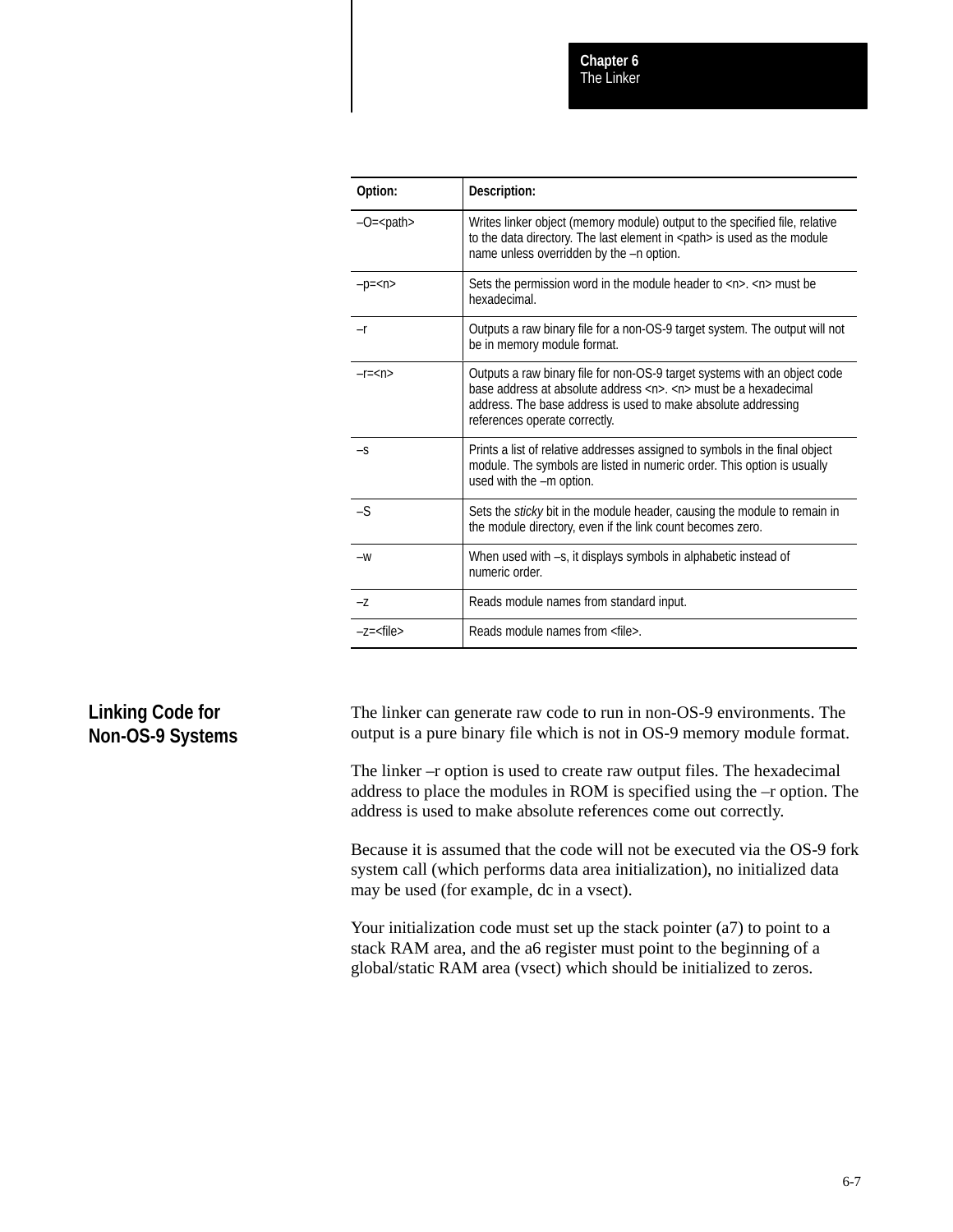| Option: | Description: |
| --- | --- |
| –O=<path> | Writes linker object (memory module) output to the specified file, relative to the data directory. The last element in <path> is used as the module name unless overridden by the –n option. |
| –p=<n> | Sets the permission word in the module header to <n>. <n> must be hexadecimal. |
| –r | Outputs a raw binary file for a non-OS-9 target system. The output will not be in memory module format. |
| –r=<n> | Outputs a raw binary file for non-OS-9 target systems with an object code base address at absolute address <n>. <n> must be a hexadecimal address. The base address is used to make absolute addressing references operate correctly. |
| –s | Prints a list of relative addresses assigned to symbols in the final object module. The symbols are listed in numeric order. This option is usually used with the –m option. |
| –S | Sets the *sticky* bit in the module header, causing the module to remain in the module directory, even if the link count becomes zero. |
| –w | When used with –s, it displays symbols in alphabetic instead of numeric order. |
| –z | Reads module names from standard input. |
| –z=<file> | Reads module names from <file>. |

## Linking Code for Non-OS-9 Systems

The linker can generate raw code to run in non-OS-9 environments. The output is a pure binary file which is not in OS-9 memory module format.

The linker –r option is used to create raw output files. The hexadecimal address to place the modules in ROM is specified using the –r option. The address is used to make absolute references come out correctly.

Because it is assumed that the code will not be executed via the OS-9 fork system call (which performs data area initialization), no initialized data may be used (for example, dc in a vsect).

Your initialization code must set up the stack pointer (a7) to point to a stack RAM area, and the a6 register must point to the beginning of a global/static RAM area (vsect) which should be initialized to zeros.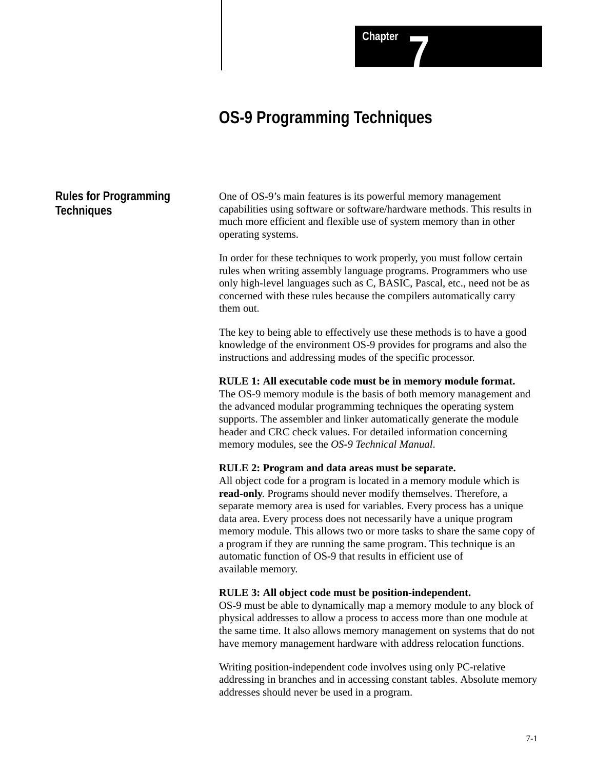# Chapter 7

# OS-9 Programming Techniques

## Rules for Programming Techniques

One of OS-9's main features is its powerful memory management capabilities using software or software/hardware methods. This results in much more efficient and flexible use of system memory than in other operating systems.

In order for these techniques to work properly, you must follow certain rules when writing assembly language programs. Programmers who use only high-level languages such as C, BASIC, Pascal, etc., need not be as concerned with these rules because the compilers automatically carry them out.

The key to being able to effectively use these methods is to have a good knowledge of the environment OS-9 provides for programs and also the instructions and addressing modes of the specific processor.

**RULE 1: All executable code must be in memory module format.**
The OS-9 memory module is the basis of both memory management and the advanced modular programming techniques the operating system supports. The assembler and linker automatically generate the module header and CRC check values. For detailed information concerning memory modules, see the *OS-9 Technical Manual*.

**RULE 2: Program and data areas must be separate.**
All object code for a program is located in a memory module which is **read-only**. Programs should never modify themselves. Therefore, a separate memory area is used for variables. Every process has a unique data area. Every process does not necessarily have a unique program memory module. This allows two or more tasks to share the same copy of a program if they are running the same program. This technique is an automatic function of OS-9 that results in efficient use of available memory.

**RULE 3: All object code must be position-independent.**
OS-9 must be able to dynamically map a memory module to any block of physical addresses to allow a process to access more than one module at the same time. It also allows memory management on systems that do not have memory management hardware with address relocation functions.

Writing position-independent code involves using only PC-relative addressing in branches and in accessing constant tables. Absolute memory addresses should never be used in a program.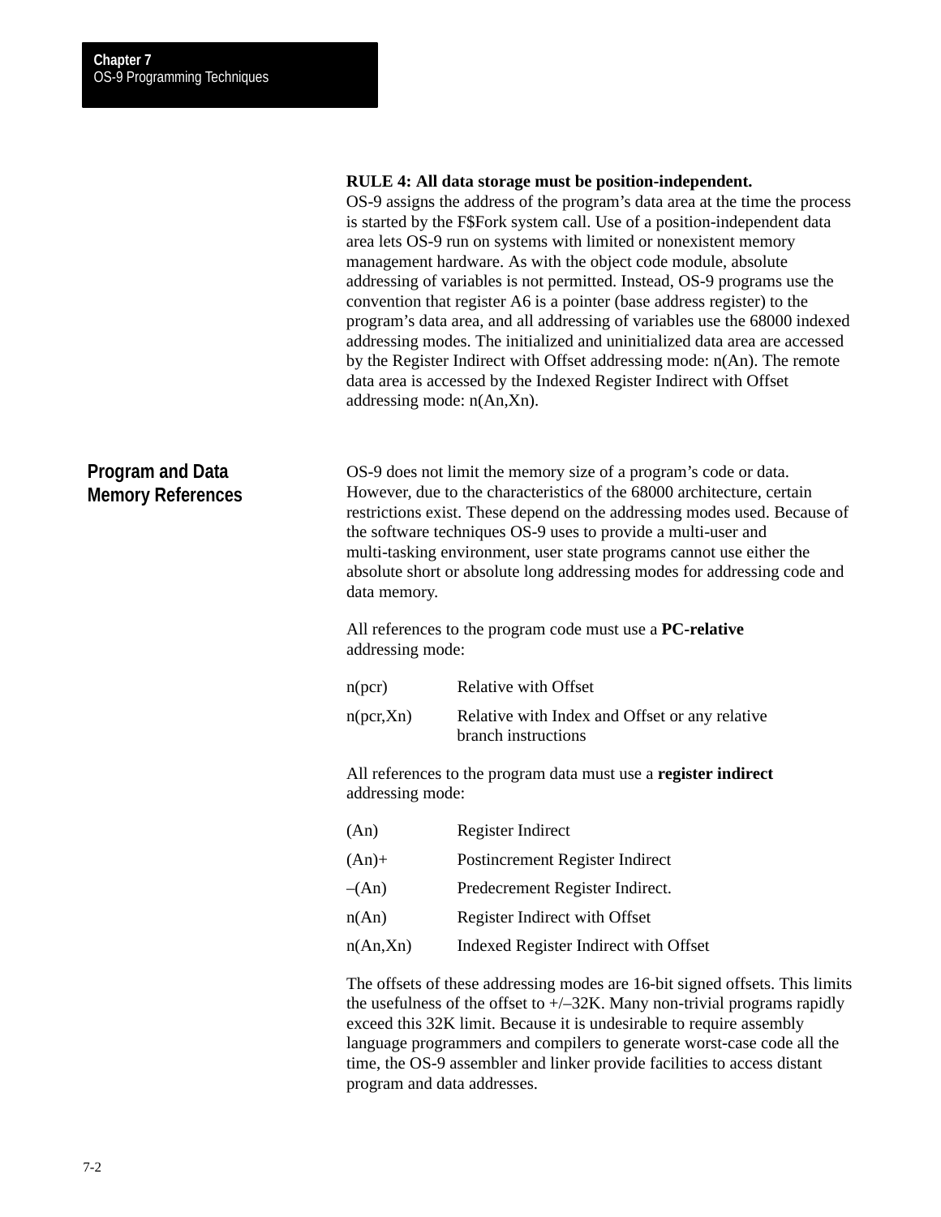**RULE 4: All data storage must be position-independent.**
OS-9 assigns the address of the program's data area at the time the process is started by the F$Fork system call. Use of a position-independent data area lets OS-9 run on systems with limited or nonexistent memory management hardware. As with the object code module, absolute addressing of variables is not permitted. Instead, OS-9 programs use the convention that register A6 is a pointer (base address register) to the program's data area, and all addressing of variables use the 68000 indexed addressing modes. The initialized and uninitialized data area are accessed by the Register Indirect with Offset addressing mode: n(An). The remote data area is accessed by the Indexed Register Indirect with Offset addressing mode: n(An,Xn).

## Program and Data Memory References

OS-9 does not limit the memory size of a program's code or data. However, due to the characteristics of the 68000 architecture, certain restrictions exist. These depend on the addressing modes used. Because of the software techniques OS-9 uses to provide a multi-user and multi-tasking environment, user state programs cannot use either the absolute short or absolute long addressing modes for addressing code and data memory.

All references to the program code must use a **PC-relative** addressing mode:

| | |
|---|---|
| n(pcr) | Relative with Offset |
| n(pcr,Xn) | Relative with Index and Offset or any relative branch instructions |

All references to the program data must use a **register indirect** addressing mode:

| | |
|---|---|
| (An) | Register Indirect |
| (An)+ | Postincrement Register Indirect |
| –(An) | Predecrement Register Indirect. |
| n(An) | Register Indirect with Offset |
| n(An,Xn) | Indexed Register Indirect with Offset |

The offsets of these addressing modes are 16-bit signed offsets. This limits the usefulness of the offset to +/–32K. Many non-trivial programs rapidly exceed this 32K limit. Because it is undesirable to require assembly language programmers and compilers to generate worst-case code all the time, the OS-9 assembler and linker provide facilities to access distant program and data addresses.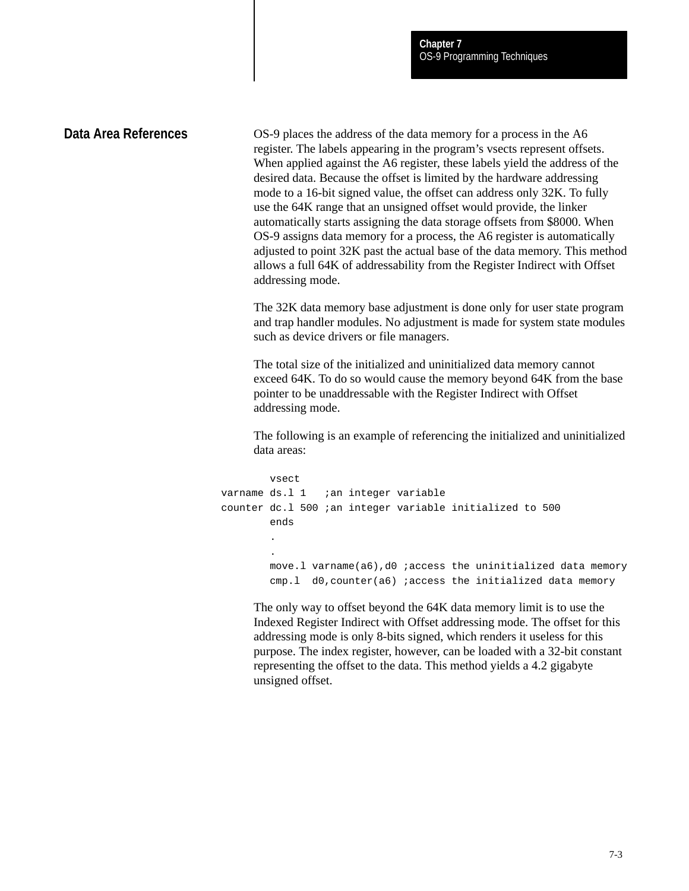## Data Area References

OS-9 places the address of the data memory for a process in the A6 register. The labels appearing in the program's vsects represent offsets. When applied against the A6 register, these labels yield the address of the desired data. Because the offset is limited by the hardware addressing mode to a 16-bit signed value, the offset can address only 32K. To fully use the 64K range that an unsigned offset would provide, the linker automatically starts assigning the data storage offsets from $8000. When OS-9 assigns data memory for a process, the A6 register is automatically adjusted to point 32K past the actual base of the data memory. This method allows a full 64K of addressability from the Register Indirect with Offset addressing mode.

The 32K data memory base adjustment is done only for user state program and trap handler modules. No adjustment is made for system state modules such as device drivers or file managers.

The total size of the initialized and uninitialized data memory cannot exceed 64K. To do so would cause the memory beyond 64K from the base pointer to be unaddressable with the Register Indirect with Offset addressing mode.

The following is an example of referencing the initialized and uninitialized data areas:

```
        vsect
varname ds.l 1   ;an integer variable
counter dc.l 500 ;an integer variable initialized to 500
        ends
        .
        .
        move.l varname(a6),d0 ;access the uninitialized data memory
        cmp.l  d0,counter(a6) ;access the initialized data memory
```

The only way to offset beyond the 64K data memory limit is to use the Indexed Register Indirect with Offset addressing mode. The offset for this addressing mode is only 8-bits signed, which renders it useless for this purpose. The index register, however, can be loaded with a 32-bit constant representing the offset to the data. This method yields a 4.2 gigabyte unsigned offset.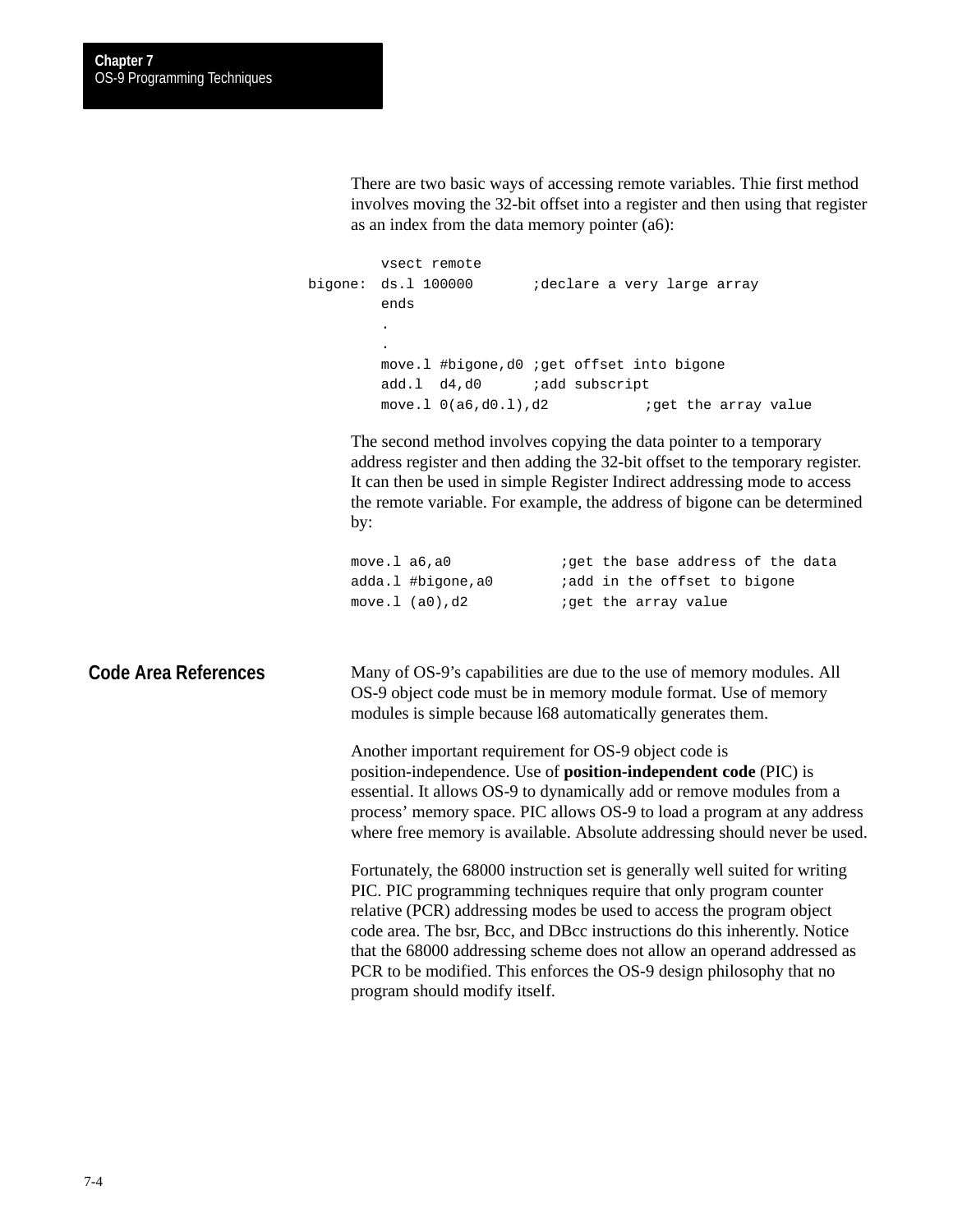There are two basic ways of accessing remote variables. Thie first method involves moving the 32-bit offset into a register and then using that register as an index from the data memory pointer (a6):

```
        vsect remote
bigone: ds.l 100000       ;declare a very large array
        ends
        .
        .
        move.l #bigone,d0 ;get offset into bigone
        add.l  d4,d0      ;add subscript
        move.l 0(a6,d0.l),d2           ;get the array value
```

The second method involves copying the data pointer to a temporary address register and then adding the 32-bit offset to the temporary register. It can then be used in simple Register Indirect addressing mode to access the remote variable. For example, the address of bigone can be determined by:

```
move.l a6,a0            ;get the base address of the data
adda.l #bigone,a0       ;add in the offset to bigone
move.l (a0),d2          ;get the array value
```

## Code Area References

Many of OS-9's capabilities are due to the use of memory modules. All OS-9 object code must be in memory module format. Use of memory modules is simple because l68 automatically generates them.

Another important requirement for OS-9 object code is position-independence. Use of **position-independent code** (PIC) is essential. It allows OS-9 to dynamically add or remove modules from a process' memory space. PIC allows OS-9 to load a program at any address where free memory is available. Absolute addressing should never be used.

Fortunately, the 68000 instruction set is generally well suited for writing PIC. PIC programming techniques require that only program counter relative (PCR) addressing modes be used to access the program object code area. The bsr, Bcc, and DBcc instructions do this inherently. Notice that the 68000 addressing scheme does not allow an operand addressed as PCR to be modified. This enforces the OS-9 design philosophy that no program should modify itself.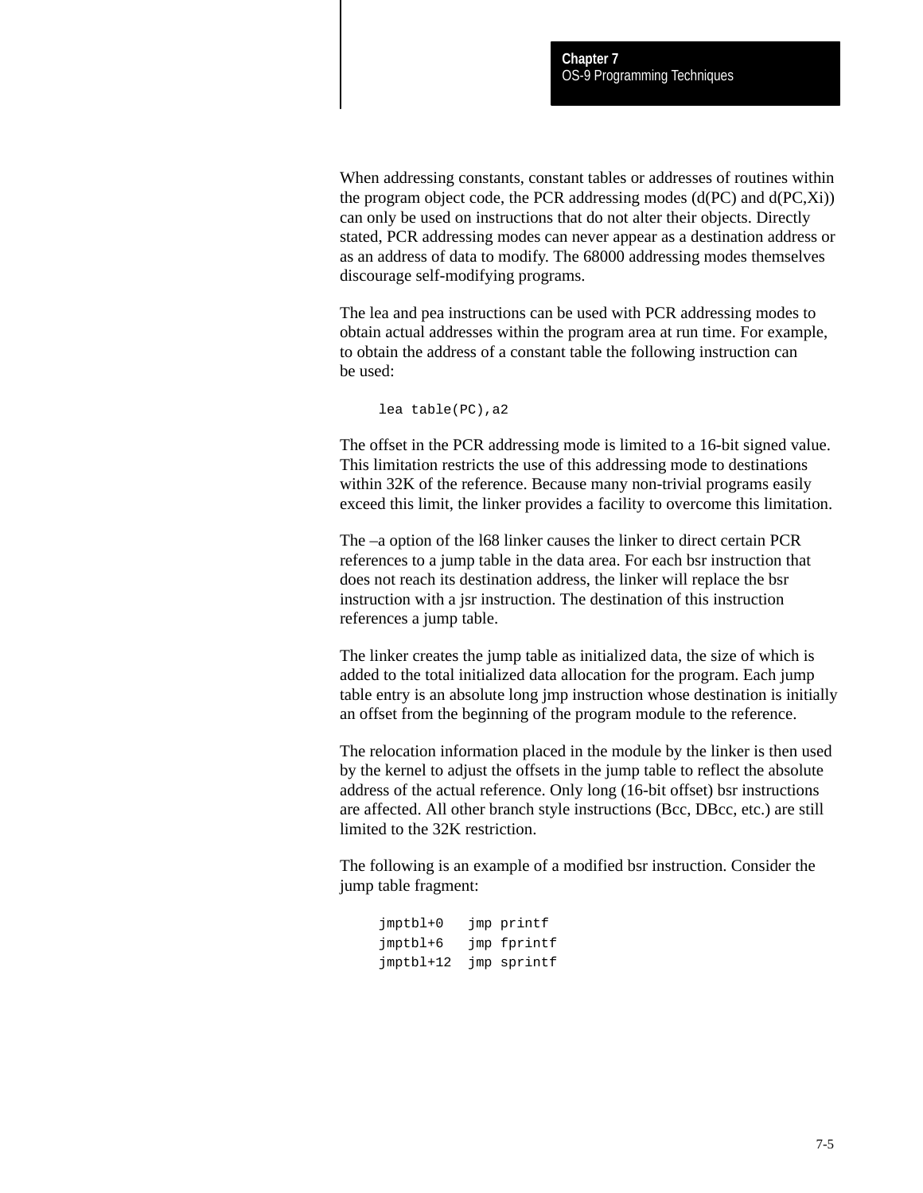When addressing constants, constant tables or addresses of routines within the program object code, the PCR addressing modes (d(PC) and d(PC,Xi)) can only be used on instructions that do not alter their objects. Directly stated, PCR addressing modes can never appear as a destination address or as an address of data to modify. The 68000 addressing modes themselves discourage self-modifying programs.

The lea and pea instructions can be used with PCR addressing modes to obtain actual addresses within the program area at run time. For example, to obtain the address of a constant table the following instruction can be used:

```
lea table(PC),a2
```

The offset in the PCR addressing mode is limited to a 16-bit signed value. This limitation restricts the use of this addressing mode to destinations within 32K of the reference. Because many non-trivial programs easily exceed this limit, the linker provides a facility to overcome this limitation.

The –a option of the l68 linker causes the linker to direct certain PCR references to a jump table in the data area. For each bsr instruction that does not reach its destination address, the linker will replace the bsr instruction with a jsr instruction. The destination of this instruction references a jump table.

The linker creates the jump table as initialized data, the size of which is added to the total initialized data allocation for the program. Each jump table entry is an absolute long jmp instruction whose destination is initially an offset from the beginning of the program module to the reference.

The relocation information placed in the module by the linker is then used by the kernel to adjust the offsets in the jump table to reflect the absolute address of the actual reference. Only long (16-bit offset) bsr instructions are affected. All other branch style instructions (Bcc, DBcc, etc.) are still limited to the 32K restriction.

The following is an example of a modified bsr instruction. Consider the jump table fragment:

```
jmptbl+0   jmp printf
jmptbl+6   jmp fprintf
jmptbl+12  jmp sprintf
```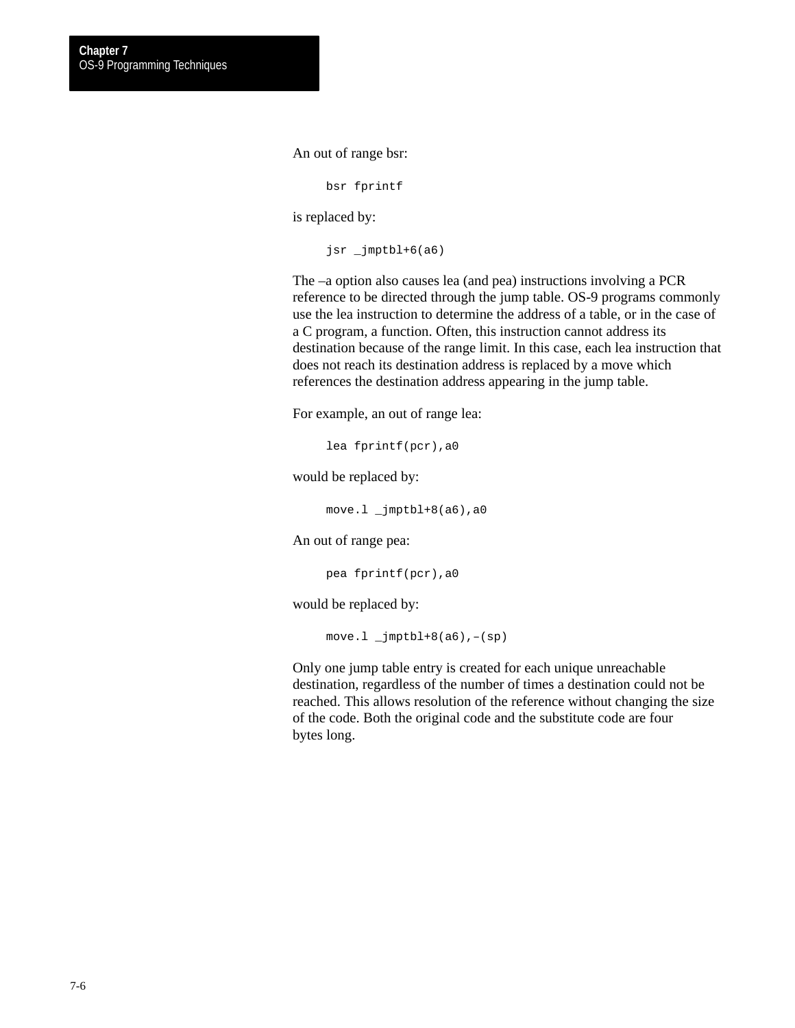An out of range bsr:

```
bsr fprintf
```

is replaced by:

```
jsr _jmptbl+6(a6)
```

The –a option also causes lea (and pea) instructions involving a PCR reference to be directed through the jump table. OS-9 programs commonly use the lea instruction to determine the address of a table, or in the case of a C program, a function. Often, this instruction cannot address its destination because of the range limit. In this case, each lea instruction that does not reach its destination address is replaced by a move which references the destination address appearing in the jump table.

For example, an out of range lea:

```
lea fprintf(pcr),a0
```

would be replaced by:

```
move.l _jmptbl+8(a6),a0
```

An out of range pea:

```
pea fprintf(pcr),a0
```

would be replaced by:

```
move.l _jmptbl+8(a6),–(sp)
```

Only one jump table entry is created for each unique unreachable destination, regardless of the number of times a destination could not be reached. This allows resolution of the reference without changing the size of the code. Both the original code and the substitute code are four bytes long.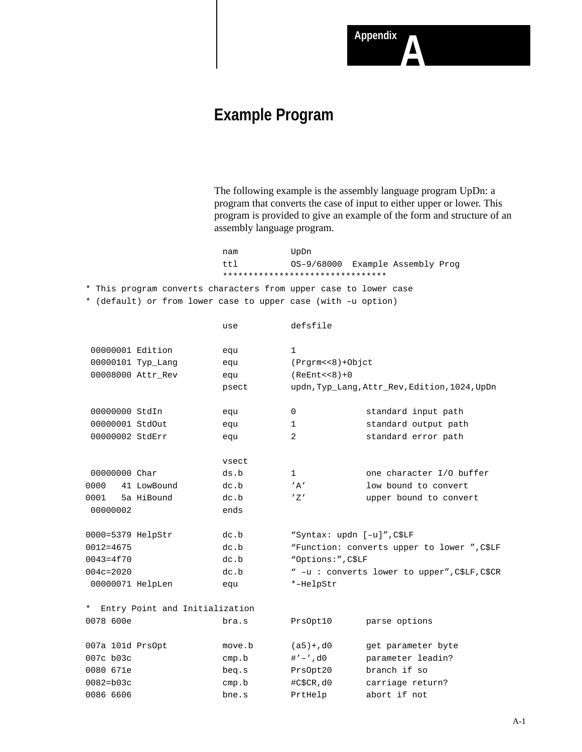# Appendix A

## Example Program

The following example is the assembly language program UpDn: a program that converts the case of input to either upper or lower. This program is provided to give an example of the form and structure of an assembly language program.

```
                          nam          UpDn
                          ttl          OS–9/68000  Example Assembly Prog
                          ********************************
* This program converts characters from upper case to lower case
* (default) or from lower case to upper case (with –u option)

                          use          defsfile

 00000001 Edition         equ          1
 00000101 Typ_Lang        equ          (Prgrm<<8)+Objct
 00008000 Attr_Rev        equ          (ReEnt<<8)+0
                          psect        updn,Typ_Lang,Attr_Rev,Edition,1024,UpDn

 00000000 StdIn           equ          0              standard input path
 00000001 StdOut          equ          1              standard output path
 00000002 StdErr          equ          2              standard error path

                          vsect
 00000000 Char            ds.b         1              one character I/O buffer
0000   41 LowBound        dc.b         ’A’            low bound to convert
0001   5a HiBound         dc.b         ’Z’            upper bound to convert
 00000002                 ends

0000=5379 HelpStr         dc.b         “Syntax: updn [–u]”,C$LF
0012=4675                 dc.b         “Function: converts upper to lower ”,C$LF
0043=4f70                 dc.b         “Options:”,C$LF
004c=2020                 dc.b         “ –u : converts lower to upper”,C$LF,C$CR
 00000071 HelpLen         equ          *–HelpStr

*  Entry Point and Initialization
0078 600e                 bra.s        PrsOpt10       parse options

007a 101d PrsOpt          move.b       (a5)+,d0       get parameter byte
007c b03c                 cmp.b        #’–’,d0        parameter leadin?
0080 671e                 beq.s        PrsOpt20       branch if so
0082=b03c                 cmp.b        #C$CR,d0       carriage return?
0086 6606                 bne.s        PrtHelp        abort if not
```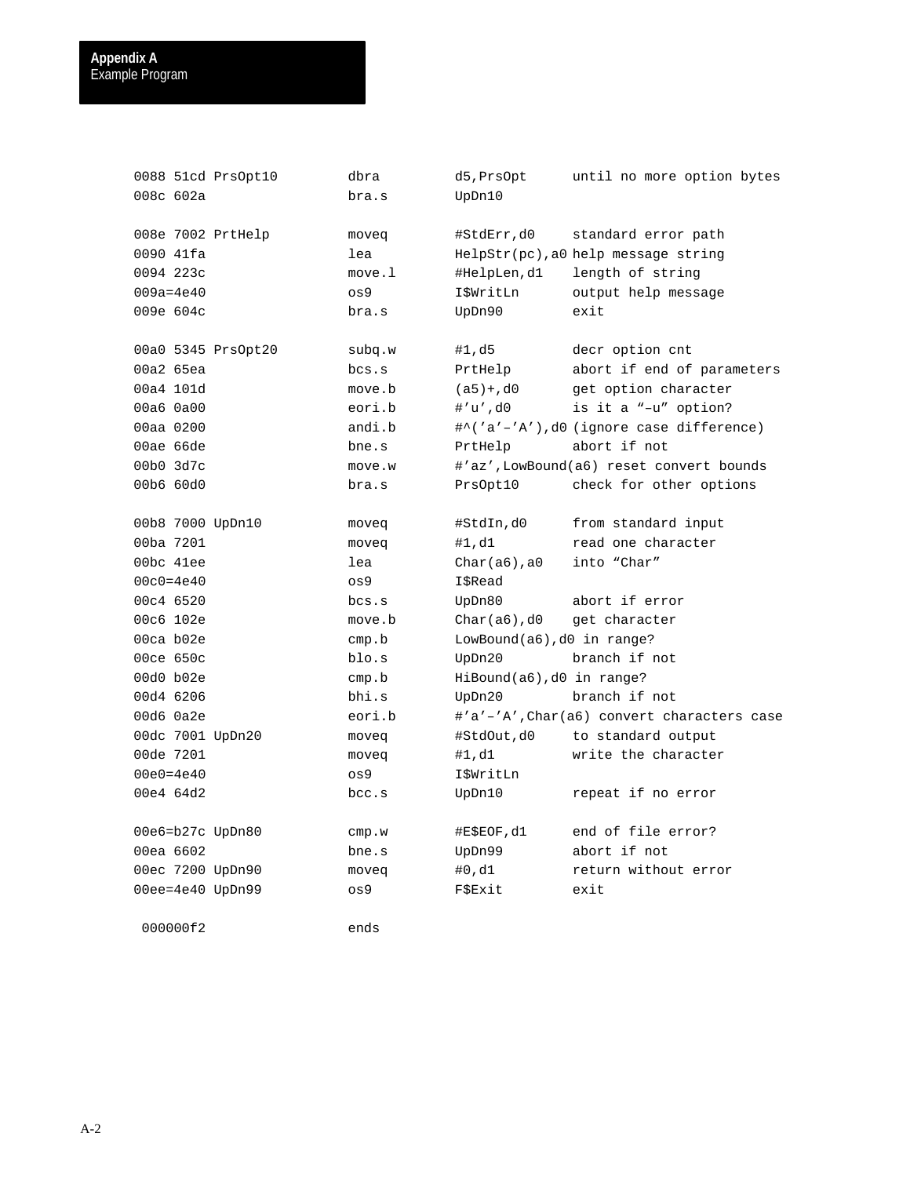```
0088 51cd PrsOpt10        dbra        d5,PrsOpt      until no more option bytes
008c 602a                 bra.s       UpDn10

008e 7002 PrtHelp         moveq       #StdErr,d0     standard error path
0090 41fa                 lea         HelpStr(pc),a0 help message string
0094 223c                 move.l      #HelpLen,d1    length of string
009a=4e40                 os9         I$WritLn       output help message
009e 604c                 bra.s       UpDn90         exit

00a0 5345 PrsOpt20        subq.w      #1,d5          decr option cnt
00a2 65ea                 bcs.s       PrtHelp        abort if end of parameters
00a4 101d                 move.b      (a5)+,d0       get option character
00a6 0a00                 eori.b      #'u',d0        is it a "–u" option?
00aa 0200                 andi.b      #^('a'–'A'),d0 (ignore case difference)
00ae 66de                 bne.s       PrtHelp        abort if not
00b0 3d7c                 move.w      #'az',LowBound(a6) reset convert bounds
00b6 60d0                 bra.s       PrsOpt10       check for other options

00b8 7000 UpDn10          moveq       #StdIn,d0      from standard input
00ba 7201                 moveq       #1,d1          read one character
00bc 41ee                 lea         Char(a6),a0    into "Char"
00c0=4e40                 os9         I$Read
00c4 6520                 bcs.s       UpDn80         abort if error
00c6 102e                 move.b      Char(a6),d0    get character
00ca b02e                 cmp.b       LowBound(a6),d0 in range?
00ce 650c                 blo.s       UpDn20         branch if not
00d0 b02e                 cmp.b       HiBound(a6),d0 in range?
00d4 6206                 bhi.s       UpDn20         branch if not
00d6 0a2e                 eori.b      #'a'–'A',Char(a6) convert characters case
00dc 7001 UpDn20          moveq       #StdOut,d0     to standard output
00de 7201                 moveq       #1,d1          write the character
00e0=4e40                 os9         I$WritLn
00e4 64d2                 bcc.s       UpDn10         repeat if no error

00e6=b27c UpDn80          cmp.w       #E$EOF,d1      end of file error?
00ea 6602                 bne.s       UpDn99         abort if not
00ec 7200 UpDn90          moveq       #0,d1          return without error
00ee=4e40 UpDn99          os9         F$Exit         exit

 000000f2                 ends
```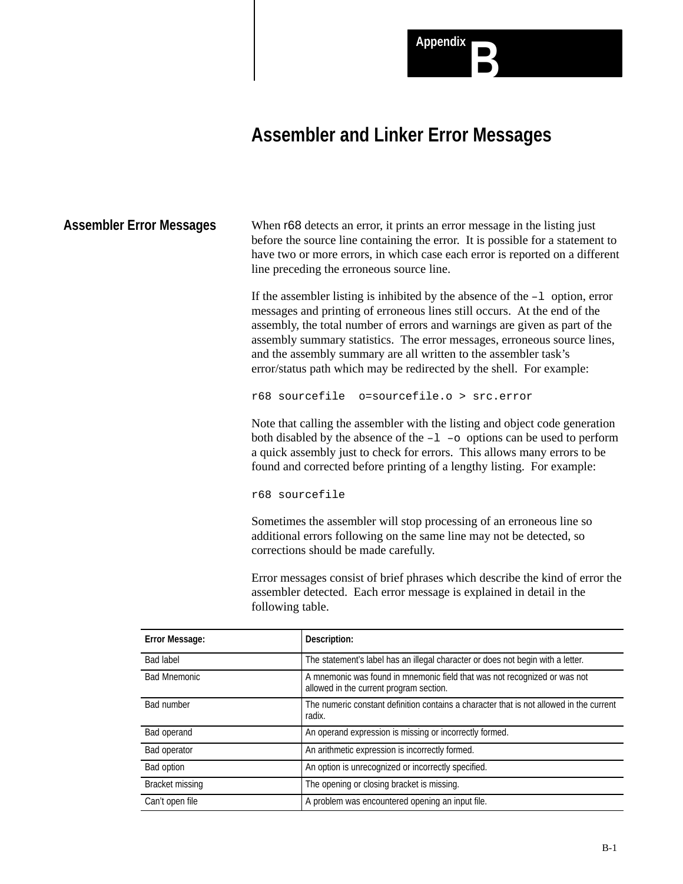# Appendix B

# Assembler and Linker Error Messages

## Assembler Error Messages

When r68 detects an error, it prints an error message in the listing just before the source line containing the error. It is possible for a statement to have two or more errors, in which case each error is reported on a different line preceding the erroneous source line.

If the assembler listing is inhibited by the absence of the –l option, error messages and printing of erroneous lines still occurs. At the end of the assembly, the total number of errors and warnings are given as part of the assembly summary statistics. The error messages, erroneous source lines, and the assembly summary are all written to the assembler task's error/status path which may be redirected by the shell. For example:

```
r68 sourcefile  o=sourcefile.o > src.error
```

Note that calling the assembler with the listing and object code generation both disabled by the absence of the –l –o options can be used to perform a quick assembly just to check for errors. This allows many errors to be found and corrected before printing of a lengthy listing. For example:

```
r68 sourcefile
```

Sometimes the assembler will stop processing of an erroneous line so additional errors following on the same line may not be detected, so corrections should be made carefully.

Error messages consist of brief phrases which describe the kind of error the assembler detected. Each error message is explained in detail in the following table.

| Error Message: | Description: |
|---|---|
| Bad label | The statement's label has an illegal character or does not begin with a letter. |
| Bad Mnemonic | A mnemonic was found in mnemonic field that was not recognized or was not allowed in the current program section. |
| Bad number | The numeric constant definition contains a character that is not allowed in the current radix. |
| Bad operand | An operand expression is missing or incorrectly formed. |
| Bad operator | An arithmetic expression is incorrectly formed. |
| Bad option | An option is unrecognized or incorrectly specified. |
| Bracket missing | The opening or closing bracket is missing. |
| Can't open file | A problem was encountered opening an input file. |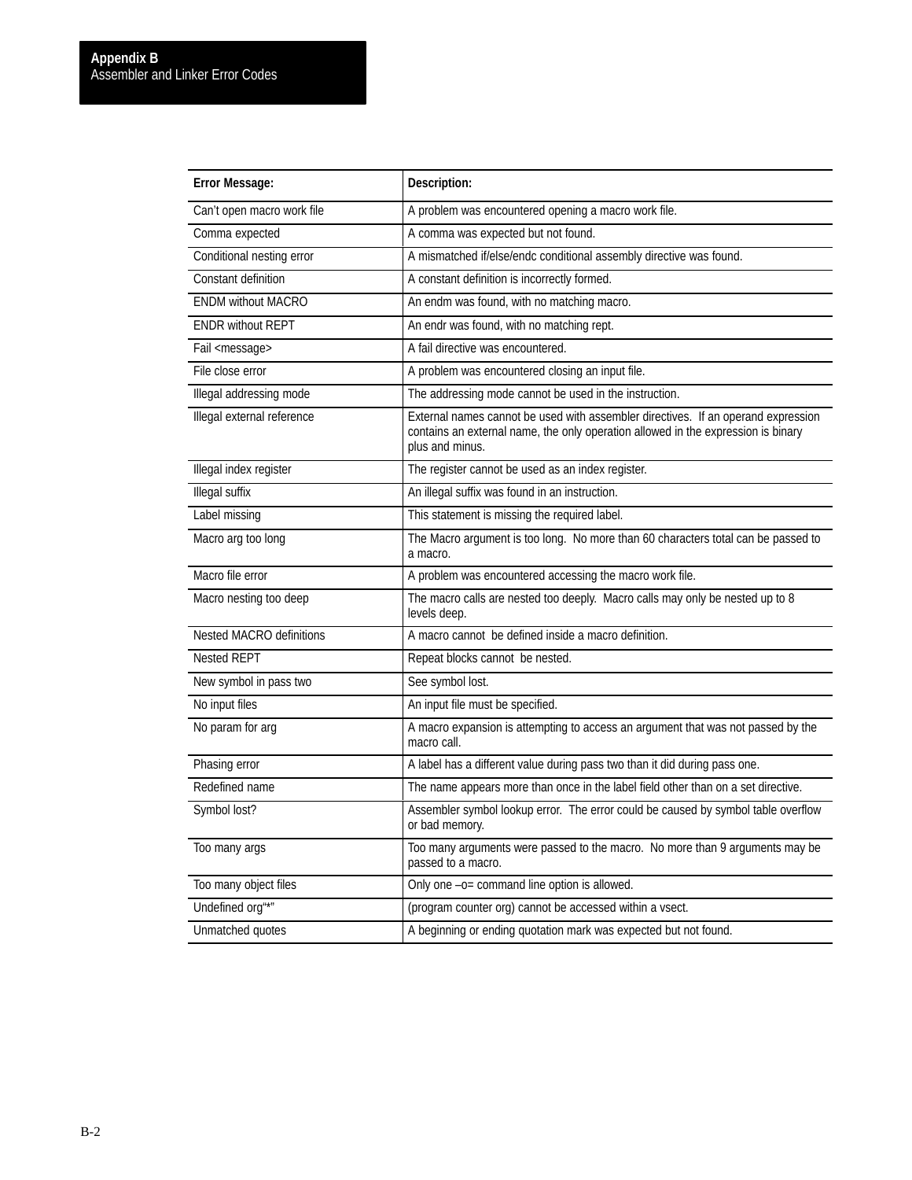| Error Message: | Description: |
|---|---|
| Can't open macro work file | A problem was encountered opening a macro work file. |
| Comma expected | A comma was expected but not found. |
| Conditional nesting error | A mismatched if/else/endc conditional assembly directive was found. |
| Constant definition | A constant definition is incorrectly formed. |
| ENDM without MACRO | An endm was found, with no matching macro. |
| ENDR without REPT | An endr was found, with no matching rept. |
| Fail <message> | A fail directive was encountered. |
| File close error | A problem was encountered closing an input file. |
| Illegal addressing mode | The addressing mode cannot be used in the instruction. |
| Illegal external reference | External names cannot be used with assembler directives. If an operand expression contains an external name, the only operation allowed in the expression is binary plus and minus. |
| Illegal index register | The register cannot be used as an index register. |
| Illegal suffix | An illegal suffix was found in an instruction. |
| Label missing | This statement is missing the required label. |
| Macro arg too long | The Macro argument is too long. No more than 60 characters total can be passed to a macro. |
| Macro file error | A problem was encountered accessing the macro work file. |
| Macro nesting too deep | The macro calls are nested too deeply. Macro calls may only be nested up to 8 levels deep. |
| Nested MACRO definitions | A macro cannot be defined inside a macro definition. |
| Nested REPT | Repeat blocks cannot be nested. |
| New symbol in pass two | See symbol lost. |
| No input files | An input file must be specified. |
| No param for arg | A macro expansion is attempting to access an argument that was not passed by the macro call. |
| Phasing error | A label has a different value during pass two than it did during pass one. |
| Redefined name | The name appears more than once in the label field other than on a set directive. |
| Symbol lost? | Assembler symbol lookup error. The error could be caused by symbol table overflow or bad memory. |
| Too many args | Too many arguments were passed to the macro. No more than 9 arguments may be passed to a macro. |
| Too many object files | Only one –o= command line option is allowed. |
| Undefined org"*" | (program counter org) cannot be accessed within a vsect. |
| Unmatched quotes | A beginning or ending quotation mark was expected but not found. |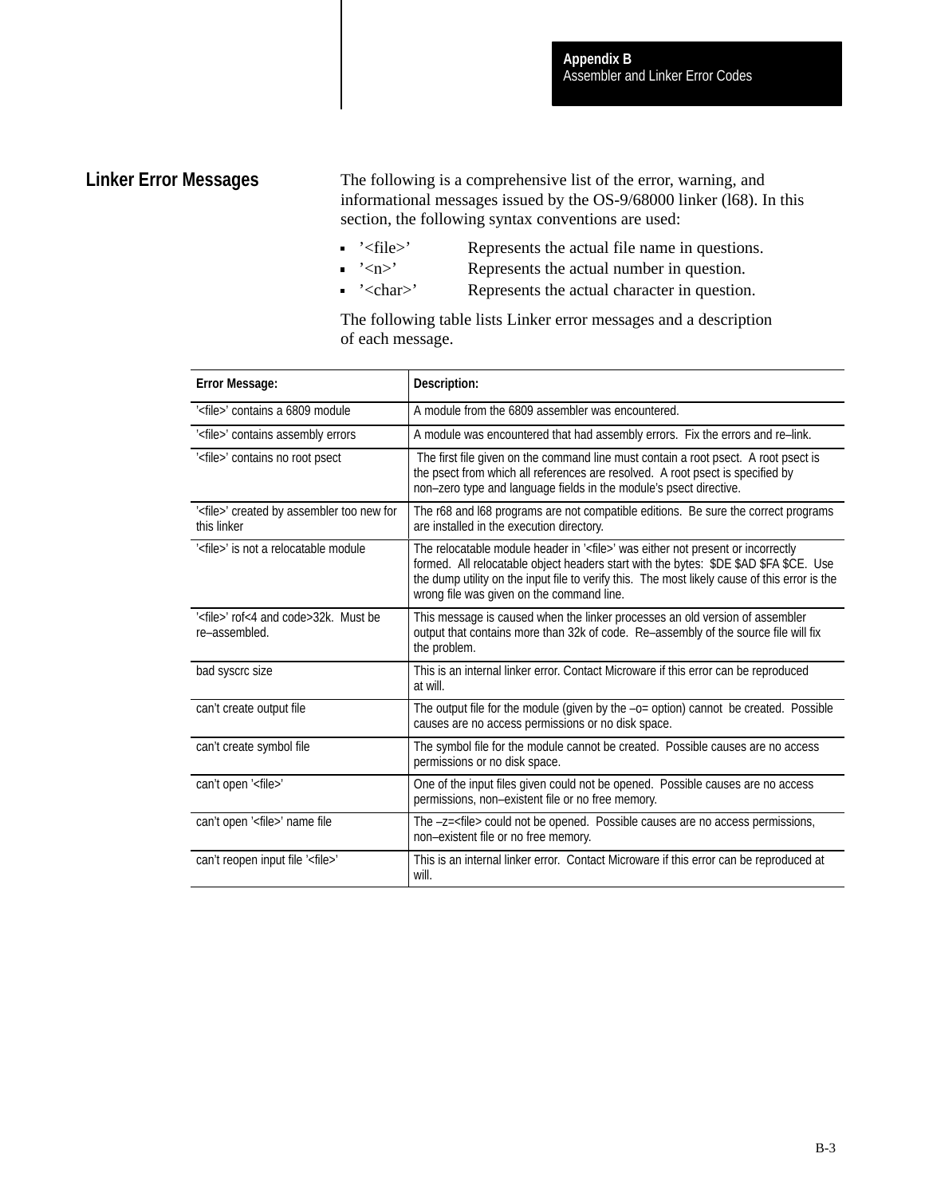## Linker Error Messages

The following is a comprehensive list of the error, warning, and informational messages issued by the OS-9/68000 linker (l68). In this section, the following syntax conventions are used:

- ’<file>’ Represents the actual file name in questions.
- ’<n>’ Represents the actual number in question.
- ’<char>’ Represents the actual character in question.

The following table lists Linker error messages and a description of each message.

| Error Message: | Description: |
|---|---|
| '<file>' contains a 6809 module | A module from the 6809 assembler was encountered. |
| '<file>' contains assembly errors | A module was encountered that had assembly errors. Fix the errors and re–link. |
| '<file>' contains no root psect | The first file given on the command line must contain a root psect. A root psect is the psect from which all references are resolved. A root psect is specified by non–zero type and language fields in the module's psect directive. |
| '<file>' created by assembler too new for this linker | The r68 and l68 programs are not compatible editions. Be sure the correct programs are installed in the execution directory. |
| '<file>' is not a relocatable module | The relocatable module header in '<file>' was either not present or incorrectly formed. All relocatable object headers start with the bytes: $DE $AD $FA $CE. Use the dump utility on the input file to verify this. The most likely cause of this error is the wrong file was given on the command line. |
| '<file>' rof<4 and code>32k. Must be re–assembled. | This message is caused when the linker processes an old version of assembler output that contains more than 32k of code. Re–assembly of the source file will fix the problem. |
| bad syscrc size | This is an internal linker error. Contact Microware if this error can be reproduced at will. |
| can't create output file | The output file for the module (given by the –o= option) cannot be created. Possible causes are no access permissions or no disk space. |
| can't create symbol file | The symbol file for the module cannot be created. Possible causes are no access permissions or no disk space. |
| can't open '<file>' | One of the input files given could not be opened. Possible causes are no access permissions, non–existent file or no free memory. |
| can't open '<file>' name file | The –z=<file> could not be opened. Possible causes are no access permissions, non–existent file or no free memory. |
| can't reopen input file '<file>' | This is an internal linker error. Contact Microware if this error can be reproduced at will. |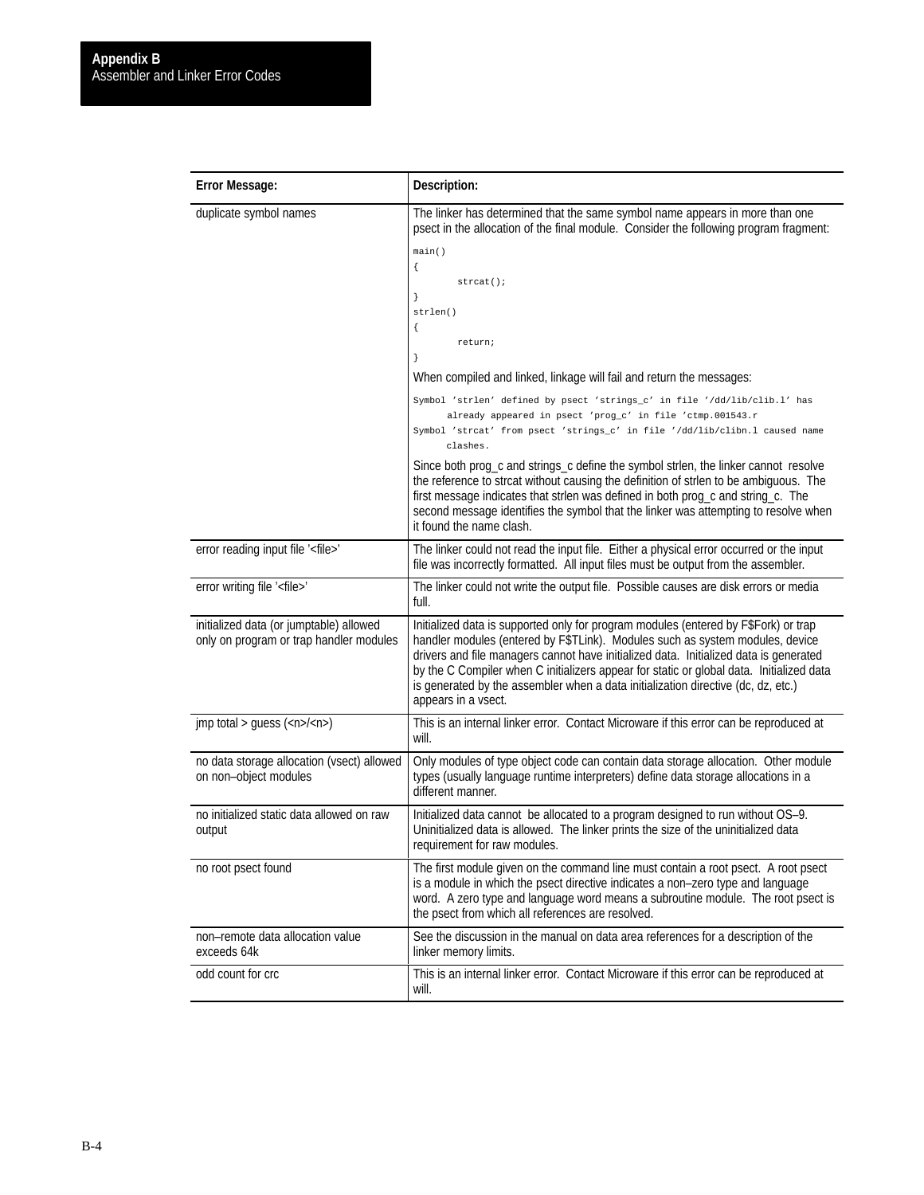| Error Message: | Description: |
| --- | --- |
| duplicate symbol names | The linker has determined that the same symbol name appears in more than one psect in the allocation of the final module. Consider the following program fragment:<br>`main()`<br>`{`<br>`        strcat();`<br>`}`<br>`strlen()`<br>`{`<br>`        return;`<br>`}`<br>When compiled and linked, linkage will fail and return the messages:<br>`Symbol 'strlen' defined by psect 'strings_c' in file '/dd/lib/clib.l' has already appeared in psect 'prog_c' in file 'ctmp.001543.r`<br>`Symbol 'strcat' from psect 'strings_c' in file '/dd/lib/clibn.l caused name clashes.`<br>Since both prog_c and strings_c define the symbol strlen, the linker cannot resolve the reference to strcat without causing the definition of strlen to be ambiguous. The first message indicates that strlen was defined in both prog_c and string_c. The second message identifies the symbol that the linker was attempting to resolve when it found the name clash. |
| error reading input file '<file>' | The linker could not read the input file. Either a physical error occurred or the input file was incorrectly formatted. All input files must be output from the assembler. |
| error writing file '<file>' | The linker could not write the output file. Possible causes are disk errors or media full. |
| initialized data (or jumptable) allowed only on program or trap handler modules | Initialized data is supported only for program modules (entered by F$Fork) or trap handler modules (entered by F$TLink). Modules such as system modules, device drivers and file managers cannot have initialized data. Initialized data is generated by the C Compiler when C initializers appear for static or global data. Initialized data is generated by the assembler when a data initialization directive (dc, dz, etc.) appears in a vsect. |
| jmp total > guess (<n>/<n>) | This is an internal linker error. Contact Microware if this error can be reproduced at will. |
| no data storage allocation (vsect) allowed on non–object modules | Only modules of type object code can contain data storage allocation. Other module types (usually language runtime interpreters) define data storage allocations in a different manner. |
| no initialized static data allowed on raw output | Initialized data cannot be allocated to a program designed to run without OS–9. Uninitialized data is allowed. The linker prints the size of the uninitialized data requirement for raw modules. |
| no root psect found | The first module given on the command line must contain a root psect. A root psect is a module in which the psect directive indicates a non–zero type and language word. A zero type and language word means a subroutine module. The root psect is the psect from which all references are resolved. |
| non–remote data allocation value exceeds 64k | See the discussion in the manual on data area references for a description of the linker memory limits. |
| odd count for crc | This is an internal linker error. Contact Microware if this error can be reproduced at will. |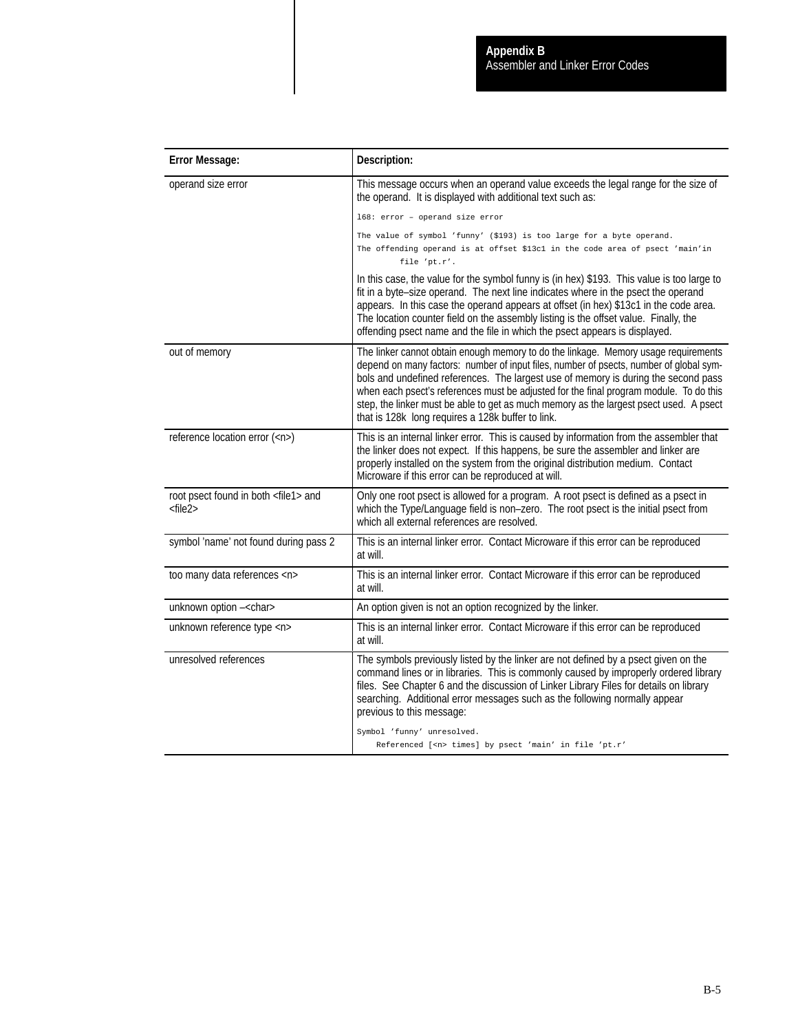| Error Message: | Description: |
| --- | --- |
| operand size error | This message occurs when an operand value exceeds the legal range for the size of the operand. It is displayed with additional text such as:<br>`l68: error – operand size error`<br>`The value of symbol 'funny' ($193) is too large for a byte operand.`<br>`The offending operand is at offset $13c1 in the code area of psect 'main'in file 'pt.r'.`<br>In this case, the value for the symbol funny is (in hex) $193. This value is too large to fit in a byte–size operand. The next line indicates where in the psect the operand appears. In this case the operand appears at offset (in hex) $13c1 in the code area. The location counter field on the assembly listing is the offset value. Finally, the offending psect name and the file in which the psect appears is displayed. |
| out of memory | The linker cannot obtain enough memory to do the linkage. Memory usage requirements depend on many factors: number of input files, number of psects, number of global symbols and undefined references. The largest use of memory is during the second pass when each psect's references must be adjusted for the final program module. To do this step, the linker must be able to get as much memory as the largest psect used. A psect that is 128k long requires a 128k buffer to link. |
| reference location error (<n>) | This is an internal linker error. This is caused by information from the assembler that the linker does not expect. If this happens, be sure the assembler and linker are properly installed on the system from the original distribution medium. Contact Microware if this error can be reproduced at will. |
| root psect found in both <file1> and <file2> | Only one root psect is allowed for a program. A root psect is defined as a psect in which the Type/Language field is non–zero. The root psect is the initial psect from which all external references are resolved. |
| symbol 'name' not found during pass 2 | This is an internal linker error. Contact Microware if this error can be reproduced at will. |
| too many data references <n> | This is an internal linker error. Contact Microware if this error can be reproduced at will. |
| unknown option –<char> | An option given is not an option recognized by the linker. |
| unknown reference type <n> | This is an internal linker error. Contact Microware if this error can be reproduced at will. |
| unresolved references | The symbols previously listed by the linker are not defined by a psect given on the command lines or in libraries. This is commonly caused by improperly ordered library files. See Chapter 6 and the discussion of Linker Library Files for details on library searching. Additional error messages such as the following normally appear previous to this message:<br>`Symbol 'funny' unresolved.`<br>`Referenced [<n> times] by psect 'main' in file 'pt.r'` |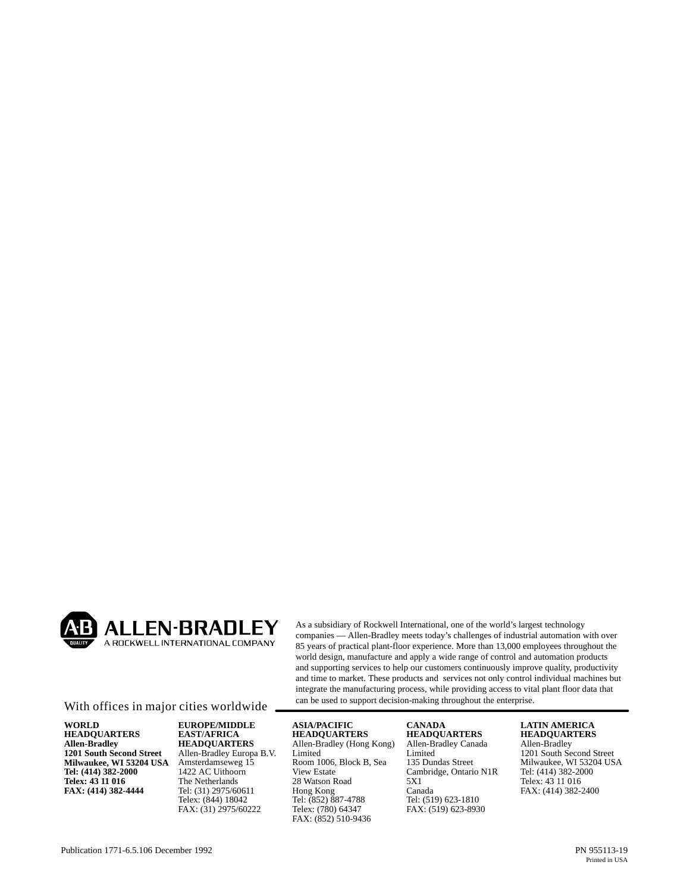ALLEN-BRADLEY
A ROCKWELL INTERNATIONAL COMPANY

As a subsidiary of Rockwell International, one of the world's largest technology companies — Allen-Bradley meets today's challenges of industrial automation with over 85 years of practical plant-floor experience. More than 13,000 employees throughout the world design, manufacture and apply a wide range of control and automation products and supporting services to help our customers continuously improve quality, productivity and time to market. These products and services not only control individual machines but integrate the manufacturing process, while providing access to vital plant floor data that can be used to support decision-making throughout the enterprise.

With offices in major cities worldwide

**WORLD HEADQUARTERS**
**Allen-Bradley**
**1201 South Second Street**
**Milwaukee, WI 53204 USA**
**Tel: (414) 382-2000**
**Telex: 43 11 016**
**FAX: (414) 382-4444**

**EUROPE/MIDDLE EAST/AFRICA HEADQUARTERS**
Allen-Bradley Europa B.V.
Amsterdamseweg 15
1422 AC Uithoorn
The Netherlands
Tel: (31) 2975/60611
Telex: (844) 18042
FAX: (31) 2975/60222

**ASIA/PACIFIC HEADQUARTERS**
Allen-Bradley (Hong Kong) Limited
Room 1006, Block B, Sea View Estate
28 Watson Road
Hong Kong
Tel: (852) 887-4788
Telex: (780) 64347
FAX: (852) 510-9436

**CANADA HEADQUARTERS**
Allen-Bradley Canada Limited
135 Dundas Street
Cambridge, Ontario N1R 5X1
Canada
Tel: (519) 623-1810
FAX: (519) 623-8930

**LATIN AMERICA HEADQUARTERS**
Allen-Bradley
1201 South Second Street
Milwaukee, WI 53204 USA
Tel: (414) 382-2000
Telex: 43 11 016
FAX: (414) 382-2400

Publication 1771-6.5.106 December 1992

PN 955113-19
Printed in USA